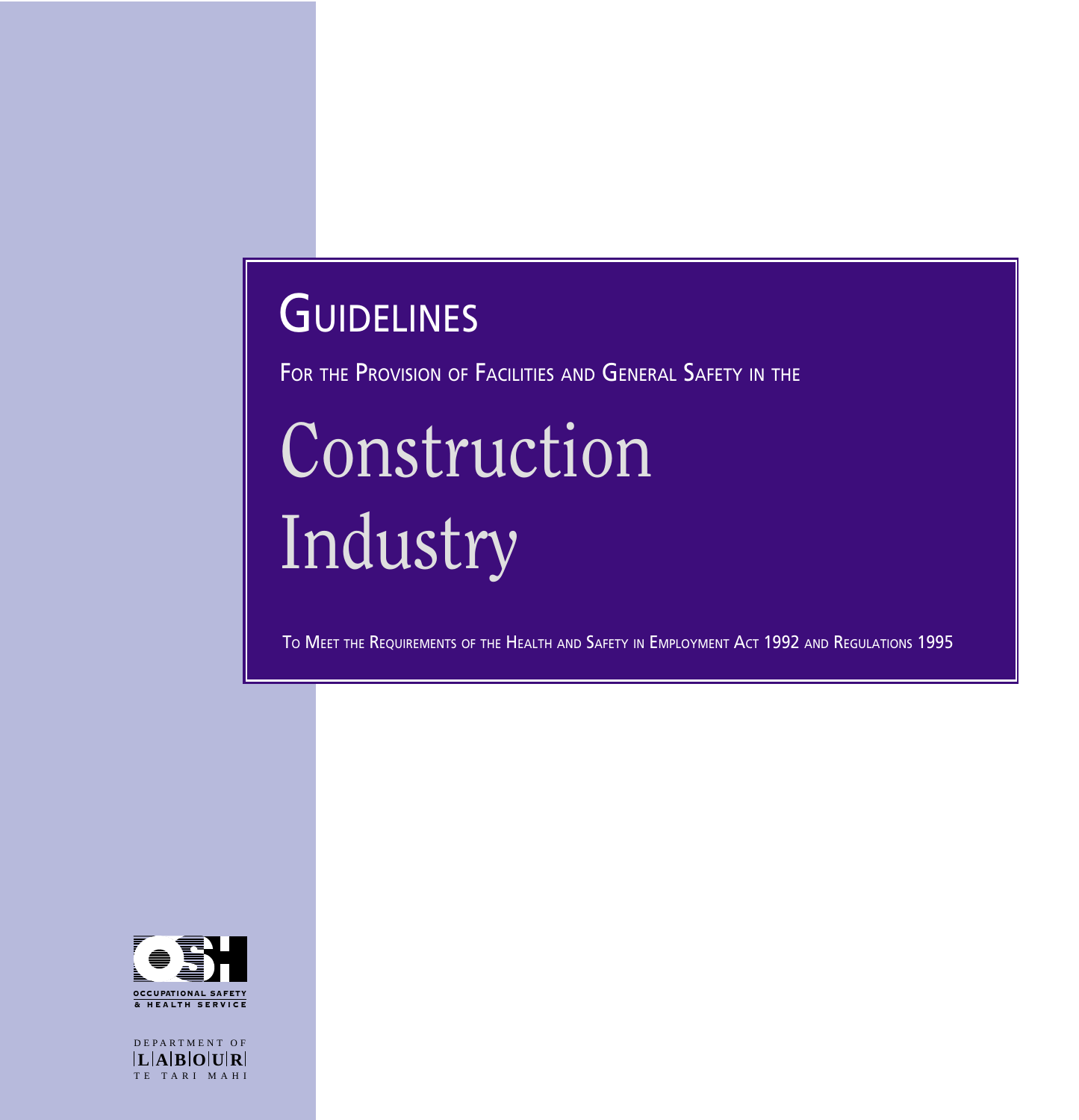# GUIDELINES

FOR THE PROVISION OF FACILITIES AND GENERAL SAFETY IN THE

# Construction Industry

TO MEET THE REQUIREMENTS OF THE HEALTH AND SAFETY IN EMPLOYMENT ACT 1992 AND REGULATIONS 1995

OCCUPATIONAL SAFETY & HEALTH SERVICE

DEPARTMENT OF LABOUR TE TARI MAHI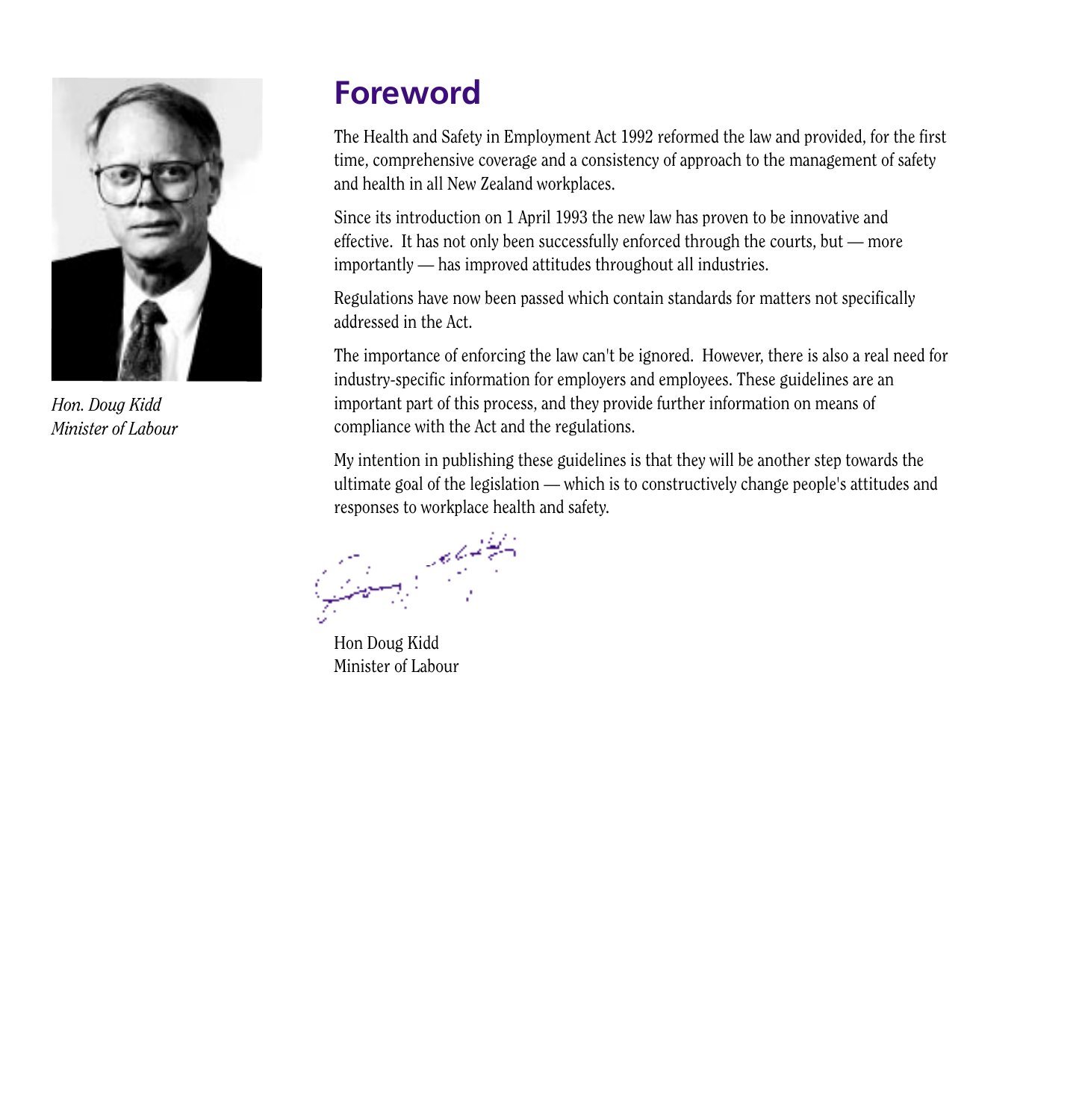*Hon. Doug Kidd*
*Minister of Labour*

# Foreword

The Health and Safety in Employment Act 1992 reformed the law and provided, for the first time, comprehensive coverage and a consistency of approach to the management of safety and health in all New Zealand workplaces.

Since its introduction on 1 April 1993 the new law has proven to be innovative and effective. It has not only been successfully enforced through the courts, but — more importantly — has improved attitudes throughout all industries.

Regulations have now been passed which contain standards for matters not specifically addressed in the Act.

The importance of enforcing the law can't be ignored. However, there is also a real need for industry-specific information for employers and employees. These guidelines are an important part of this process, and they provide further information on means of compliance with the Act and the regulations.

My intention in publishing these guidelines is that they will be another step towards the ultimate goal of the legislation — which is to constructively change people's attitudes and responses to workplace health and safety.

Hon Doug Kidd
Minister of Labour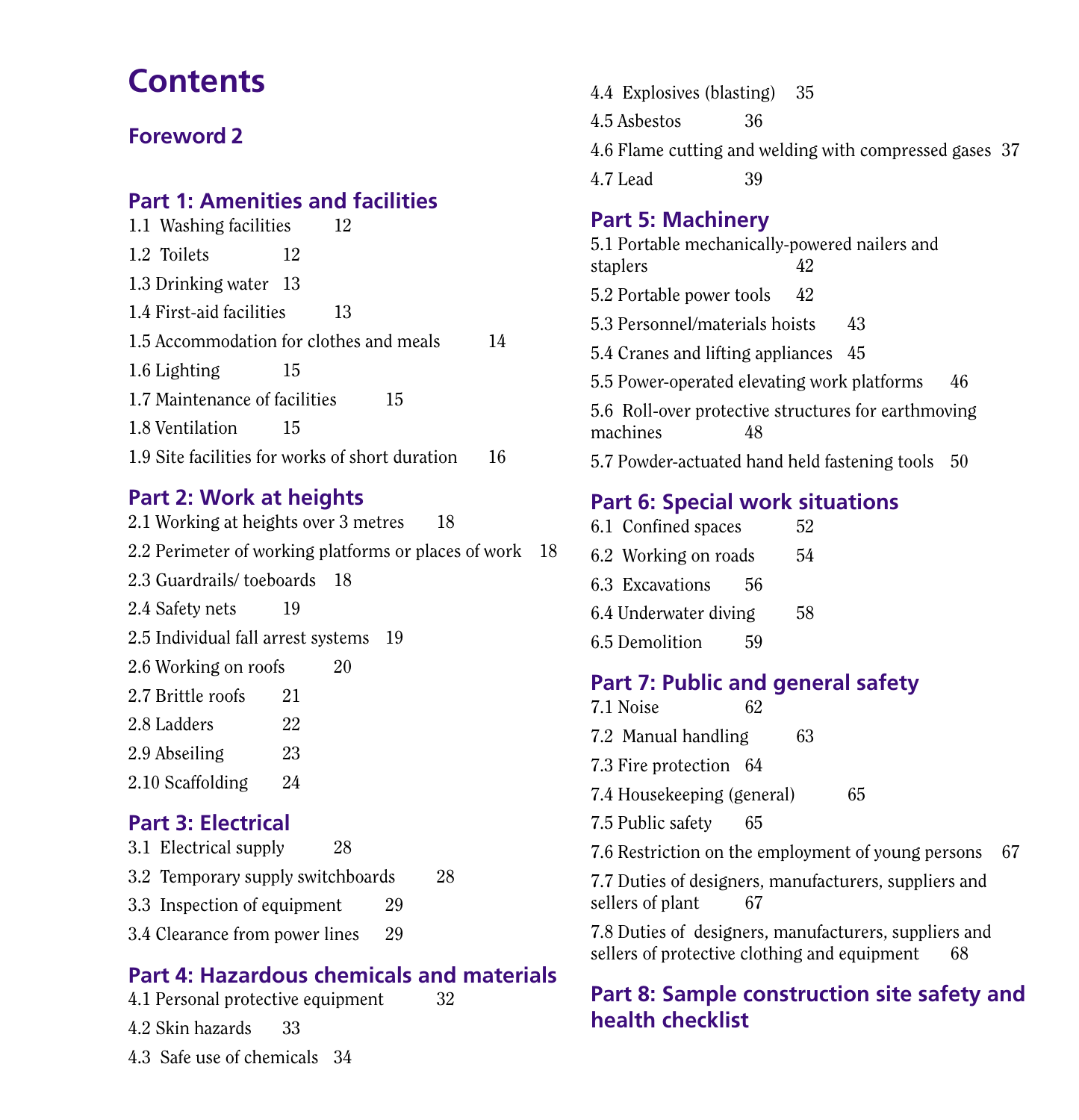# Contents

## Foreword 2

## Part 1: Amenities and facilities

1.1 Washing facilities 12

1.2 Toilets 12

1.3 Drinking water 13

1.4 First-aid facilities 13

1.5 Accommodation for clothes and meals 14

1.6 Lighting 15

1.7 Maintenance of facilities 15

1.8 Ventilation 15

1.9 Site facilities for works of short duration 16

## Part 2: Work at heights

2.1 Working at heights over 3 metres 18

2.2 Perimeter of working platforms or places of work 18

2.3 Guardrails/ toeboards 18

2.4 Safety nets 19

2.5 Individual fall arrest systems 19

2.6 Working on roofs 20

2.7 Brittle roofs 21

2.8 Ladders 22

2.9 Abseiling 23

2.10 Scaffolding 24

## Part 3: Electrical

3.1 Electrical supply 28

3.2 Temporary supply switchboards 28

3.3 Inspection of equipment 29

3.4 Clearance from power lines 29

## Part 4: Hazardous chemicals and materials

4.1 Personal protective equipment 32

4.2 Skin hazards 33

4.3 Safe use of chemicals 34

4.4 Explosives (blasting) 35

4.5 Asbestos 36

4.6 Flame cutting and welding with compressed gases 37

4.7 Lead 39

## Part 5: Machinery

5.1 Portable mechanically-powered nailers and staplers 42

5.2 Portable power tools 42

5.3 Personnel/materials hoists 43

5.4 Cranes and lifting appliances 45

5.5 Power-operated elevating work platforms 46

5.6 Roll-over protective structures for earthmoving machines 48

5.7 Powder-actuated hand held fastening tools 50

## Part 6: Special work situations

6.1 Confined spaces 52

6.2 Working on roads 54

6.3 Excavations 56

6.4 Underwater diving 58

6.5 Demolition 59

## Part 7: Public and general safety

7.1 Noise 62

7.2 Manual handling 63

7.3 Fire protection 64

7.4 Housekeeping (general) 65

7.5 Public safety 65

7.6 Restriction on the employment of young persons 67

7.7 Duties of designers, manufacturers, suppliers and sellers of plant 67

7.8 Duties of designers, manufacturers, suppliers and sellers of protective clothing and equipment 68

## Part 8: Sample construction site safety and health checklist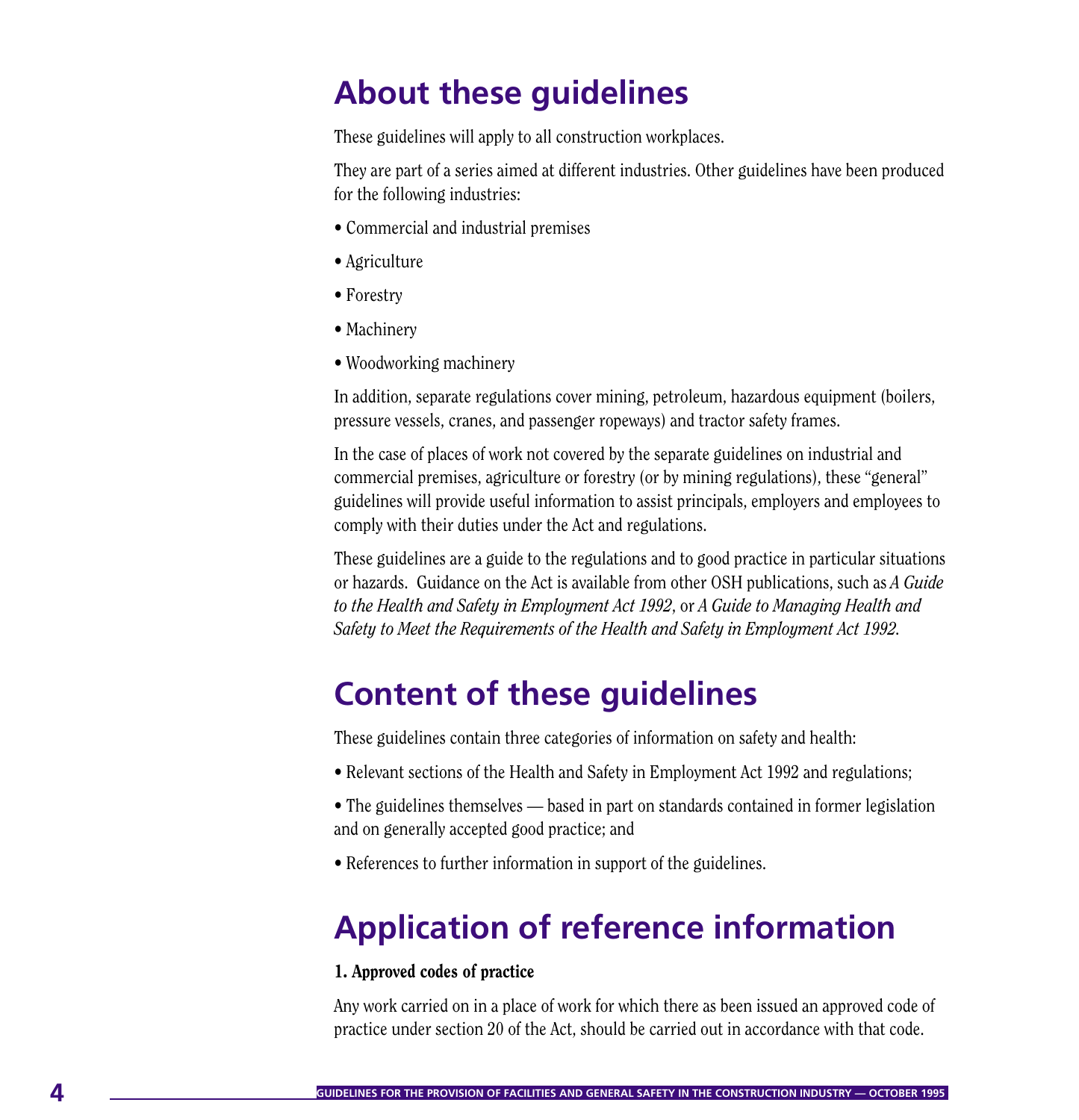# About these guidelines

These guidelines will apply to all construction workplaces.

They are part of a series aimed at different industries. Other guidelines have been produced for the following industries:

- Commercial and industrial premises
- Agriculture
- Forestry
- Machinery
- Woodworking machinery

In addition, separate regulations cover mining, petroleum, hazardous equipment (boilers, pressure vessels, cranes, and passenger ropeways) and tractor safety frames.

In the case of places of work not covered by the separate guidelines on industrial and commercial premises, agriculture or forestry (or by mining regulations), these "general" guidelines will provide useful information to assist principals, employers and employees to comply with their duties under the Act and regulations.

These guidelines are a guide to the regulations and to good practice in particular situations or hazards. Guidance on the Act is available from other OSH publications, such as *A Guide to the Health and Safety in Employment Act 1992*, or *A Guide to Managing Health and Safety to Meet the Requirements of the Health and Safety in Employment Act 1992*.

# Content of these guidelines

These guidelines contain three categories of information on safety and health:

- Relevant sections of the Health and Safety in Employment Act 1992 and regulations;
- The guidelines themselves — based in part on standards contained in former legislation and on generally accepted good practice; and
- References to further information in support of the guidelines.

# Application of reference information

**1. Approved codes of practice**

Any work carried on in a place of work for which there as been issued an approved code of practice under section 20 of the Act, should be carried out in accordance with that code.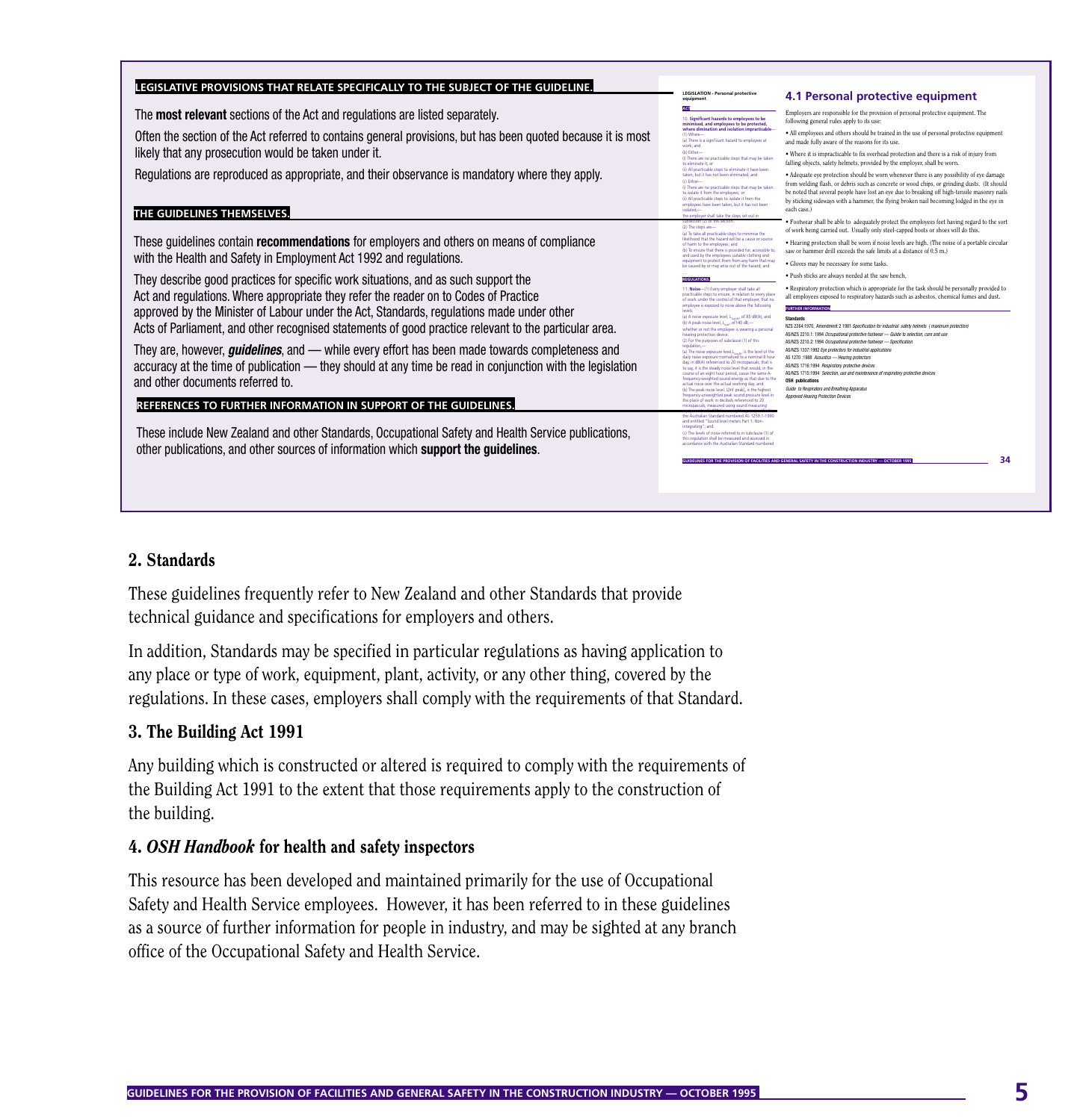**LEGISLATIVE PROVISIONS THAT RELATE SPECIFICALLY TO THE SUBJECT OF THE GUIDELINE.**

The **most relevant** sections of the Act and regulations are listed separately.

Often the section of the Act referred to contains general provisions, but has been quoted because it is most likely that any prosecution would be taken under it.

Regulations are reproduced as appropriate, and their observance is mandatory where they apply.

**THE GUIDELINES THEMSELVES.**

These guidelines contain **recommendations** for employers and others on means of compliance with the Health and Safety in Employment Act 1992 and regulations.

They describe good practices for specific work situations, and as such support the Act and regulations. Where appropriate they refer the reader on to Codes of Practice approved by the Minister of Labour under the Act, Standards, regulations made under other Acts of Parliament, and other recognised statements of good practice relevant to the particular area.

They are, however, ***guidelines***, and — while every effort has been made towards completeness and accuracy at the time of publication — they should at any time be read in conjunction with the legislation and other documents referred to.

**REFERENCES TO FURTHER INFORMATION IN SUPPORT OF THE GUIDELINES.**

These include New Zealand and other Standards, Occupational Safety and Health Service publications, other publications, and other sources of information which **support the guidelines**.

### 2. Standards

These guidelines frequently refer to New Zealand and other Standards that provide technical guidance and specifications for employers and others.

In addition, Standards may be specified in particular regulations as having application to any place or type of work, equipment, plant, activity, or any other thing, covered by the regulations. In these cases, employers shall comply with the requirements of that Standard.

### 3. The Building Act 1991

Any building which is constructed or altered is required to comply with the requirements of the Building Act 1991 to the extent that those requirements apply to the construction of the building.

### 4. *OSH Handbook* for health and safety inspectors

This resource has been developed and maintained primarily for the use of Occupational Safety and Health Service employees. However, it has been referred to in these guidelines as a source of further information for people in industry, and may be sighted at any branch office of the Occupational Safety and Health Service.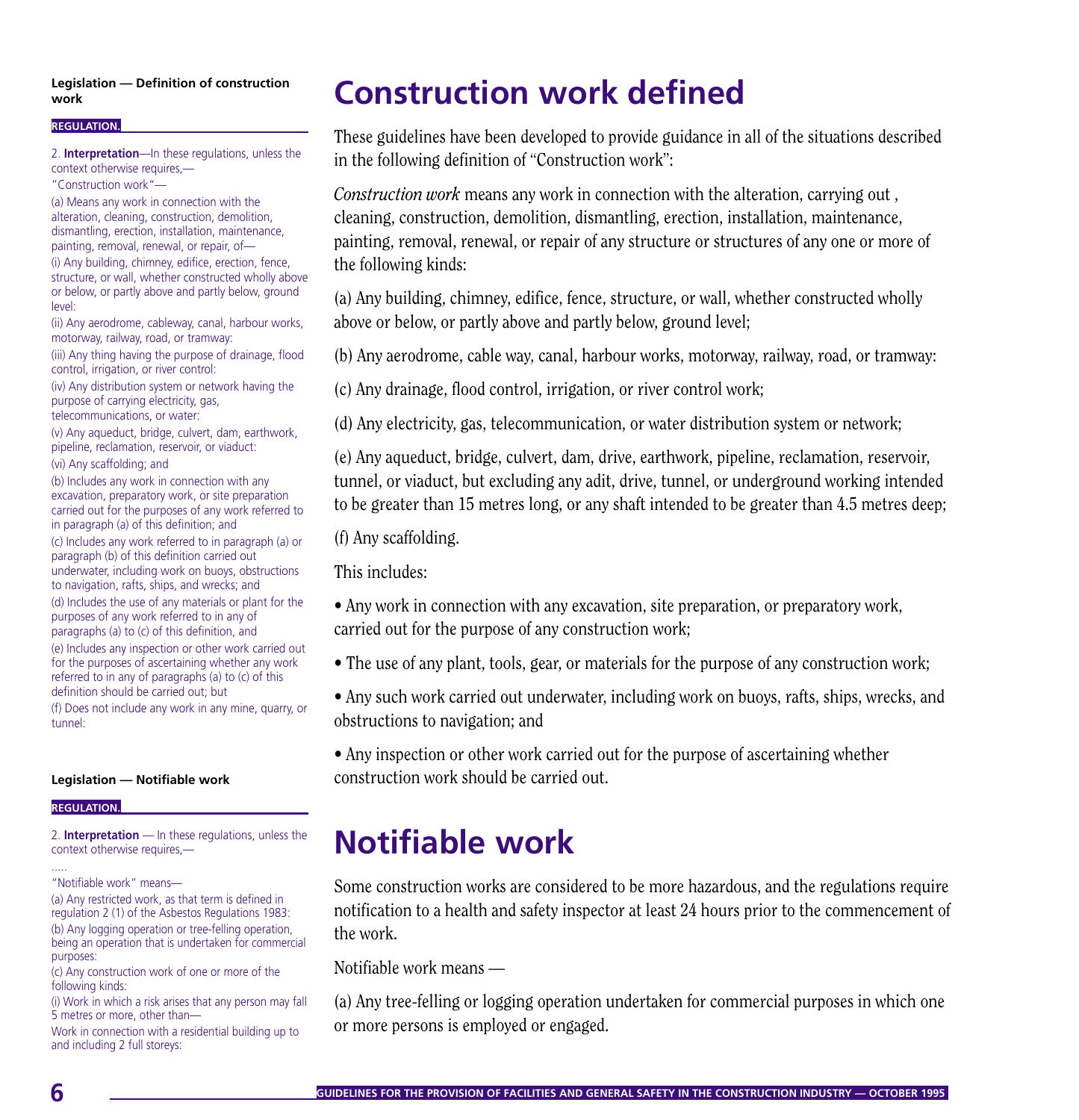**Legislation — Definition of construction work**

**REGULATION.**

2. **Interpretation**—In these regulations, unless the context otherwise requires,—

"Construction work"—

(a) Means any work in connection with the alteration, cleaning, construction, demolition, dismantling, erection, installation, maintenance, painting, removal, renewal, or repair, of—

(i) Any building, chimney, edifice, erection, fence, structure, or wall, whether constructed wholly above or below, or partly above and partly below, ground level:

(ii) Any aerodrome, cableway, canal, harbour works, motorway, railway, road, or tramway:

(iii) Any thing having the purpose of drainage, flood control, irrigation, or river control:

(iv) Any distribution system or network having the purpose of carrying electricity, gas, telecommunications, or water:

(v) Any aqueduct, bridge, culvert, dam, earthwork, pipeline, reclamation, reservoir, or viaduct:

(vi) Any scaffolding; and

(b) Includes any work in connection with any excavation, preparatory work, or site preparation carried out for the purposes of any work referred to in paragraph (a) of this definition; and

(c) Includes any work referred to in paragraph (a) or paragraph (b) of this definition carried out underwater, including work on buoys, obstructions to navigation, rafts, ships, and wrecks; and

(d) Includes the use of any materials or plant for the purposes of any work referred to in any of paragraphs (a) to (c) of this definition, and

(e) Includes any inspection or other work carried out for the purposes of ascertaining whether any work referred to in any of paragraphs (a) to (c) of this definition should be carried out; but

(f) Does not include any work in any mine, quarry, or tunnel:

# Construction work defined

These guidelines have been developed to provide guidance in all of the situations described in the following definition of "Construction work":

*Construction work* means any work in connection with the alteration, carrying out , cleaning, construction, demolition, dismantling, erection, installation, maintenance, painting, removal, renewal, or repair of any structure or structures of any one or more of the following kinds:

(a) Any building, chimney, edifice, fence, structure, or wall, whether constructed wholly above or below, or partly above and partly below, ground level;

(b) Any aerodrome, cable way, canal, harbour works, motorway, railway, road, or tramway:

(c) Any drainage, flood control, irrigation, or river control work;

(d) Any electricity, gas, telecommunication, or water distribution system or network;

(e) Any aqueduct, bridge, culvert, dam, drive, earthwork, pipeline, reclamation, reservoir, tunnel, or viaduct, but excluding any adit, drive, tunnel, or underground working intended to be greater than 15 metres long, or any shaft intended to be greater than 4.5 metres deep;

(f) Any scaffolding.

This includes:

- Any work in connection with any excavation, site preparation, or preparatory work, carried out for the purpose of any construction work;
- The use of any plant, tools, gear, or materials for the purpose of any construction work;
- Any such work carried out underwater, including work on buoys, rafts, ships, wrecks, and obstructions to navigation; and
- Any inspection or other work carried out for the purpose of ascertaining whether construction work should be carried out.

**Legislation — Notifiable work**

**REGULATION.**

2. **Interpretation** — In these regulations, unless the context otherwise requires,—

.....

"Notifiable work" means—

(a) Any restricted work, as that term is defined in regulation 2 (1) of the Asbestos Regulations 1983:

(b) Any logging operation or tree-felling operation, being an operation that is undertaken for commercial purposes:

(c) Any construction work of one or more of the following kinds:

(i) Work in which a risk arises that any person may fall 5 metres or more, other than—

Work in connection with a residential building up to and including 2 full storeys:

# Notifiable work

Some construction works are considered to be more hazardous, and the regulations require notification to a health and safety inspector at least 24 hours prior to the commencement of the work.

Notifiable work means —

(a) Any tree-felling or logging operation undertaken for commercial purposes in which one or more persons is employed or engaged.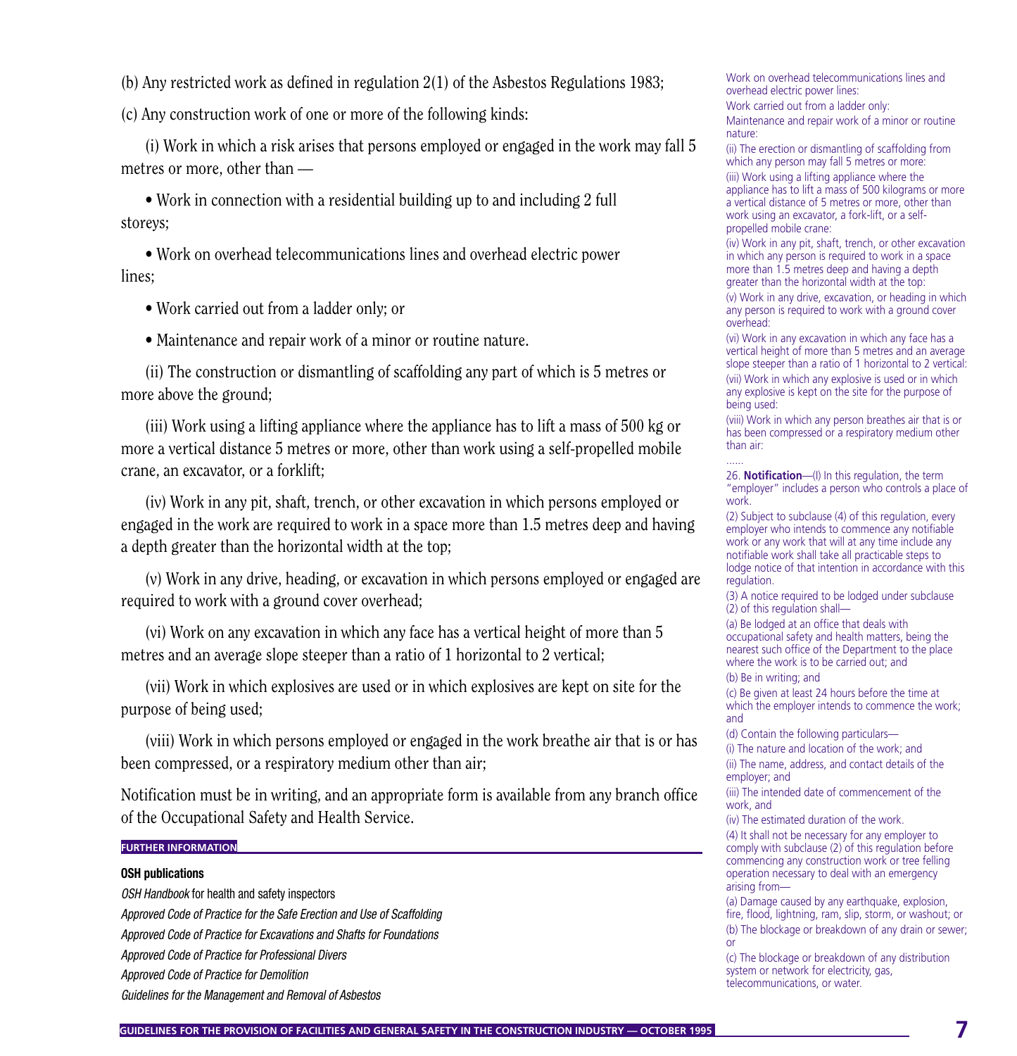(b) Any restricted work as defined in regulation 2(1) of the Asbestos Regulations 1983;

(c) Any construction work of one or more of the following kinds:

(i) Work in which a risk arises that persons employed or engaged in the work may fall 5 metres or more, other than —

- Work in connection with a residential building up to and including 2 full storeys;
- Work on overhead telecommunications lines and overhead electric power lines;
- Work carried out from a ladder only; or
- Maintenance and repair work of a minor or routine nature.

(ii) The construction or dismantling of scaffolding any part of which is 5 metres or more above the ground;

(iii) Work using a lifting appliance where the appliance has to lift a mass of 500 kg or more a vertical distance 5 metres or more, other than work using a self-propelled mobile crane, an excavator, or a forklift;

(iv) Work in any pit, shaft, trench, or other excavation in which persons employed or engaged in the work are required to work in a space more than 1.5 metres deep and having a depth greater than the horizontal width at the top;

(v) Work in any drive, heading, or excavation in which persons employed or engaged are required to work with a ground cover overhead;

(vi) Work on any excavation in which any face has a vertical height of more than 5 metres and an average slope steeper than a ratio of 1 horizontal to 2 vertical;

(vii) Work in which explosives are used or in which explosives are kept on site for the purpose of being used;

(viii) Work in which persons employed or engaged in the work breathe air that is or has been compressed, or a respiratory medium other than air;

Notification must be in writing, and an appropriate form is available from any branch office of the Occupational Safety and Health Service.

**FURTHER INFORMATION**

**OSH publications**

*OSH Handbook* for health and safety inspectors

*Approved Code of Practice for the Safe Erection and Use of Scaffolding*

*Approved Code of Practice for Excavations and Shafts for Foundations*

*Approved Code of Practice for Professional Divers*

*Approved Code of Practice for Demolition*

*Guidelines for the Management and Removal of Asbestos*

Work on overhead telecommunications lines and overhead electric power lines:

Work carried out from a ladder only:

Maintenance and repair work of a minor or routine nature:

(ii) The erection or dismantling of scaffolding from which any person may fall 5 metres or more:

(iii) Work using a lifting appliance where the appliance has to lift a mass of 500 kilograms or more a vertical distance of 5 metres or more, other than work using an excavator, a fork-lift, or a self-propelled mobile crane:

(iv) Work in any pit, shaft, trench, or other excavation in which any person is required to work in a space more than 1.5 metres deep and having a depth greater than the horizontal width at the top:

(v) Work in any drive, excavation, or heading in which any person is required to work with a ground cover overhead:

(vi) Work in any excavation in which any face has a vertical height of more than 5 metres and an average slope steeper than a ratio of 1 horizontal to 2 vertical:

(vii) Work in which any explosive is used or in which any explosive is kept on the site for the purpose of being used:

(viii) Work in which any person breathes air that is or has been compressed or a respiratory medium other than air:

......

26. **Notification**—(l) In this regulation, the term "employer" includes a person who controls a place of work.

(2) Subject to subclause (4) of this regulation, every employer who intends to commence any notifiable work or any work that will at any time include any notifiable work shall take all practicable steps to lodge notice of that intention in accordance with this regulation.

(3) A notice required to be lodged under subclause (2) of this regulation shall—

(a) Be lodged at an office that deals with occupational safety and health matters, being the nearest such office of the Department to the place where the work is to be carried out; and

(b) Be in writing; and

(c) Be given at least 24 hours before the time at which the employer intends to commence the work; and

(d) Contain the following particulars—

(i) The nature and location of the work; and

(ii) The name, address, and contact details of the employer; and

(iii) The intended date of commencement of the work, and

(iv) The estimated duration of the work.

(4) It shall not be necessary for any employer to comply with subclause (2) of this regulation before commencing any construction work or tree felling operation necessary to deal with an emergency arising from—

(a) Damage caused by any earthquake, explosion, fire, flood, lightning, ram, slip, storm, or washout; or

(b) The blockage or breakdown of any drain or sewer; or

(c) The blockage or breakdown of any distribution system or network for electricity, gas, telecommunications, or water.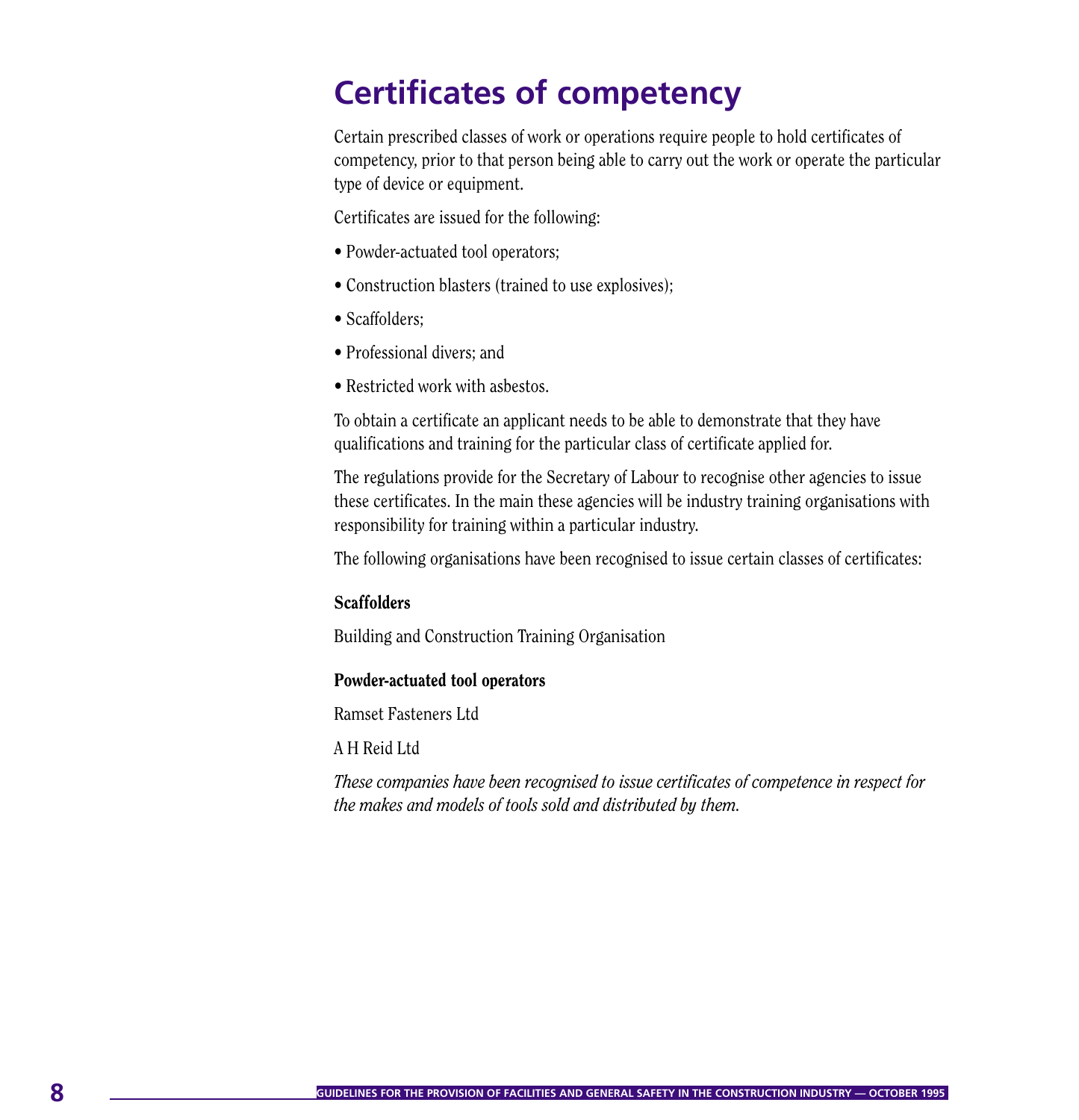# Certificates of competency

Certain prescribed classes of work or operations require people to hold certificates of competency, prior to that person being able to carry out the work or operate the particular type of device or equipment.

Certificates are issued for the following:

- Powder-actuated tool operators;
- Construction blasters (trained to use explosives);
- Scaffolders;
- Professional divers; and
- Restricted work with asbestos.

To obtain a certificate an applicant needs to be able to demonstrate that they have qualifications and training for the particular class of certificate applied for.

The regulations provide for the Secretary of Labour to recognise other agencies to issue these certificates. In the main these agencies will be industry training organisations with responsibility for training within a particular industry.

The following organisations have been recognised to issue certain classes of certificates:

**Scaffolders**

Building and Construction Training Organisation

**Powder-actuated tool operators**

Ramset Fasteners Ltd

A H Reid Ltd

*These companies have been recognised to issue certificates of competence in respect for the makes and models of tools sold and distributed by them.*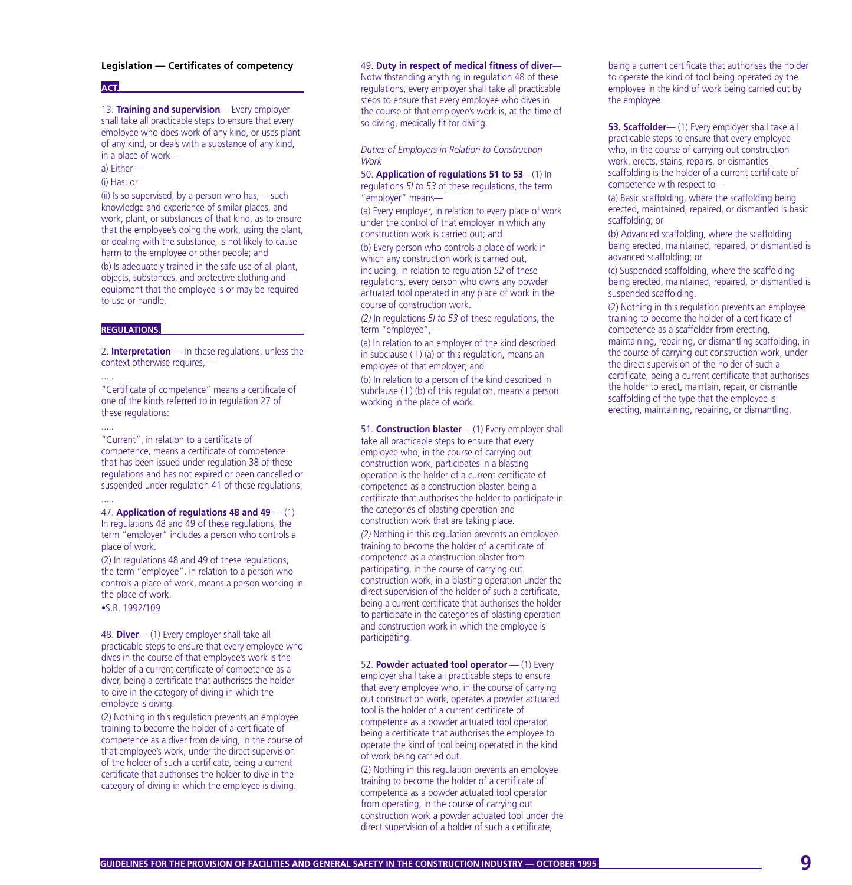## Legislation — Certificates of competency

**ACT.**

13. **Training and supervision**— Every employer shall take all practicable steps to ensure that every employee who does work of any kind, or uses plant of any kind, or deals with a substance of any kind, in a place of work—

a) Either—

(i) Has; or

(ii) Is so supervised, by a person who has,— such knowledge and experience of similar places, and work, plant, or substances of that kind, as to ensure that the employee's doing the work, using the plant, or dealing with the substance, is not likely to cause harm to the employee or other people; and

(b) Is adequately trained in the safe use of all plant, objects, substances, and protective clothing and equipment that the employee is or may be required to use or handle.

**REGULATIONS.**

2. **Interpretation** — In these regulations, unless the context otherwise requires,—

.....

"Certificate of competence" means a certificate of one of the kinds referred to in regulation 27 of these regulations:

.....

"Current", in relation to a certificate of competence, means a certificate of competence that has been issued under regulation 38 of these regulations and has not expired or been cancelled or suspended under regulation 41 of these regulations:

.....

47. **Application of regulations 48 and 49** — (1) In regulations 48 and 49 of these regulations, the term "employer" includes a person who controls a place of work.

(2) In regulations 48 and 49 of these regulations, the term "employee", in relation to a person who controls a place of work, means a person working in the place of work.

•S.R. 1992/109

48. **Diver**— (1) Every employer shall take all practicable steps to ensure that every employee who dives in the course of that employee's work is the holder of a current certificate of competence as a diver, being a certificate that authorises the holder to dive in the category of diving in which the employee is diving.

(2) Nothing in this regulation prevents an employee training to become the holder of a certificate of competence as a diver from delving, in the course of that employee's work, under the direct supervision of the holder of such a certificate, being a current certificate that authorises the holder to dive in the category of diving in which the employee is diving.

49. **Duty in respect of medical fitness of diver**— Notwithstanding anything in regulation 48 of these regulations, every employer shall take all practicable steps to ensure that every employee who dives in the course of that employee's work is, at the time of so diving, medically fit for diving.

*Duties of Employers in Relation to Construction Work*

50. **Application of regulations 51 to 53**—(1) In regulations *5l to 53* of these regulations, the term "employer" means—

(a) Every employer, in relation to every place of work under the control of that employer in which any construction work is carried out; and

(b) Every person who controls a place of work in which any construction work is carried out, including, in relation to regulation *52* of these regulations, every person who owns any powder actuated tool operated in any place of work in the course of construction work.

*(2)* In regulations *5l to 53* of these regulations, the term "employee",—

(a) In relation to an employer of the kind described in subclause ( l ) (a) of this regulation, means an employee of that employer; and

(b) In relation to a person of the kind described in subclause ( l ) (b) of this regulation, means a person working in the place of work.

51. **Construction blaster**— (1) Every employer shall take all practicable steps to ensure that every employee who, in the course of carrying out construction work, participates in a blasting operation is the holder of a current certificate of competence as a construction blaster, being a certificate that authorises the holder to participate in the categories of blasting operation and construction work that are taking place.

*(2)* Nothing in this regulation prevents an employee training to become the holder of a certificate of competence as a construction blaster from participating, in the course of carrying out construction work, in a blasting operation under the direct supervision of the holder of such a certificate, being a current certificate that authorises the holder to participate in the categories of blasting operation and construction work in which the employee is participating.

52. **Powder actuated tool operator** — (1) Every employer shall take all practicable steps to ensure that every employee who, in the course of carrying out construction work, operates a powder actuated tool is the holder of a current certificate of competence as a powder actuated tool operator, being a certificate that authorises the employee to operate the kind of tool being operated in the kind of work being carried out.

(2) Nothing in this regulation prevents an employee training to become the holder of a certificate of competence as a powder actuated tool operator from operating, in the course of carrying out construction work a powder actuated tool under the direct supervision of a holder of such a certificate, being a current certificate that authorises the holder to operate the kind of tool being operated by the employee in the kind of work being carried out by the employee.

**53. Scaffolder**— (1) Every employer shall take all practicable steps to ensure that every employee who, in the course of carrying out construction work, erects, stains, repairs, or dismantles scaffolding is the holder of a current certificate of competence with respect to—

(a) Basic scaffolding, where the scaffolding being erected, maintained, repaired, or dismantled is basic scaffolding; or

(b) Advanced scaffolding, where the scaffolding being erected, maintained, repaired, or dismantled is advanced scaffolding; or

(c) Suspended scaffolding, where the scaffolding being erected, maintained, repaired, or dismantled is suspended scaffolding.

(2) Nothing in this regulation prevents an employee training to become the holder of a certificate of competence as a scaffolder from erecting, maintaining, repairing, or dismantling scaffolding, in the course of carrying out construction work, under the direct supervision of the holder of such a certificate, being a current certificate that authorises the holder to erect, maintain, repair, or dismantle scaffolding of the type that the employee is erecting, maintaining, repairing, or dismantling.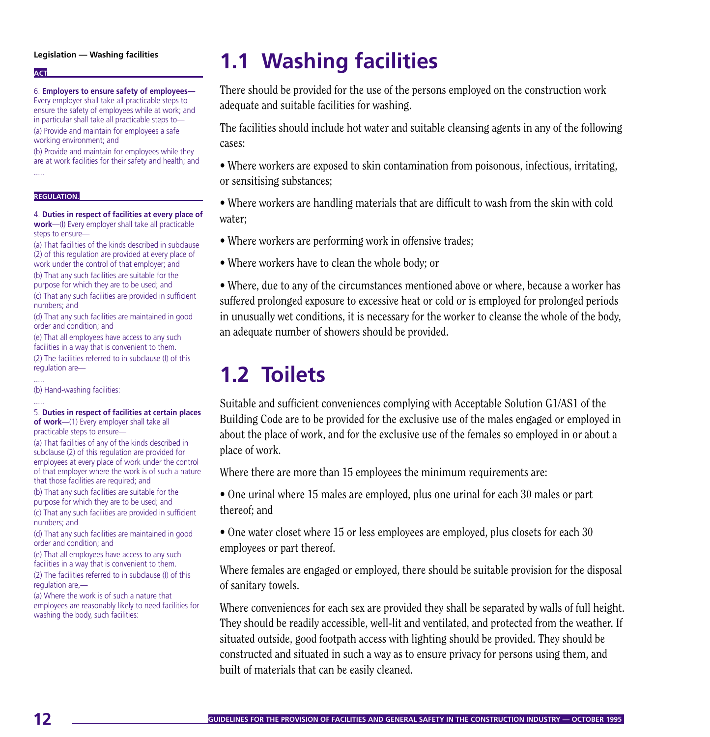**Legislation — Washing facilities**

**ACT**

6. **Employers to ensure safety of employees—** Every employer shall take all practicable steps to ensure the safety of employees while at work; and in particular shall take all practicable steps to—

(a) Provide and maintain for employees a safe working environment; and

(b) Provide and maintain for employees while they are at work facilities for their safety and health; and

.....

**REGULATION.**

4. **Duties in respect of facilities at every place of work**—(I) Every employer shall take all practicable steps to ensure—

(a) That facilities of the kinds described in subclause (2) of this regulation are provided at every place of work under the control of that employer; and

(b) That any such facilities are suitable for the purpose for which they are to be used; and

(c) That any such facilities are provided in sufficient numbers; and

(d) That any such facilities are maintained in good order and condition; and

(e) That all employees have access to any such facilities in a way that is convenient to them.

(2) The facilities referred to in subclause (I) of this regulation are—

.....

(b) Hand-washing facilities:

.....

5. **Duties in respect of facilities at certain places of work**—(1) Every employer shall take all practicable steps to ensure—

(a) That facilities of any of the kinds described in subclause (2) of this regulation are provided for employees at every place of work under the control of that employer where the work is of such a nature that those facilities are required; and

(b) That any such facilities are suitable for the purpose for which they are to be used; and

(c) That any such facilities are provided in sufficient numbers; and

(d) That any such facilities are maintained in good order and condition; and

(e) That all employees have access to any such facilities in a way that is convenient to them.

(2) The facilities referred to in subclause (I) of this regulation are,—

(a) Where the work is of such a nature that employees are reasonably likely to need facilities for washing the body, such facilities:

# 1.1 Washing facilities

There should be provided for the use of the persons employed on the construction work adequate and suitable facilities for washing.

The facilities should include hot water and suitable cleansing agents in any of the following cases:

- Where workers are exposed to skin contamination from poisonous, infectious, irritating, or sensitising substances;
- Where workers are handling materials that are difficult to wash from the skin with cold water;
- Where workers are performing work in offensive trades;
- Where workers have to clean the whole body; or
- Where, due to any of the circumstances mentioned above or where, because a worker has suffered prolonged exposure to excessive heat or cold or is employed for prolonged periods in unusually wet conditions, it is necessary for the worker to cleanse the whole of the body, an adequate number of showers should be provided.

# 1.2 Toilets

Suitable and sufficient conveniences complying with Acceptable Solution G1/AS1 of the Building Code are to be provided for the exclusive use of the males engaged or employed in about the place of work, and for the exclusive use of the females so employed in or about a place of work.

Where there are more than 15 employees the minimum requirements are:

- One urinal where 15 males are employed, plus one urinal for each 30 males or part thereof; and
- One water closet where 15 or less employees are employed, plus closets for each 30 employees or part thereof.

Where females are engaged or employed, there should be suitable provision for the disposal of sanitary towels.

Where conveniences for each sex are provided they shall be separated by walls of full height. They should be readily accessible, well-lit and ventilated, and protected from the weather. If situated outside, good footpath access with lighting should be provided. They should be constructed and situated in such a way as to ensure privacy for persons using them, and built of materials that can be easily cleaned.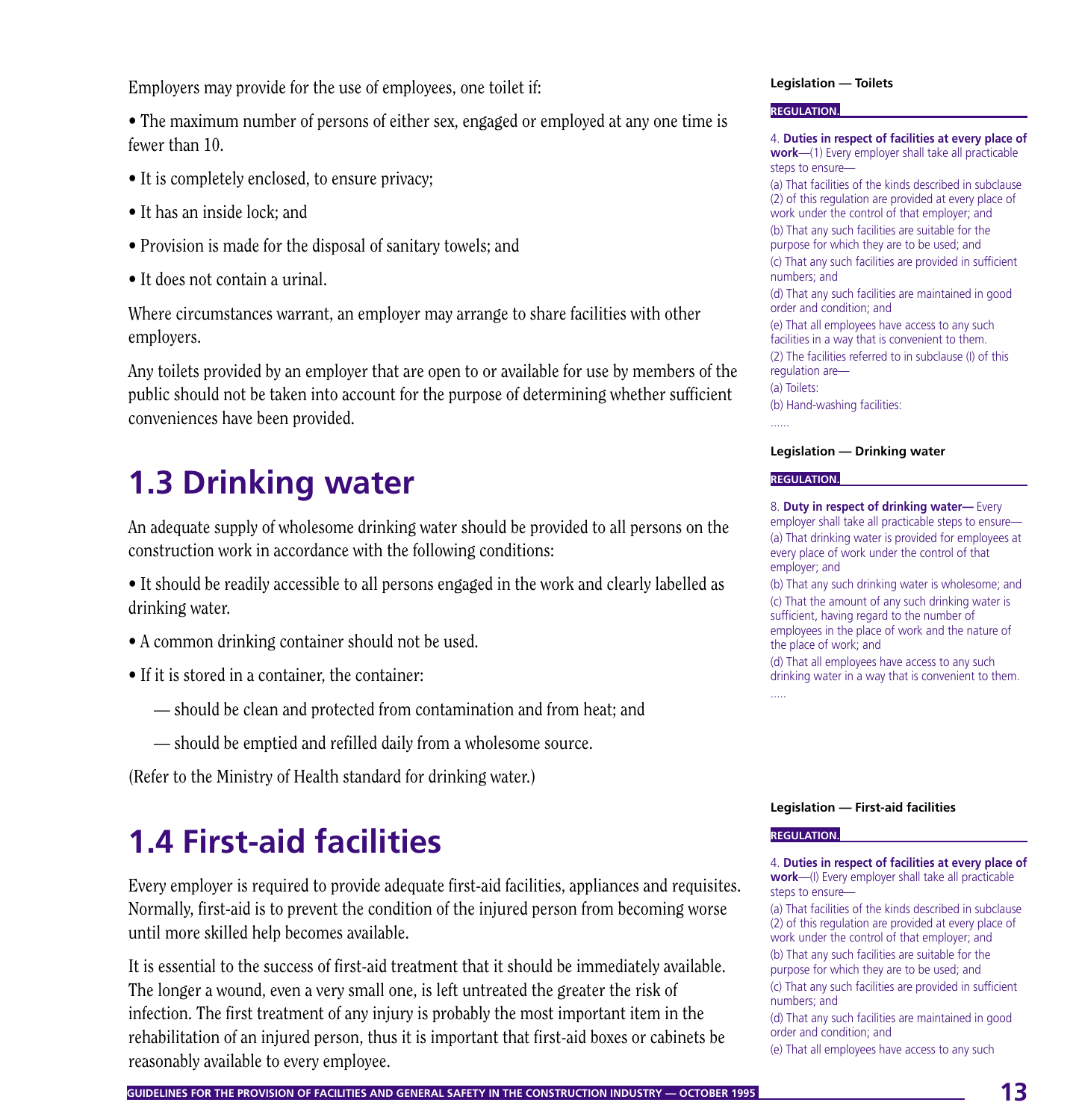Employers may provide for the use of employees, one toilet if:

• The maximum number of persons of either sex, engaged or employed at any one time is fewer than 10.

• It is completely enclosed, to ensure privacy;

• It has an inside lock; and

• Provision is made for the disposal of sanitary towels; and

• It does not contain a urinal.

Where circumstances warrant, an employer may arrange to share facilities with other employers.

Any toilets provided by an employer that are open to or available for use by members of the public should not be taken into account for the purpose of determining whether sufficient conveniences have been provided.

**Legislation — Toilets**

**REGULATION.**

4. **Duties in respect of facilities at every place of work**—(1) Every employer shall take all practicable steps to ensure—

(a) That facilities of the kinds described in subclause (2) of this regulation are provided at every place of work under the control of that employer; and

(b) That any such facilities are suitable for the purpose for which they are to be used; and

(c) That any such facilities are provided in sufficient numbers; and

(d) That any such facilities are maintained in good order and condition; and

(e) That all employees have access to any such facilities in a way that is convenient to them.

(2) The facilities referred to in subclause (l) of this regulation are—

(a) Toilets:

(b) Hand-washing facilities:

......

## 1.3 Drinking water

An adequate supply of wholesome drinking water should be provided to all persons on the construction work in accordance with the following conditions:

• It should be readily accessible to all persons engaged in the work and clearly labelled as drinking water.

• A common drinking container should not be used.

• If it is stored in a container, the container:

— should be clean and protected from contamination and from heat; and

— should be emptied and refilled daily from a wholesome source.

(Refer to the Ministry of Health standard for drinking water.)

**Legislation — Drinking water**

**REGULATION.**

8. **Duty in respect of drinking water—** Every employer shall take all practicable steps to ensure—

(a) That drinking water is provided for employees at every place of work under the control of that employer; and

(b) That any such drinking water is wholesome; and

(c) That the amount of any such drinking water is sufficient, having regard to the number of employees in the place of work and the nature of the place of work; and

(d) That all employees have access to any such drinking water in a way that is convenient to them.

.....

## 1.4 First-aid facilities

Every employer is required to provide adequate first-aid facilities, appliances and requisites. Normally, first-aid is to prevent the condition of the injured person from becoming worse until more skilled help becomes available.

It is essential to the success of first-aid treatment that it should be immediately available. The longer a wound, even a very small one, is left untreated the greater the risk of infection. The first treatment of any injury is probably the most important item in the rehabilitation of an injured person, thus it is important that first-aid boxes or cabinets be reasonably available to every employee.

**Legislation — First-aid facilities**

**REGULATION.**

4. **Duties in respect of facilities at every place of work**—(l) Every employer shall take all practicable steps to ensure—

(a) That facilities of the kinds described in subclause (2) of this regulation are provided at every place of work under the control of that employer; and

(b) That any such facilities are suitable for the purpose for which they are to be used; and

(c) That any such facilities are provided in sufficient numbers; and

(d) That any such facilities are maintained in good order and condition; and

(e) That all employees have access to any such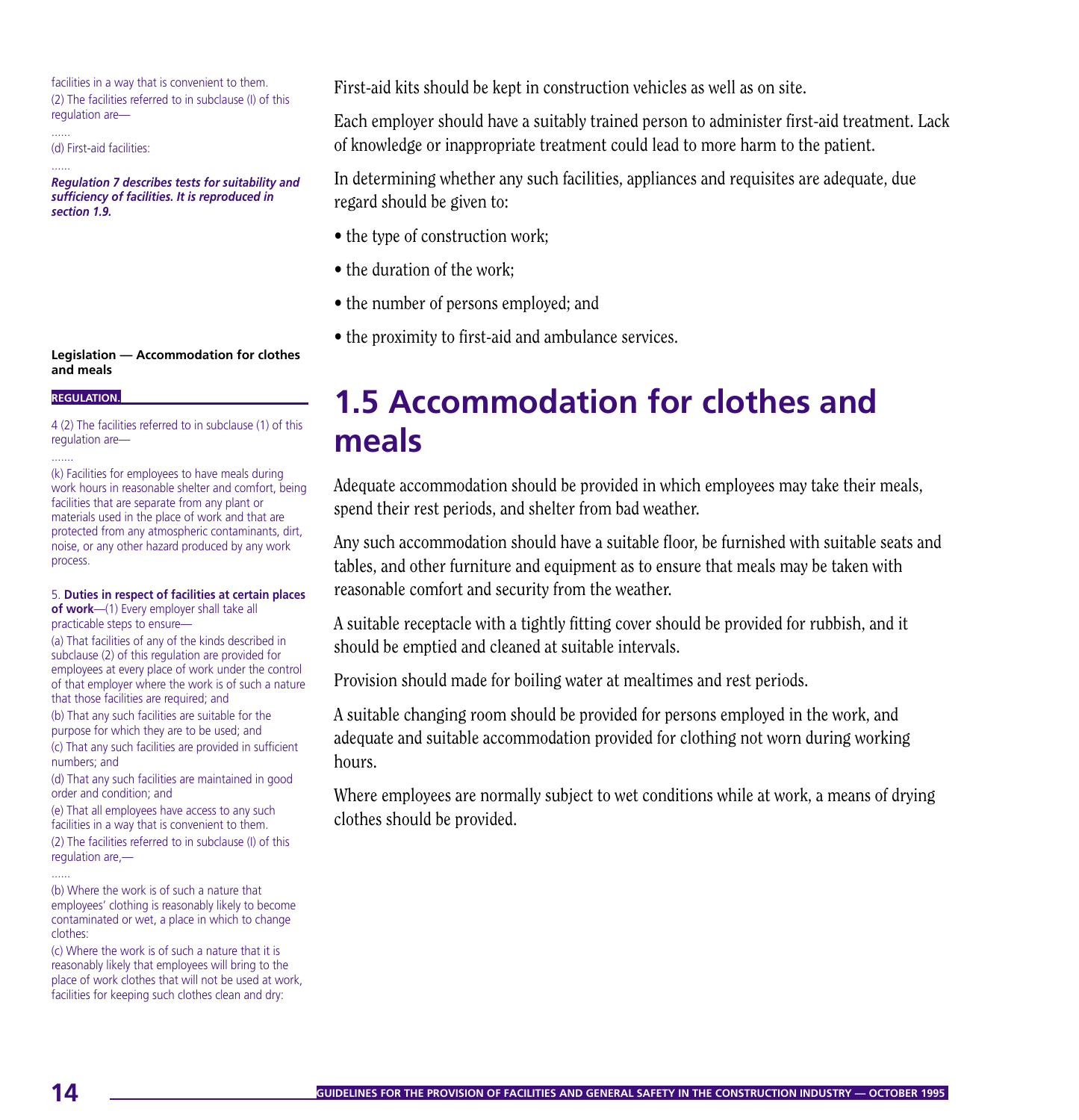facilities in a way that is convenient to them.

(2) The facilities referred to in subclause (l) of this regulation are—

......

(d) First-aid facilities:

......

***Regulation 7 describes tests for suitability and sufficiency of facilities. It is reproduced in section 1.9.***

First-aid kits should be kept in construction vehicles as well as on site.

Each employer should have a suitably trained person to administer first-aid treatment. Lack of knowledge or inappropriate treatment could lead to more harm to the patient.

In determining whether any such facilities, appliances and requisites are adequate, due regard should be given to:

- the type of construction work;
- the duration of the work;
- the number of persons employed; and
- the proximity to first-aid and ambulance services.

**Legislation — Accommodation for clothes and meals**

**REGULATION.**

4 (2) The facilities referred to in subclause (1) of this regulation are—

.......

(k) Facilities for employees to have meals during work hours in reasonable shelter and comfort, being facilities that are separate from any plant or materials used in the place of work and that are protected from any atmospheric contaminants, dirt, noise, or any other hazard produced by any work process.

5. **Duties in respect of facilities at certain places of work**—(1) Every employer shall take all practicable steps to ensure—

(a) That facilities of any of the kinds described in subclause (2) of this regulation are provided for employees at every place of work under the control of that employer where the work is of such a nature that those facilities are required; and

(b) That any such facilities are suitable for the purpose for which they are to be used; and

(c) That any such facilities are provided in sufficient numbers; and

(d) That any such facilities are maintained in good order and condition; and

(e) That all employees have access to any such facilities in a way that is convenient to them.

(2) The facilities referred to in subclause (l) of this regulation are,—

......

(b) Where the work is of such a nature that employees' clothing is reasonably likely to become contaminated or wet, a place in which to change clothes:

(c) Where the work is of such a nature that it is reasonably likely that employees will bring to the place of work clothes that will not be used at work, facilities for keeping such clothes clean and dry:

## 1.5 Accommodation for clothes and meals

Adequate accommodation should be provided in which employees may take their meals, spend their rest periods, and shelter from bad weather.

Any such accommodation should have a suitable floor, be furnished with suitable seats and tables, and other furniture and equipment as to ensure that meals may be taken with reasonable comfort and security from the weather.

A suitable receptacle with a tightly fitting cover should be provided for rubbish, and it should be emptied and cleaned at suitable intervals.

Provision should made for boiling water at mealtimes and rest periods.

A suitable changing room should be provided for persons employed in the work, and adequate and suitable accommodation provided for clothing not worn during working hours.

Where employees are normally subject to wet conditions while at work, a means of drying clothes should be provided.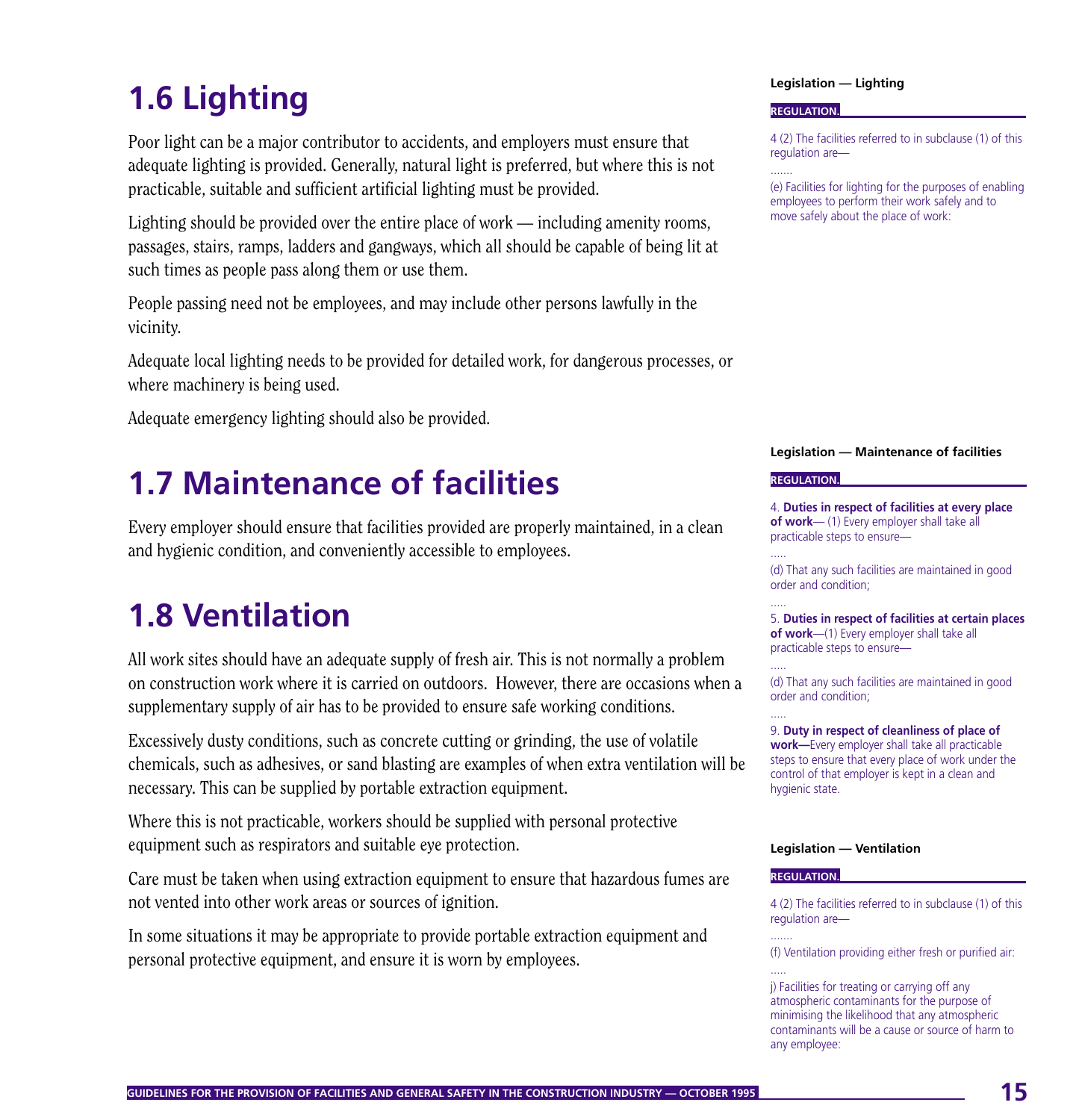## 1.6 Lighting

Poor light can be a major contributor to accidents, and employers must ensure that adequate lighting is provided. Generally, natural light is preferred, but where this is not practicable, suitable and sufficient artificial lighting must be provided.

Lighting should be provided over the entire place of work — including amenity rooms, passages, stairs, ramps, ladders and gangways, which all should be capable of being lit at such times as people pass along them or use them.

People passing need not be employees, and may include other persons lawfully in the vicinity.

Adequate local lighting needs to be provided for detailed work, for dangerous processes, or where machinery is being used.

Adequate emergency lighting should also be provided.

**Legislation — Lighting**

**REGULATION.**

4 (2) The facilities referred to in subclause (1) of this regulation are—

.......

(e) Facilities for lighting for the purposes of enabling employees to perform their work safely and to move safely about the place of work:

## 1.7 Maintenance of facilities

Every employer should ensure that facilities provided are properly maintained, in a clean and hygienic condition, and conveniently accessible to employees.

**Legislation — Maintenance of facilities**

**REGULATION.**

4. **Duties in respect of facilities at every place of work**— (1) Every employer shall take all practicable steps to ensure—

.....

(d) That any such facilities are maintained in good order and condition;

.....

5. **Duties in respect of facilities at certain places of work**—(1) Every employer shall take all practicable steps to ensure—

.....

(d) That any such facilities are maintained in good order and condition;

.....

9. **Duty in respect of cleanliness of place of work—**Every employer shall take all practicable steps to ensure that every place of work under the control of that employer is kept in a clean and hygienic state.

## 1.8 Ventilation

All work sites should have an adequate supply of fresh air. This is not normally a problem on construction work where it is carried on outdoors. However, there are occasions when a supplementary supply of air has to be provided to ensure safe working conditions.

Excessively dusty conditions, such as concrete cutting or grinding, the use of volatile chemicals, such as adhesives, or sand blasting are examples of when extra ventilation will be necessary. This can be supplied by portable extraction equipment.

Where this is not practicable, workers should be supplied with personal protective equipment such as respirators and suitable eye protection.

Care must be taken when using extraction equipment to ensure that hazardous fumes are not vented into other work areas or sources of ignition.

In some situations it may be appropriate to provide portable extraction equipment and personal protective equipment, and ensure it is worn by employees.

**Legislation — Ventilation**

**REGULATION.**

4 (2) The facilities referred to in subclause (1) of this regulation are—

.......

(f) Ventilation providing either fresh or purified air:

.....

j) Facilities for treating or carrying off any atmospheric contaminants for the purpose of minimising the likelihood that any atmospheric contaminants will be a cause or source of harm to any employee: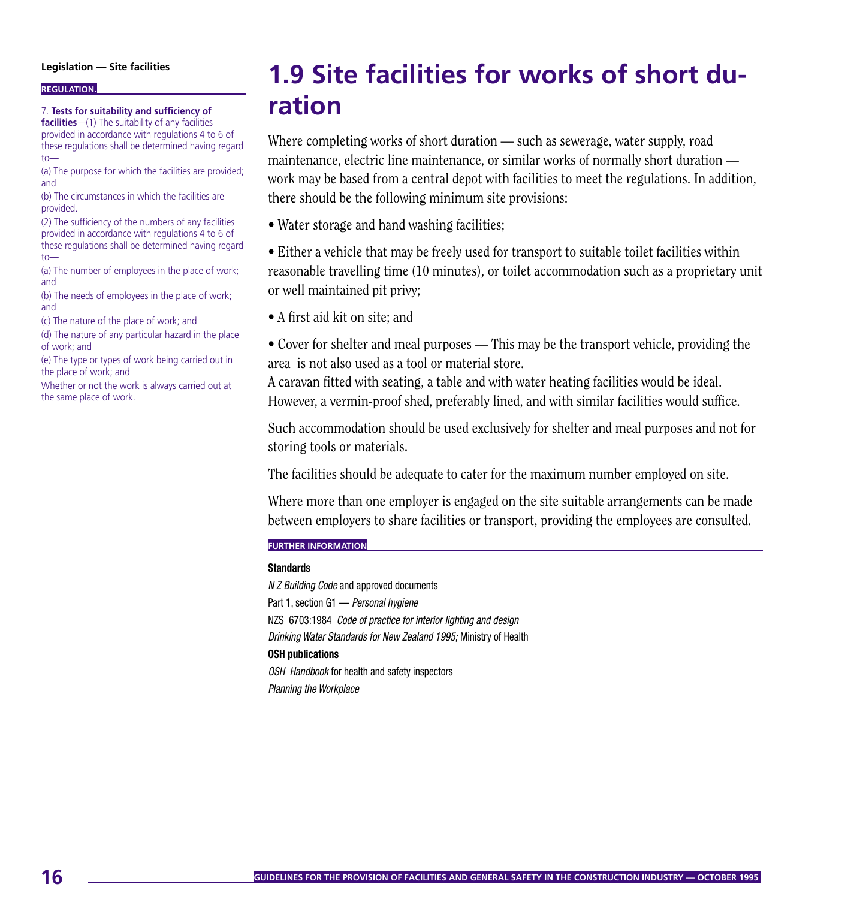**Legislation — Site facilities**

**REGULATION.**

7. **Tests for suitability and sufficiency of facilities**—(1) The suitability of any facilities provided in accordance with regulations 4 to 6 of these regulations shall be determined having regard to—

(a) The purpose for which the facilities are provided; and

(b) The circumstances in which the facilities are provided.

(2) The sufficiency of the numbers of any facilities provided in accordance with regulations 4 to 6 of these regulations shall be determined having regard to—

(a) The number of employees in the place of work; and

(b) The needs of employees in the place of work; and

(c) The nature of the place of work; and

(d) The nature of any particular hazard in the place of work; and

(e) The type or types of work being carried out in the place of work; and

Whether or not the work is always carried out at the same place of work.

# 1.9 Site facilities for works of short duration

Where completing works of short duration — such as sewerage, water supply, road maintenance, electric line maintenance, or similar works of normally short duration — work may be based from a central depot with facilities to meet the regulations. In addition, there should be the following minimum site provisions:

- Water storage and hand washing facilities;
- Either a vehicle that may be freely used for transport to suitable toilet facilities within reasonable travelling time (10 minutes), or toilet accommodation such as a proprietary unit or well maintained pit privy;
- A first aid kit on site; and
- Cover for shelter and meal purposes — This may be the transport vehicle, providing the area is not also used as a tool or material store.

A caravan fitted with seating, a table and with water heating facilities would be ideal. However, a vermin-proof shed, preferably lined, and with similar facilities would suffice.

Such accommodation should be used exclusively for shelter and meal purposes and not for storing tools or materials.

The facilities should be adequate to cater for the maximum number employed on site.

Where more than one employer is engaged on the site suitable arrangements can be made between employers to share facilities or transport, providing the employees are consulted.

**FURTHER INFORMATION**

**Standards**

*N Z Building Code* and approved documents

Part 1, section G1 — *Personal hygiene*

NZS 6703:1984 *Code of practice for interior lighting and design*

*Drinking Water Standards for New Zealand 1995;* Ministry of Health

**OSH publications**

*OSH Handbook* for health and safety inspectors

*Planning the Workplace*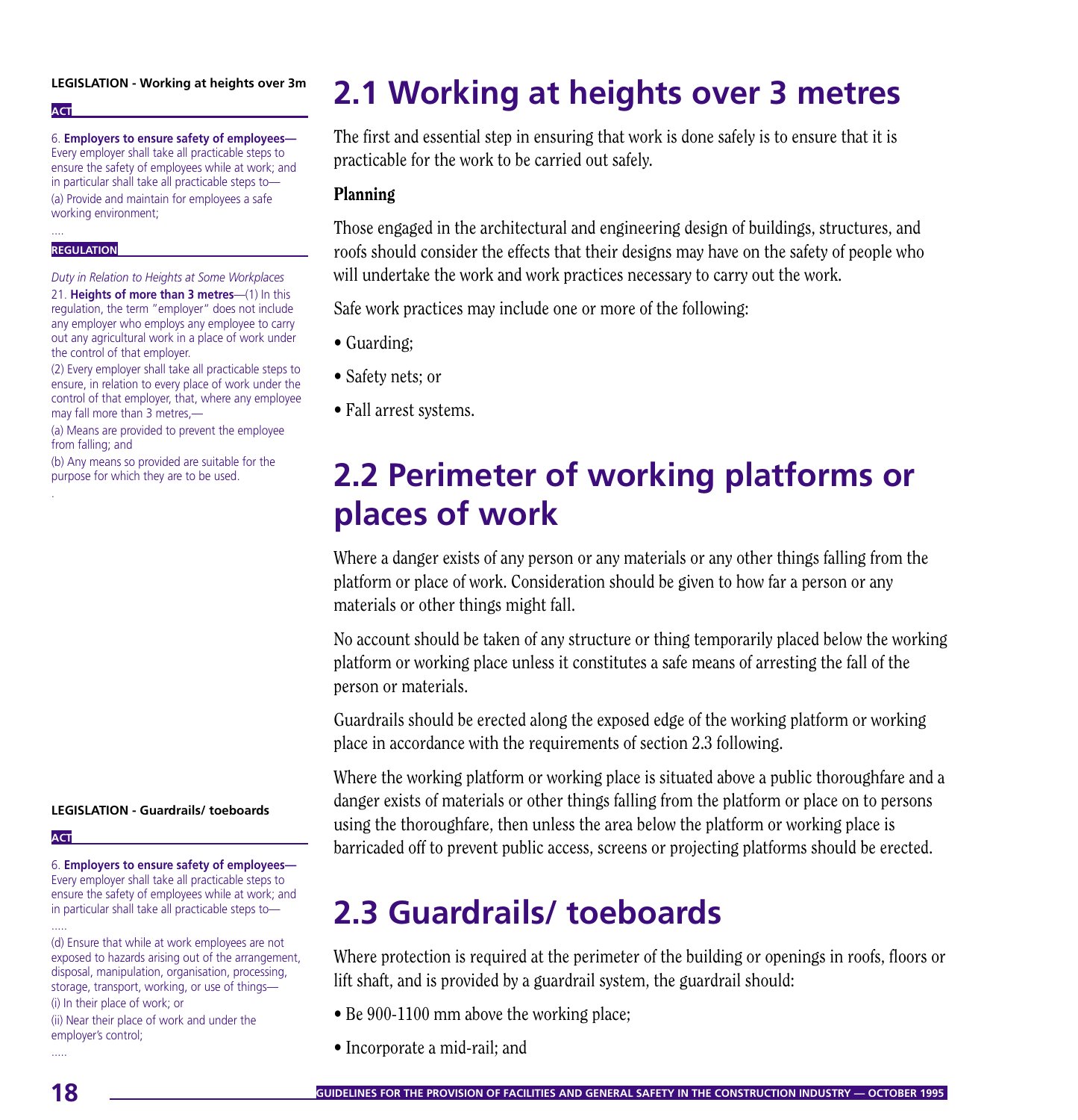**LEGISLATION - Working at heights over 3m**

**ACT**

6. **Employers to ensure safety of employees—** Every employer shall take all practicable steps to ensure the safety of employees while at work; and in particular shall take all practicable steps to—

(a) Provide and maintain for employees a safe working environment;

....

**REGULATION**

*Duty in Relation to Heights at Some Workplaces*

21. **Heights of more than 3 metres**—(1) In this regulation, the term "employer" does not include any employer who employs any employee to carry out any agricultural work in a place of work under the control of that employer.

(2) Every employer shall take all practicable steps to ensure, in relation to every place of work under the control of that employer, that, where any employee may fall more than 3 metres,—

(a) Means are provided to prevent the employee from falling; and

(b) Any means so provided are suitable for the purpose for which they are to be used.

.

# 2.1 Working at heights over 3 metres

The first and essential step in ensuring that work is done safely is to ensure that it is practicable for the work to be carried out safely.

### Planning

Those engaged in the architectural and engineering design of buildings, structures, and roofs should consider the effects that their designs may have on the safety of people who will undertake the work and work practices necessary to carry out the work.

Safe work practices may include one or more of the following:

- Guarding;
- Safety nets; or
- Fall arrest systems.

# 2.2 Perimeter of working platforms or places of work

Where a danger exists of any person or any materials or any other things falling from the platform or place of work. Consideration should be given to how far a person or any materials or other things might fall.

No account should be taken of any structure or thing temporarily placed below the working platform or working place unless it constitutes a safe means of arresting the fall of the person or materials.

Guardrails should be erected along the exposed edge of the working platform or working place in accordance with the requirements of section 2.3 following.

Where the working platform or working place is situated above a public thoroughfare and a danger exists of materials or other things falling from the platform or place on to persons using the thoroughfare, then unless the area below the platform or working place is barricaded off to prevent public access, screens or projecting platforms should be erected.

**LEGISLATION - Guardrails/ toeboards**

**ACT**

6. **Employers to ensure safety of employees—** Every employer shall take all practicable steps to ensure the safety of employees while at work; and in particular shall take all practicable steps to—

.....

(d) Ensure that while at work employees are not exposed to hazards arising out of the arrangement, disposal, manipulation, organisation, processing, storage, transport, working, or use of things—

(i) In their place of work; or

(ii) Near their place of work and under the employer's control;

.....

# 2.3 Guardrails/ toeboards

Where protection is required at the perimeter of the building or openings in roofs, floors or lift shaft, and is provided by a guardrail system, the guardrail should:

- Be 900-1100 mm above the working place;
- Incorporate a mid-rail; and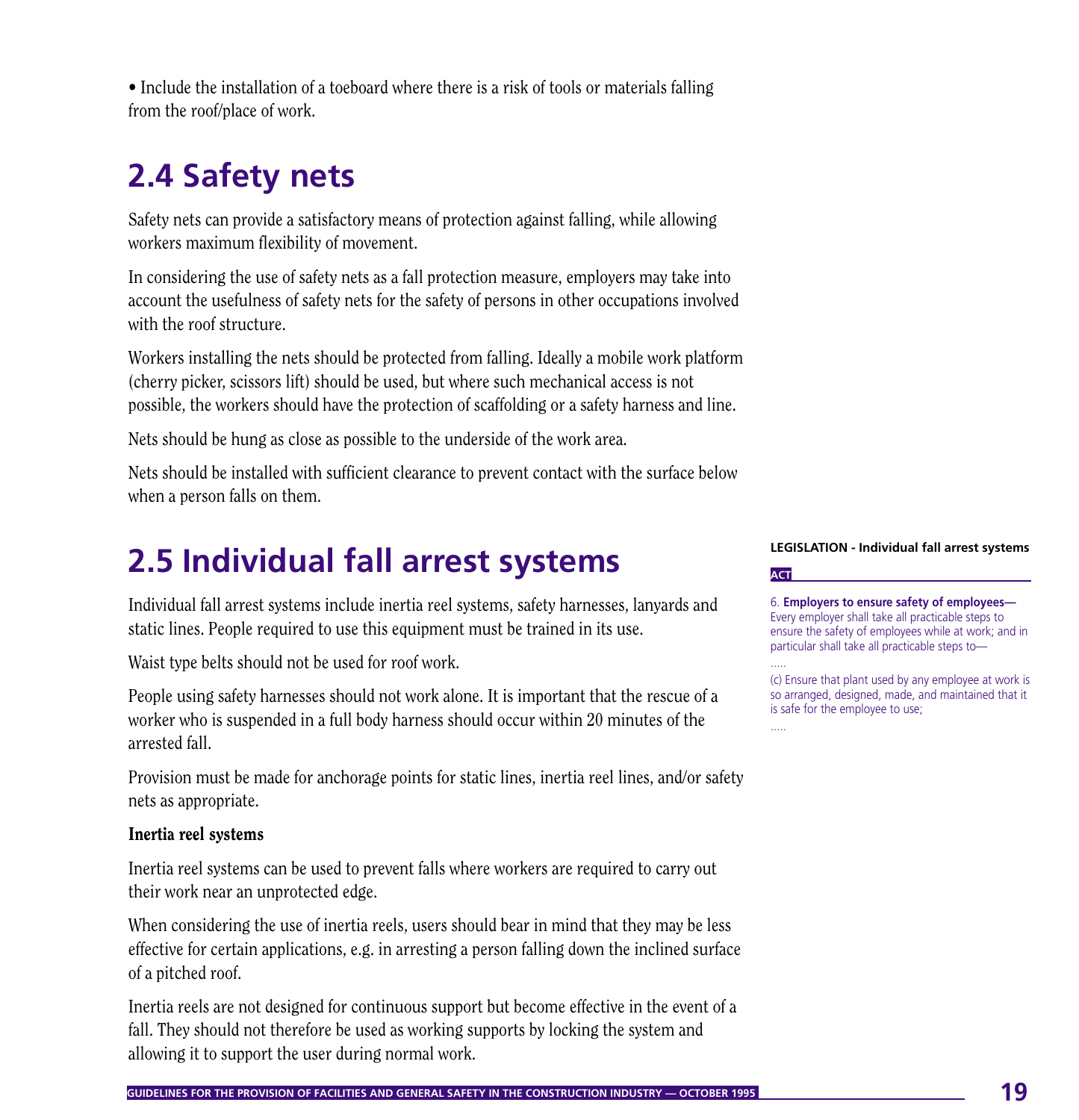• Include the installation of a toeboard where there is a risk of tools or materials falling from the roof/place of work.

## 2.4 Safety nets

Safety nets can provide a satisfactory means of protection against falling, while allowing workers maximum flexibility of movement.

In considering the use of safety nets as a fall protection measure, employers may take into account the usefulness of safety nets for the safety of persons in other occupations involved with the roof structure.

Workers installing the nets should be protected from falling. Ideally a mobile work platform (cherry picker, scissors lift) should be used, but where such mechanical access is not possible, the workers should have the protection of scaffolding or a safety harness and line.

Nets should be hung as close as possible to the underside of the work area.

Nets should be installed with sufficient clearance to prevent contact with the surface below when a person falls on them.

## 2.5 Individual fall arrest systems

Individual fall arrest systems include inertia reel systems, safety harnesses, lanyards and static lines. People required to use this equipment must be trained in its use.

Waist type belts should not be used for roof work.

People using safety harnesses should not work alone. It is important that the rescue of a worker who is suspended in a full body harness should occur within 20 minutes of the arrested fall.

Provision must be made for anchorage points for static lines, inertia reel lines, and/or safety nets as appropriate.

**Inertia reel systems**

Inertia reel systems can be used to prevent falls where workers are required to carry out their work near an unprotected edge.

When considering the use of inertia reels, users should bear in mind that they may be less effective for certain applications, e.g. in arresting a person falling down the inclined surface of a pitched roof.

Inertia reels are not designed for continuous support but become effective in the event of a fall. They should not therefore be used as working supports by locking the system and allowing it to support the user during normal work.

**LEGISLATION - Individual fall arrest systems**

**ACT**

6. **Employers to ensure safety of employees—** Every employer shall take all practicable steps to ensure the safety of employees while at work; and in particular shall take all practicable steps to—

.....

(c) Ensure that plant used by any employee at work is so arranged, designed, made, and maintained that it is safe for the employee to use;

.....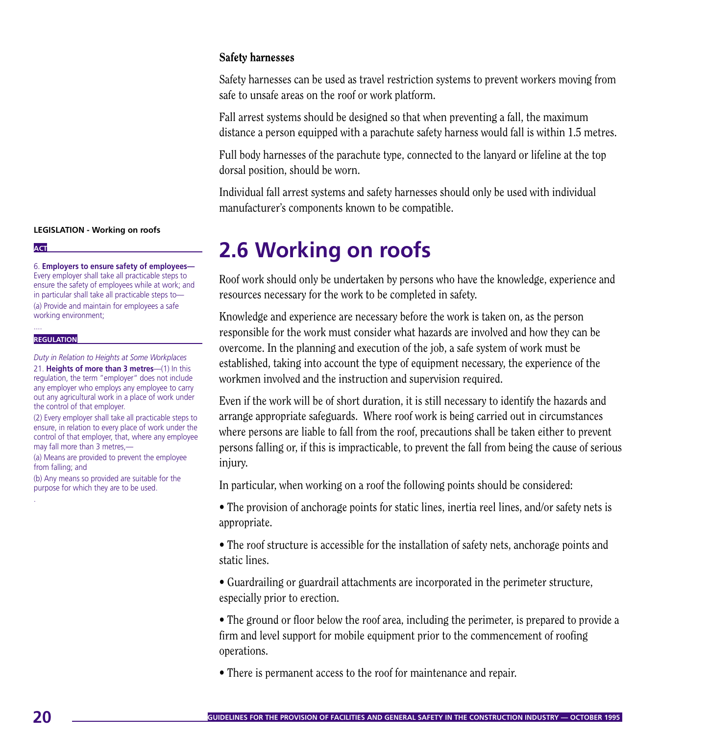### Safety harnesses

Safety harnesses can be used as travel restriction systems to prevent workers moving from safe to unsafe areas on the roof or work platform.

Fall arrest systems should be designed so that when preventing a fall, the maximum distance a person equipped with a parachute safety harness would fall is within 1.5 metres.

Full body harnesses of the parachute type, connected to the lanyard or lifeline at the top dorsal position, should be worn.

Individual fall arrest systems and safety harnesses should only be used with individual manufacturer's components known to be compatible.

## 2.6 Working on roofs

Roof work should only be undertaken by persons who have the knowledge, experience and resources necessary for the work to be completed in safety.

Knowledge and experience are necessary before the work is taken on, as the person responsible for the work must consider what hazards are involved and how they can be overcome. In the planning and execution of the job, a safe system of work must be established, taking into account the type of equipment necessary, the experience of the workmen involved and the instruction and supervision required.

Even if the work will be of short duration, it is still necessary to identify the hazards and arrange appropriate safeguards. Where roof work is being carried out in circumstances where persons are liable to fall from the roof, precautions shall be taken either to prevent persons falling or, if this is impracticable, to prevent the fall from being the cause of serious injury.

In particular, when working on a roof the following points should be considered:

- The provision of anchorage points for static lines, inertia reel lines, and/or safety nets is appropriate.
- The roof structure is accessible for the installation of safety nets, anchorage points and static lines.
- Guardrailing or guardrail attachments are incorporated in the perimeter structure, especially prior to erection.
- The ground or floor below the roof area, including the perimeter, is prepared to provide a firm and level support for mobile equipment prior to the commencement of roofing operations.
- There is permanent access to the roof for maintenance and repair.

**LEGISLATION - Working on roofs**

**ACT**

6. **Employers to ensure safety of employees—** Every employer shall take all practicable steps to ensure the safety of employees while at work; and in particular shall take all practicable steps to—

(a) Provide and maintain for employees a safe working environment;

....

**REGULATION**

*Duty in Relation to Heights at Some Workplaces*

21. **Heights of more than 3 metres**—(1) In this regulation, the term "employer" does not include any employer who employs any employee to carry out any agricultural work in a place of work under the control of that employer.

(2) Every employer shall take all practicable steps to ensure, in relation to every place of work under the control of that employer, that, where any employee may fall more than 3 metres,—

(a) Means are provided to prevent the employee from falling; and

(b) Any means so provided are suitable for the purpose for which they are to be used.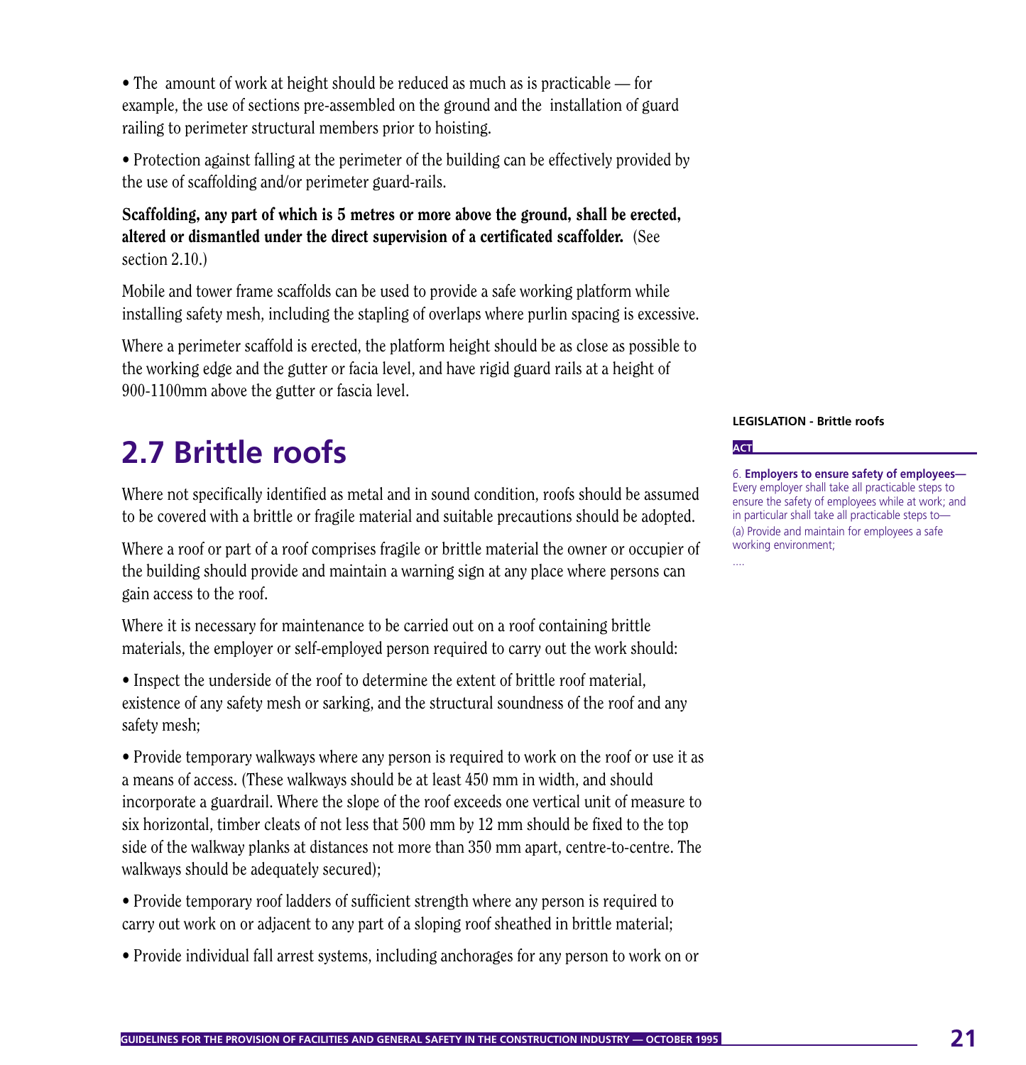• The amount of work at height should be reduced as much as is practicable — for example, the use of sections pre-assembled on the ground and the installation of guard railing to perimeter structural members prior to hoisting.

• Protection against falling at the perimeter of the building can be effectively provided by the use of scaffolding and/or perimeter guard-rails.

**Scaffolding, any part of which is 5 metres or more above the ground, shall be erected, altered or dismantled under the direct supervision of a certificated scaffolder.** (See section 2.10.)

Mobile and tower frame scaffolds can be used to provide a safe working platform while installing safety mesh, including the stapling of overlaps where purlin spacing is excessive.

Where a perimeter scaffold is erected, the platform height should be as close as possible to the working edge and the gutter or facia level, and have rigid guard rails at a height of 900-1100mm above the gutter or fascia level.

## 2.7 Brittle roofs

Where not specifically identified as metal and in sound condition, roofs should be assumed to be covered with a brittle or fragile material and suitable precautions should be adopted.

Where a roof or part of a roof comprises fragile or brittle material the owner or occupier of the building should provide and maintain a warning sign at any place where persons can gain access to the roof.

Where it is necessary for maintenance to be carried out on a roof containing brittle materials, the employer or self-employed person required to carry out the work should:

• Inspect the underside of the roof to determine the extent of brittle roof material, existence of any safety mesh or sarking, and the structural soundness of the roof and any safety mesh;

• Provide temporary walkways where any person is required to work on the roof or use it as a means of access. (These walkways should be at least 450 mm in width, and should incorporate a guardrail. Where the slope of the roof exceeds one vertical unit of measure to six horizontal, timber cleats of not less that 500 mm by 12 mm should be fixed to the top side of the walkway planks at distances not more than 350 mm apart, centre-to-centre. The walkways should be adequately secured);

• Provide temporary roof ladders of sufficient strength where any person is required to carry out work on or adjacent to any part of a sloping roof sheathed in brittle material;

• Provide individual fall arrest systems, including anchorages for any person to work on or

**LEGISLATION - Brittle roofs**

**ACT**

6. **Employers to ensure safety of employees—** Every employer shall take all practicable steps to ensure the safety of employees while at work; and in particular shall take all practicable steps to—

(a) Provide and maintain for employees a safe working environment;

....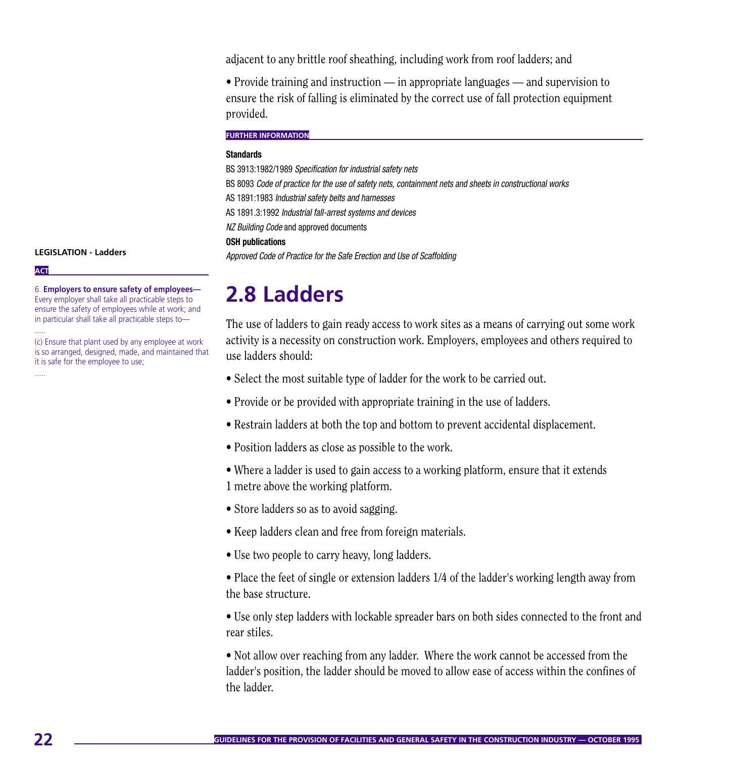adjacent to any brittle roof sheathing, including work from roof ladders; and

• Provide training and instruction — in appropriate languages — and supervision to ensure the risk of falling is eliminated by the correct use of fall protection equipment provided.

**FURTHER INFORMATION**

**Standards**

BS 3913:1982/1989 *Specification for industrial safety nets*

BS 8093 *Code of practice for the use of safety nets, containment nets and sheets in constructional works*

AS 1891:1983 *Industrial safety belts and harnesses*

AS 1891.3:1992 *Industrial fall-arrest systems and devices*

*NZ Building Code* and approved documents

**OSH publications**

*Approved Code of Practice for the Safe Erection and Use of Scaffolding*

## 2.8 Ladders

The use of ladders to gain ready access to work sites as a means of carrying out some work activity is a necessity on construction work. Employers, employees and others required to use ladders should:

• Select the most suitable type of ladder for the work to be carried out.

• Provide or be provided with appropriate training in the use of ladders.

• Restrain ladders at both the top and bottom to prevent accidental displacement.

• Position ladders as close as possible to the work.

• Where a ladder is used to gain access to a working platform, ensure that it extends 1 metre above the working platform.

• Store ladders so as to avoid sagging.

• Keep ladders clean and free from foreign materials.

• Use two people to carry heavy, long ladders.

• Place the feet of single or extension ladders 1/4 of the ladder's working length away from the base structure.

• Use only step ladders with lockable spreader bars on both sides connected to the front and rear stiles.

• Not allow over reaching from any ladder. Where the work cannot be accessed from the ladder's position, the ladder should be moved to allow ease of access within the confines of the ladder.

**LEGISLATION - Ladders**

**ACT**

6. **Employers to ensure safety of employees—** Every employer shall take all practicable steps to ensure the safety of employees while at work; and in particular shall take all practicable steps to—

.....

(c) Ensure that plant used by any employee at work is so arranged, designed, made, and maintained that it is safe for the employee to use;

.....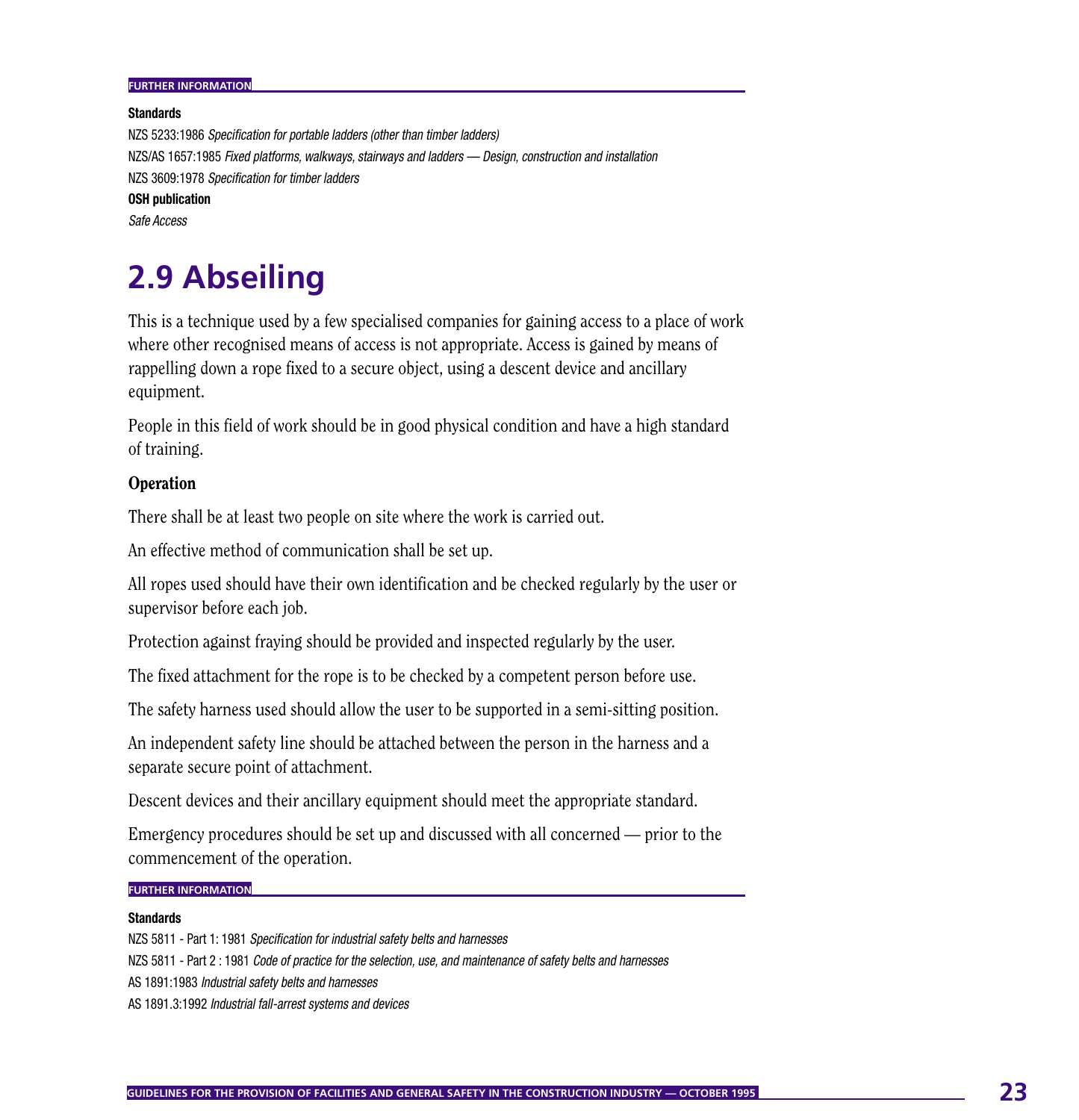FURTHER INFORMATION

**Standards**

NZS 5233:1986 *Specification for portable ladders (other than timber ladders)*

NZS/AS 1657:1985 *Fixed platforms, walkways, stairways and ladders — Design, construction and installation*

NZS 3609:1978 *Specification for timber ladders*

**OSH publication**

*Safe Access*

## 2.9 Abseiling

This is a technique used by a few specialised companies for gaining access to a place of work where other recognised means of access is not appropriate. Access is gained by means of rappelling down a rope fixed to a secure object, using a descent device and ancillary equipment.

People in this field of work should be in good physical condition and have a high standard of training.

### Operation

There shall be at least two people on site where the work is carried out.

An effective method of communication shall be set up.

All ropes used should have their own identification and be checked regularly by the user or supervisor before each job.

Protection against fraying should be provided and inspected regularly by the user.

The fixed attachment for the rope is to be checked by a competent person before use.

The safety harness used should allow the user to be supported in a semi-sitting position.

An independent safety line should be attached between the person in the harness and a separate secure point of attachment.

Descent devices and their ancillary equipment should meet the appropriate standard.

Emergency procedures should be set up and discussed with all concerned — prior to the commencement of the operation.

FURTHER INFORMATION

**Standards**

NZS 5811 - Part 1: 1981 *Specification for industrial safety belts and harnesses*

NZS 5811 - Part 2 : 1981 *Code of practice for the selection, use, and maintenance of safety belts and harnesses*

AS 1891:1983 *Industrial safety belts and harnesses*

AS 1891.3:1992 *Industrial fall-arrest systems and devices*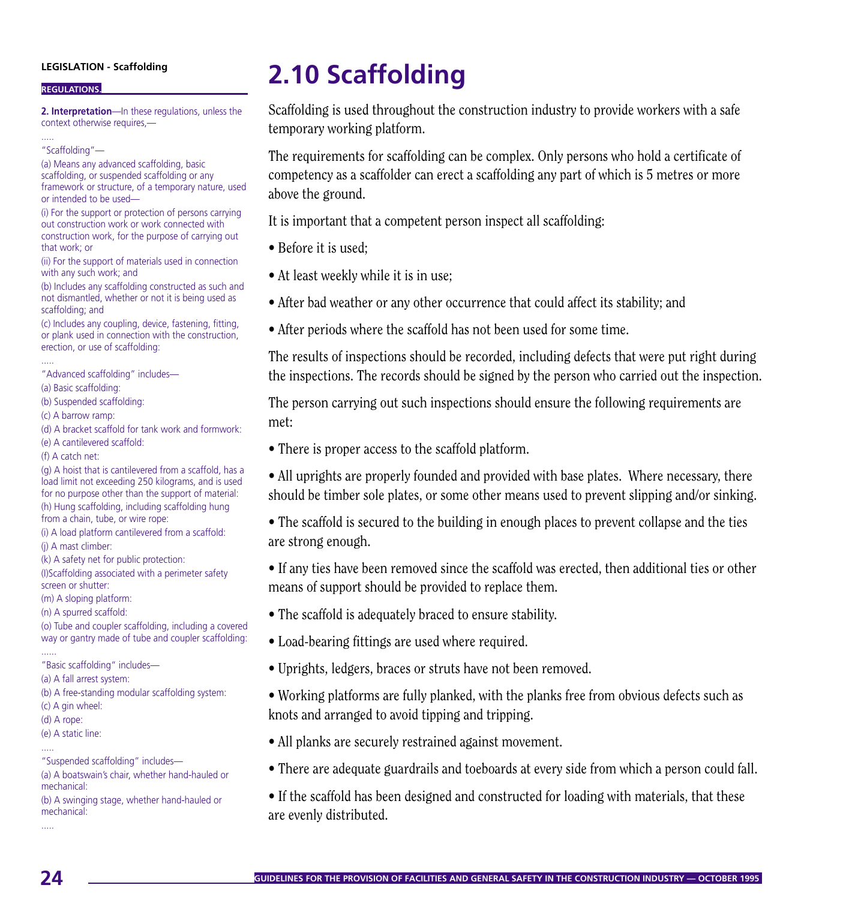**LEGISLATION - Scaffolding**

**REGULATIONS.**

**2. Interpretation**—In these regulations, unless the context otherwise requires,—

.....

"Scaffolding"—

(a) Means any advanced scaffolding, basic scaffolding, or suspended scaffolding or any framework or structure, of a temporary nature, used or intended to be used—

(i) For the support or protection of persons carrying out construction work or work connected with construction work, for the purpose of carrying out that work; or

(ii) For the support of materials used in connection with any such work; and

(b) Includes any scaffolding constructed as such and not dismantled, whether or not it is being used as scaffolding; and

(c) Includes any coupling, device, fastening, fitting, or plank used in connection with the construction, erection, or use of scaffolding:

.....

"Advanced scaffolding" includes—

(a) Basic scaffolding:

(b) Suspended scaffolding:

(c) A barrow ramp:

(d) A bracket scaffold for tank work and formwork:

(e) A cantilevered scaffold:

(f) A catch net:

(g) A hoist that is cantilevered from a scaffold, has a load limit not exceeding 250 kilograms, and is used for no purpose other than the support of material:

(h) Hung scaffolding, including scaffolding hung from a chain, tube, or wire rope:

(i) A load platform cantilevered from a scaffold:

(j) A mast climber:

(k) A safety net for public protection:

(l)Scaffolding associated with a perimeter safety screen or shutter:

(m) A sloping platform:

(n) A spurred scaffold:

(o) Tube and coupler scaffolding, including a covered way or gantry made of tube and coupler scaffolding:

......

"Basic scaffolding" includes—

(a) A fall arrest system:

(b) A free-standing modular scaffolding system:

(c) A gin wheel:

(d) A rope:

(e) A static line:

.....

"Suspended scaffolding" includes—

(a) A boatswain's chair, whether hand-hauled or mechanical:

(b) A swinging stage, whether hand-hauled or mechanical:

.....

# 2.10 Scaffolding

Scaffolding is used throughout the construction industry to provide workers with a safe temporary working platform.

The requirements for scaffolding can be complex. Only persons who hold a certificate of competency as a scaffolder can erect a scaffolding any part of which is 5 metres or more above the ground.

It is important that a competent person inspect all scaffolding:

- Before it is used;
- At least weekly while it is in use;
- After bad weather or any other occurrence that could affect its stability; and
- After periods where the scaffold has not been used for some time.

The results of inspections should be recorded, including defects that were put right during the inspections. The records should be signed by the person who carried out the inspection.

The person carrying out such inspections should ensure the following requirements are met:

- There is proper access to the scaffold platform.
- All uprights are properly founded and provided with base plates. Where necessary, there should be timber sole plates, or some other means used to prevent slipping and/or sinking.
- The scaffold is secured to the building in enough places to prevent collapse and the ties are strong enough.
- If any ties have been removed since the scaffold was erected, then additional ties or other means of support should be provided to replace them.
- The scaffold is adequately braced to ensure stability.
- Load-bearing fittings are used where required.
- Uprights, ledgers, braces or struts have not been removed.
- Working platforms are fully planked, with the planks free from obvious defects such as knots and arranged to avoid tipping and tripping.
- All planks are securely restrained against movement.
- There are adequate guardrails and toeboards at every side from which a person could fall.
- If the scaffold has been designed and constructed for loading with materials, that these are evenly distributed.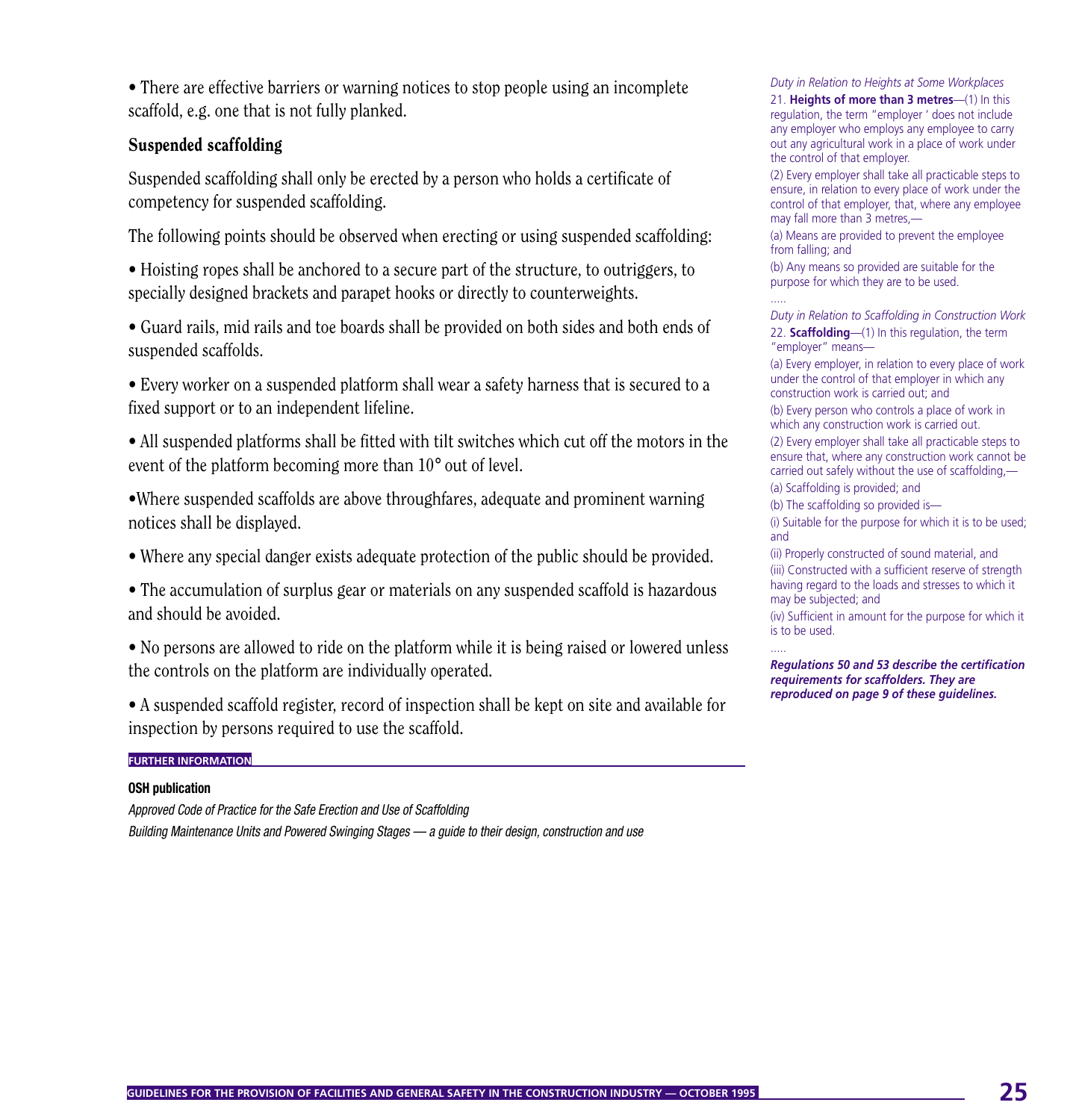• There are effective barriers or warning notices to stop people using an incomplete scaffold, e.g. one that is not fully planked.

### Suspended scaffolding

Suspended scaffolding shall only be erected by a person who holds a certificate of competency for suspended scaffolding.

The following points should be observed when erecting or using suspended scaffolding:

• Hoisting ropes shall be anchored to a secure part of the structure, to outriggers, to specially designed brackets and parapet hooks or directly to counterweights.

• Guard rails, mid rails and toe boards shall be provided on both sides and both ends of suspended scaffolds.

• Every worker on a suspended platform shall wear a safety harness that is secured to a fixed support or to an independent lifeline.

• All suspended platforms shall be fitted with tilt switches which cut off the motors in the event of the platform becoming more than 10° out of level.

•Where suspended scaffolds are above throughfares, adequate and prominent warning notices shall be displayed.

• Where any special danger exists adequate protection of the public should be provided.

• The accumulation of surplus gear or materials on any suspended scaffold is hazardous and should be avoided.

• No persons are allowed to ride on the platform while it is being raised or lowered unless the controls on the platform are individually operated.

• A suspended scaffold register, record of inspection shall be kept on site and available for inspection by persons required to use the scaffold.

**FURTHER INFORMATION**

**OSH publication**

*Approved Code of Practice for the Safe Erection and Use of Scaffolding*

*Building Maintenance Units and Powered Swinging Stages — a guide to their design, construction and use*

*Duty in Relation to Heights at Some Workplaces*

21. **Heights of more than 3 metres**—(1) In this regulation, the term "employer ' does not include any employer who employs any employee to carry out any agricultural work in a place of work under the control of that employer.

(2) Every employer shall take all practicable steps to ensure, in relation to every place of work under the control of that employer, that, where any employee may fall more than 3 metres,—

(a) Means are provided to prevent the employee from falling; and

(b) Any means so provided are suitable for the purpose for which they are to be used.

.....

*Duty in Relation to Scaffolding in Construction Work*

22. **Scaffolding**—(1) In this regulation, the term "employer" means—

(a) Every employer, in relation to every place of work under the control of that employer in which any construction work is carried out; and

(b) Every person who controls a place of work in which any construction work is carried out.

(2) Every employer shall take all practicable steps to ensure that, where any construction work cannot be carried out safely without the use of scaffolding,—

(a) Scaffolding is provided; and

(b) The scaffolding so provided is—

(i) Suitable for the purpose for which it is to be used; and

(ii) Properly constructed of sound material, and

(iii) Constructed with a sufficient reserve of strength having regard to the loads and stresses to which it may be subjected; and

(iv) Sufficient in amount for the purpose for which it is to be used.

.....

***Regulations 50 and 53 describe the certification requirements for scaffolders. They are reproduced on page 9 of these guidelines.***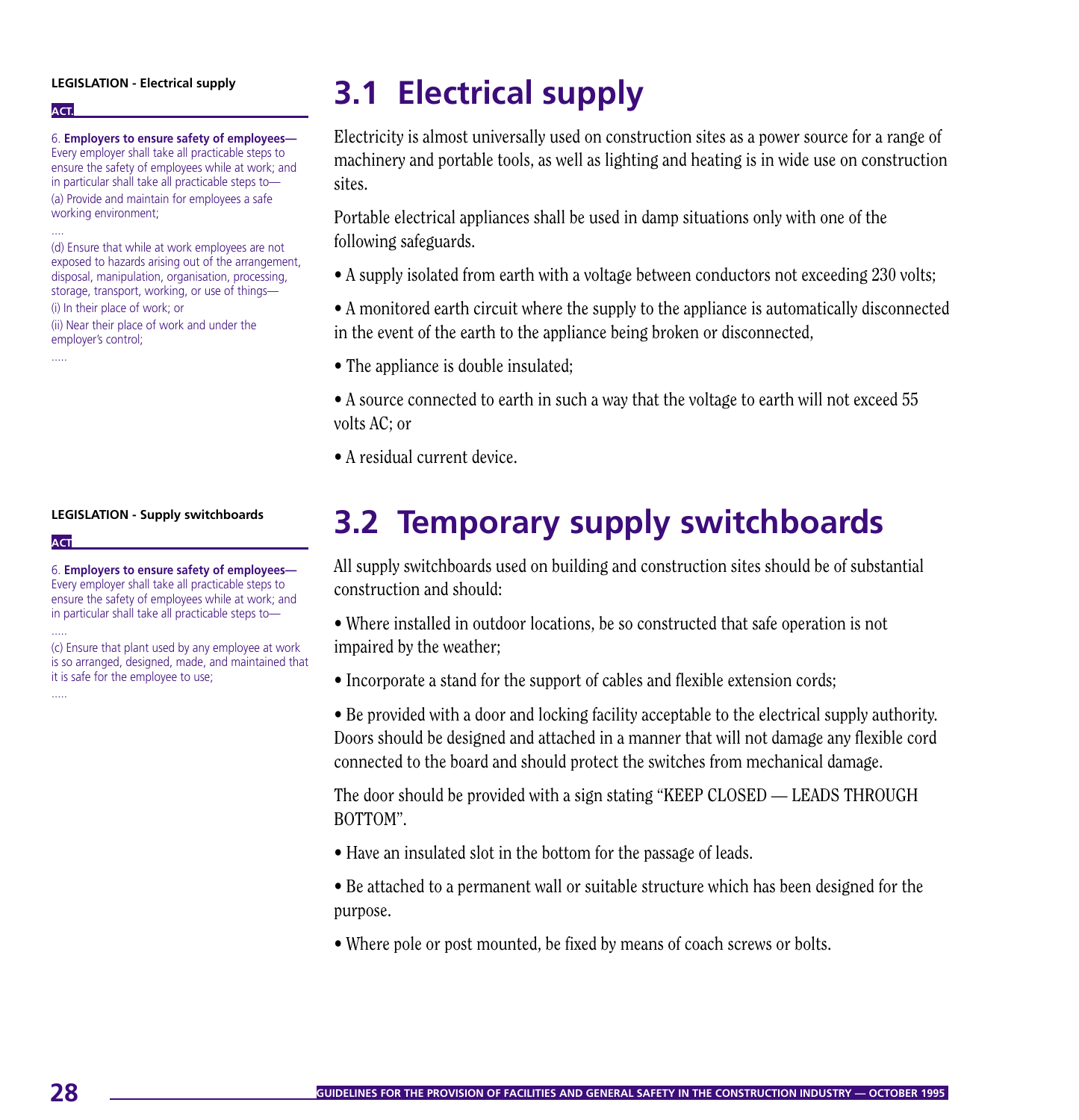**LEGISLATION - Electrical supply**

**ACT.**

6. **Employers to ensure safety of employees—** Every employer shall take all practicable steps to ensure the safety of employees while at work; and in particular shall take all practicable steps to—

(a) Provide and maintain for employees a safe working environment;

....

(d) Ensure that while at work employees are not exposed to hazards arising out of the arrangement, disposal, manipulation, organisation, processing, storage, transport, working, or use of things—

(i) In their place of work; or

(ii) Near their place of work and under the employer's control;

.....

# 3.1 Electrical supply

Electricity is almost universally used on construction sites as a power source for a range of machinery and portable tools, as well as lighting and heating is in wide use on construction sites.

Portable electrical appliances shall be used in damp situations only with one of the following safeguards.

- A supply isolated from earth with a voltage between conductors not exceeding 230 volts;
- A monitored earth circuit where the supply to the appliance is automatically disconnected in the event of the earth to the appliance being broken or disconnected,
- The appliance is double insulated;
- A source connected to earth in such a way that the voltage to earth will not exceed 55 volts AC; or
- A residual current device.

**LEGISLATION - Supply switchboards**

**ACT**

6. **Employers to ensure safety of employees—** Every employer shall take all practicable steps to ensure the safety of employees while at work; and in particular shall take all practicable steps to—

.....

(c) Ensure that plant used by any employee at work is so arranged, designed, made, and maintained that it is safe for the employee to use;

.....

# 3.2 Temporary supply switchboards

All supply switchboards used on building and construction sites should be of substantial construction and should:

- Where installed in outdoor locations, be so constructed that safe operation is not impaired by the weather;
- Incorporate a stand for the support of cables and flexible extension cords;
- Be provided with a door and locking facility acceptable to the electrical supply authority. Doors should be designed and attached in a manner that will not damage any flexible cord connected to the board and should protect the switches from mechanical damage.

The door should be provided with a sign stating "KEEP CLOSED — LEADS THROUGH BOTTOM".

- Have an insulated slot in the bottom for the passage of leads.
- Be attached to a permanent wall or suitable structure which has been designed for the purpose.
- Where pole or post mounted, be fixed by means of coach screws or bolts.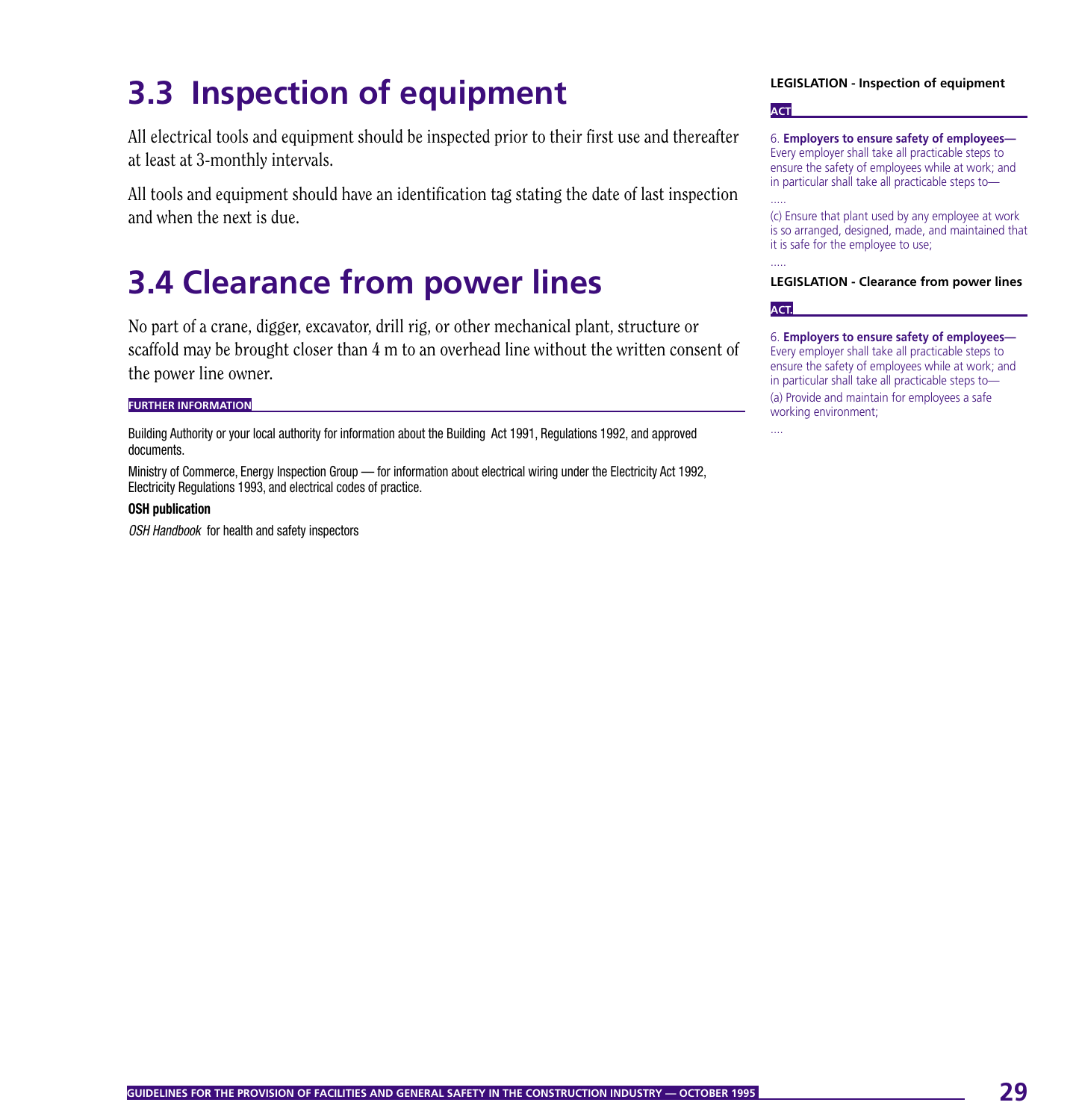## 3.3 Inspection of equipment

All electrical tools and equipment should be inspected prior to their first use and thereafter at least at 3-monthly intervals.

All tools and equipment should have an identification tag stating the date of last inspection and when the next is due.

**LEGISLATION - Inspection of equipment**

**ACT**

6. **Employers to ensure safety of employees—** Every employer shall take all practicable steps to ensure the safety of employees while at work; and in particular shall take all practicable steps to—

.....

(c) Ensure that plant used by any employee at work is so arranged, designed, made, and maintained that it is safe for the employee to use;

.....

## 3.4 Clearance from power lines

No part of a crane, digger, excavator, drill rig, or other mechanical plant, structure or scaffold may be brought closer than 4 m to an overhead line without the written consent of the power line owner.

**LEGISLATION - Clearance from power lines**

**ACT.**

6. **Employers to ensure safety of employees—** Every employer shall take all practicable steps to ensure the safety of employees while at work; and in particular shall take all practicable steps to—

(a) Provide and maintain for employees a safe working environment;

....

**FURTHER INFORMATION**

Building Authority or your local authority for information about the Building Act 1991, Regulations 1992, and approved documents.

Ministry of Commerce, Energy Inspection Group — for information about electrical wiring under the Electricity Act 1992, Electricity Regulations 1993, and electrical codes of practice.

**OSH publication**

*OSH Handbook* for health and safety inspectors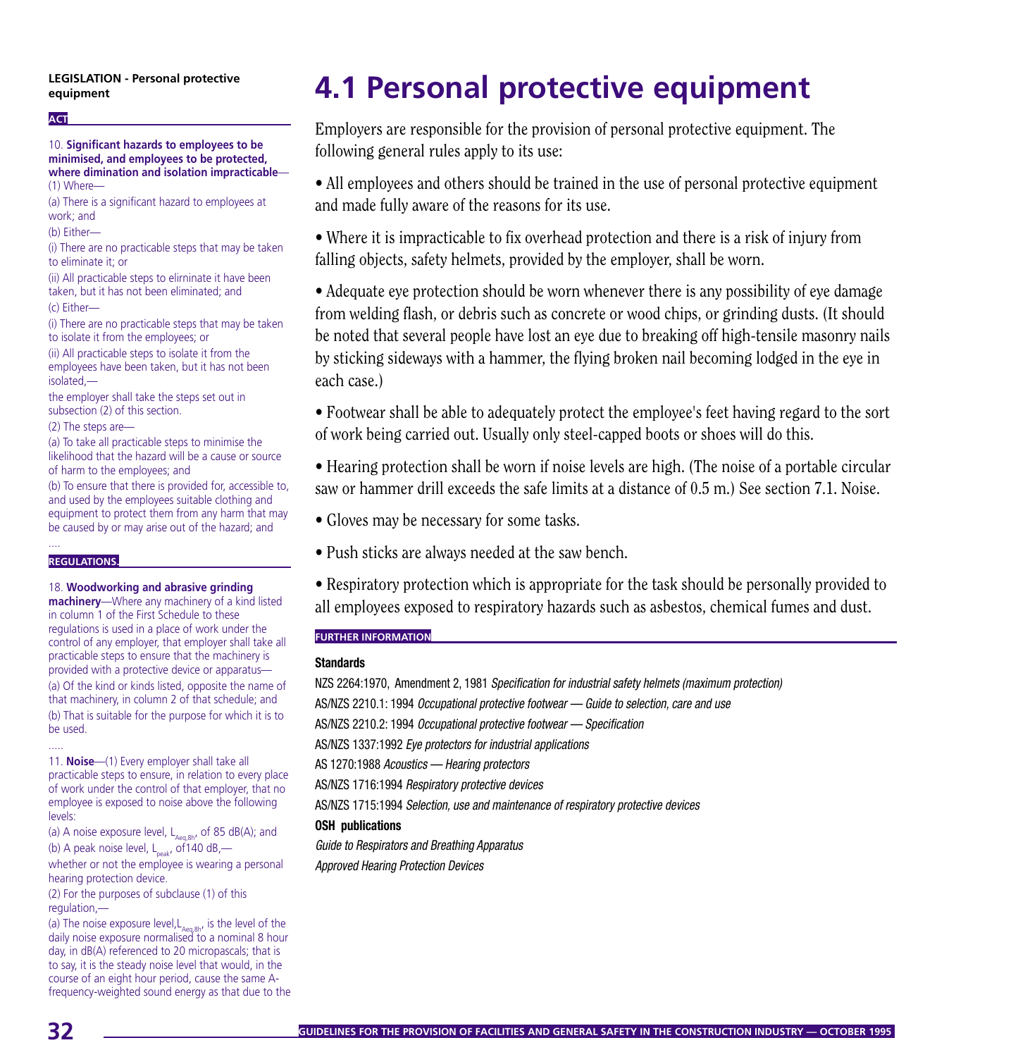**LEGISLATION - Personal protective equipment**

**ACT**

10. **Significant hazards to employees to be minimised, and employees to be protected, where dimination and isolation impracticable**—

(1) Where—

(a) There is a significant hazard to employees at work; and

(b) Either—

(i) There are no practicable steps that may be taken to eliminate it; or

(ii) All practicable steps to elirninate it have been taken, but it has not been eliminated; and

(c) Either—

(i) There are no practicable steps that may be taken to isolate it from the employees; or

(ii) All practicable steps to isolate it from the employees have been taken, but it has not been isolated,—

the employer shall take the steps set out in subsection (2) of this section.

(2) The steps are—

(a) To take all practicable steps to minimise the likelihood that the hazard will be a cause or source of harm to the employees; and

(b) To ensure that there is provided for, accessible to, and used by the employees suitable clothing and equipment to protect them from any harm that may be caused by or may arise out of the hazard; and

....

**REGULATIONS.**

18. **Woodworking and abrasive grinding machinery**—Where any machinery of a kind listed in column 1 of the First Schedule to these regulations is used in a place of work under the control of any employer, that employer shall take all practicable steps to ensure that the machinery is provided with a protective device or apparatus—

(a) Of the kind or kinds listed, opposite the name of that machinery, in column 2 of that schedule; and

(b) That is suitable for the purpose for which it is to be used.

.....

11. **Noise**—(1) Every employer shall take all practicable steps to ensure, in relation to every place of work under the control of that employer, that no employee is exposed to noise above the following levels:

(a) A noise exposure level, $L_{Aeq,8h}$, of 85 dB(A); and

(b) A peak noise level, $L_{peak}$, of140 dB,—

whether or not the employee is wearing a personal hearing protection device.

(2) For the purposes of subclause (1) of this regulation,—

(a) The noise exposure level,$L_{Aeq,8h}$, is the level of the daily noise exposure normalised to a nominal 8 hour day, in dB(A) referenced to 20 micropascals; that is to say, it is the steady noise level that would, in the course of an eight hour period, cause the same A-frequency-weighted sound energy as that due to the

# 4.1 Personal protective equipment

Employers are responsible for the provision of personal protective equipment. The following general rules apply to its use:

- All employees and others should be trained in the use of personal protective equipment and made fully aware of the reasons for its use.
- Where it is impracticable to fix overhead protection and there is a risk of injury from falling objects, safety helmets, provided by the employer, shall be worn.
- Adequate eye protection should be worn whenever there is any possibility of eye damage from welding flash, or debris such as concrete or wood chips, or grinding dusts. (It should be noted that several people have lost an eye due to breaking off high-tensile masonry nails by sticking sideways with a hammer, the flying broken nail becoming lodged in the eye in each case.)
- Footwear shall be able to adequately protect the employee's feet having regard to the sort of work being carried out. Usually only steel-capped boots or shoes will do this.
- Hearing protection shall be worn if noise levels are high. (The noise of a portable circular saw or hammer drill exceeds the safe limits at a distance of 0.5 m.) See section 7.1. Noise.
- Gloves may be necessary for some tasks.
- Push sticks are always needed at the saw bench.
- Respiratory protection which is appropriate for the task should be personally provided to all employees exposed to respiratory hazards such as asbestos, chemical fumes and dust.

**FURTHER INFORMATION**

**Standards**

NZS 2264:1970, Amendment 2, 1981 *Specification for industrial safety helmets (maximum protection)*

AS/NZS 2210.1: 1994 *Occupational protective footwear — Guide to selection, care and use*

AS/NZS 2210.2: 1994 *Occupational protective footwear — Specification*

AS/NZS 1337:1992 *Eye protectors for industrial applications*

AS 1270:1988 *Acoustics — Hearing protectors*

AS/NZS 1716:1994 *Respiratory protective devices*

AS/NZS 1715:1994 *Selection, use and maintenance of respiratory protective devices*

**OSH publications**

*Guide to Respirators and Breathing Apparatus*

*Approved Hearing Protection Devices*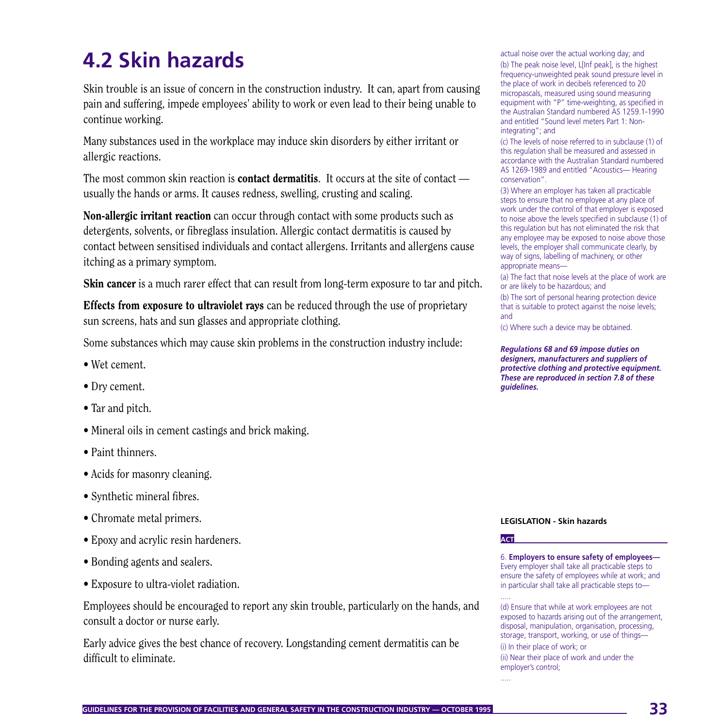# 4.2 Skin hazards

Skin trouble is an issue of concern in the construction industry. It can, apart from causing pain and suffering, impede employees' ability to work or even lead to their being unable to continue working.

Many substances used in the workplace may induce skin disorders by either irritant or allergic reactions.

The most common skin reaction is **contact dermatitis**. It occurs at the site of contact — usually the hands or arms. It causes redness, swelling, crusting and scaling.

**Non-allergic irritant reaction** can occur through contact with some products such as detergents, solvents, or fibreglass insulation. Allergic contact dermatitis is caused by contact between sensitised individuals and contact allergens. Irritants and allergens cause itching as a primary symptom.

**Skin cancer** is a much rarer effect that can result from long-term exposure to tar and pitch.

**Effects from exposure to ultraviolet rays** can be reduced through the use of proprietary sun screens, hats and sun glasses and appropriate clothing.

Some substances which may cause skin problems in the construction industry include:

- Wet cement.
- Dry cement.
- Tar and pitch.
- Mineral oils in cement castings and brick making.
- Paint thinners.
- Acids for masonry cleaning.
- Synthetic mineral fibres.
- Chromate metal primers.
- Epoxy and acrylic resin hardeners.
- Bonding agents and sealers.
- Exposure to ultra-violet radiation.

Employees should be encouraged to report any skin trouble, particularly on the hands, and consult a doctor or nurse early.

Early advice gives the best chance of recovery. Longstanding cement dermatitis can be difficult to eliminate.

actual noise over the actual working day; and

(b) The peak noise level, L[Inf peak], is the highest frequency-unweighted peak sound pressure level in the place of work in decibels referenced to 20 micropascals, measured using sound measuring equipment with "P" time-weighting, as specified in the Australian Standard numbered AS 1259.1-1990 and entitled "Sound level meters Part 1: Non-integrating"; and

(c) The levels of noise referred to in subclause (1) of this regulation shall be measured and assessed in accordance with the Australian Standard numbered AS 1269-1989 and entitled "Acoustics— Hearing conservation".

(3) Where an employer has taken all practicable steps to ensure that no employee at any place of work under the control of that employer is exposed to noise above the levels specified in subclause (1) of this regulation but has not eliminated the risk that any employee may be exposed to noise above those levels, the employer shall communicate clearly, by way of signs, labelling of machinery, or other appropriate means—

(a) The fact that noise levels at the place of work are or are likely to be hazardous; and

(b) The sort of personal hearing protection device that is suitable to protect against the noise levels; and

(c) Where such a device may be obtained.

***Regulations 68 and 69 impose duties on designers, manufacturers and suppliers of protective clothing and protective equipment. These are reproduced in section 7.8 of these guidelines.***

**LEGISLATION - Skin hazards**

**ACT**

6. **Employers to ensure safety of employees—** Every employer shall take all practicable steps to ensure the safety of employees while at work; and in particular shall take all practicable steps to—

.....

(d) Ensure that while at work employees are not exposed to hazards arising out of the arrangement, disposal, manipulation, organisation, processing, storage, transport, working, or use of things—

(i) In their place of work; or

(ii) Near their place of work and under the employer's control;

.....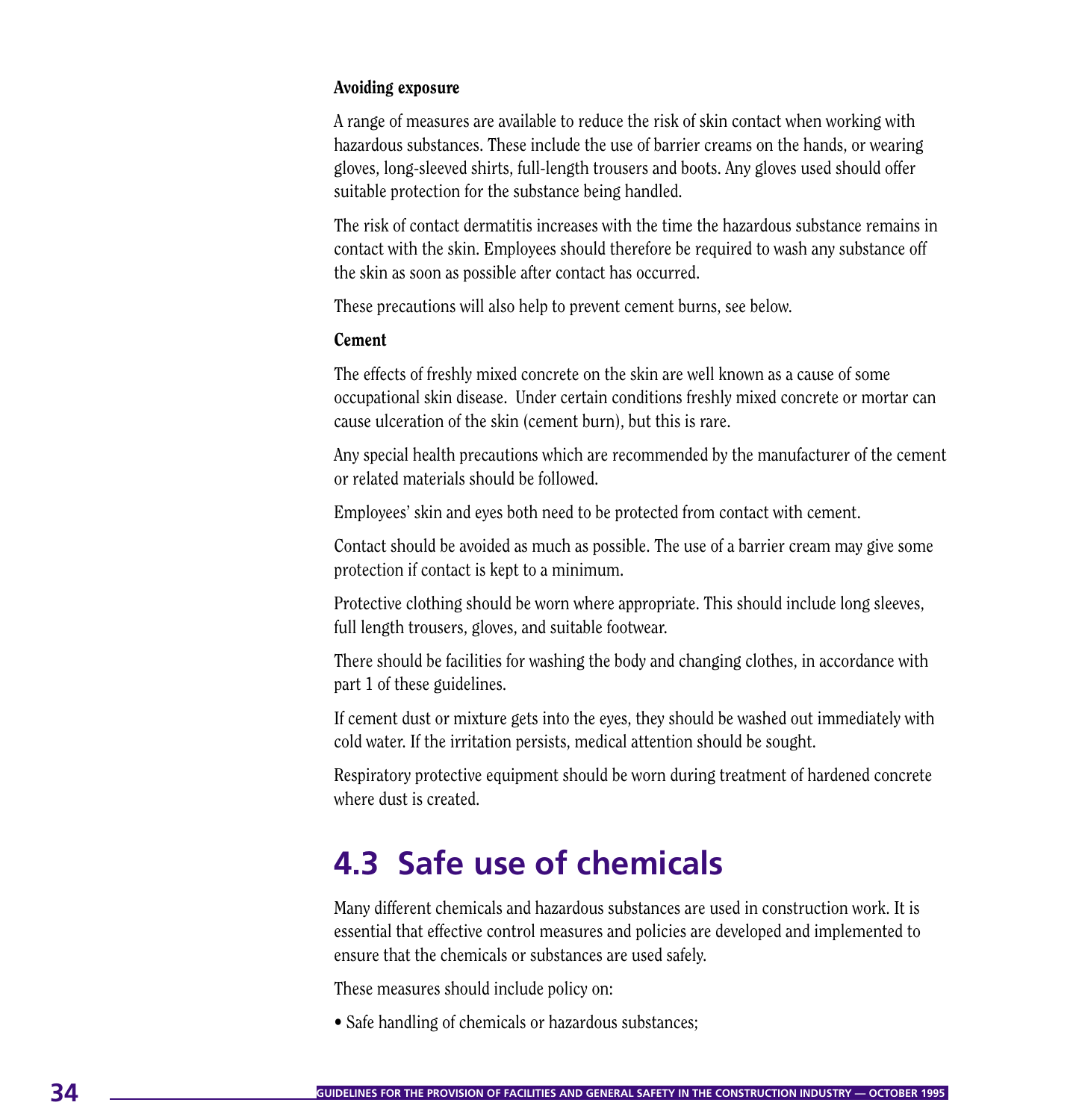### Avoiding exposure

A range of measures are available to reduce the risk of skin contact when working with hazardous substances. These include the use of barrier creams on the hands, or wearing gloves, long-sleeved shirts, full-length trousers and boots. Any gloves used should offer suitable protection for the substance being handled.

The risk of contact dermatitis increases with the time the hazardous substance remains in contact with the skin. Employees should therefore be required to wash any substance off the skin as soon as possible after contact has occurred.

These precautions will also help to prevent cement burns, see below.

### Cement

The effects of freshly mixed concrete on the skin are well known as a cause of some occupational skin disease. Under certain conditions freshly mixed concrete or mortar can cause ulceration of the skin (cement burn), but this is rare.

Any special health precautions which are recommended by the manufacturer of the cement or related materials should be followed.

Employees' skin and eyes both need to be protected from contact with cement.

Contact should be avoided as much as possible. The use of a barrier cream may give some protection if contact is kept to a minimum.

Protective clothing should be worn where appropriate. This should include long sleeves, full length trousers, gloves, and suitable footwear.

There should be facilities for washing the body and changing clothes, in accordance with part 1 of these guidelines.

If cement dust or mixture gets into the eyes, they should be washed out immediately with cold water. If the irritation persists, medical attention should be sought.

Respiratory protective equipment should be worn during treatment of hardened concrete where dust is created.

## 4.3 Safe use of chemicals

Many different chemicals and hazardous substances are used in construction work. It is essential that effective control measures and policies are developed and implemented to ensure that the chemicals or substances are used safely.

These measures should include policy on:

- Safe handling of chemicals or hazardous substances;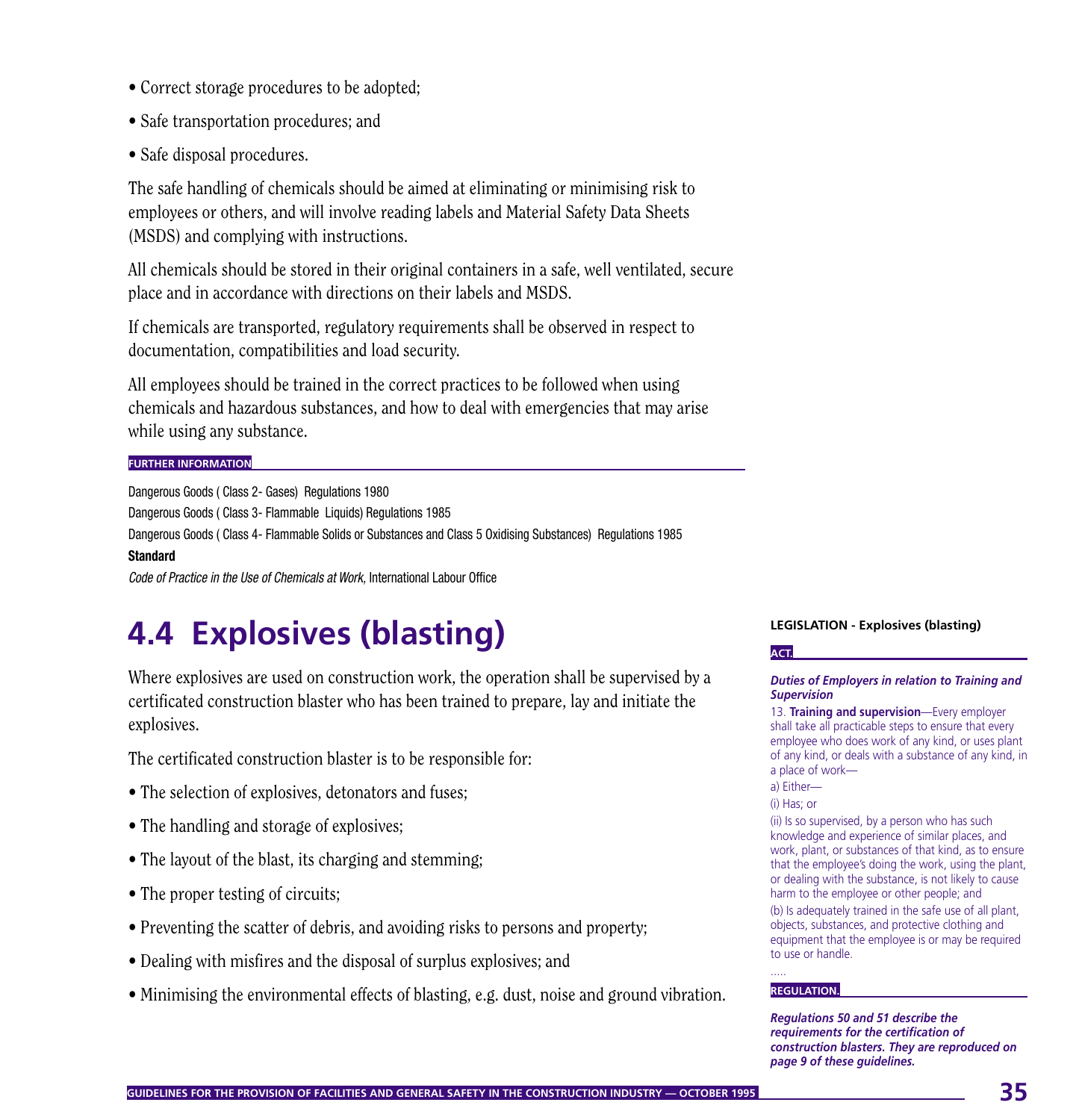- Correct storage procedures to be adopted;
- Safe transportation procedures; and
- Safe disposal procedures.

The safe handling of chemicals should be aimed at eliminating or minimising risk to employees or others, and will involve reading labels and Material Safety Data Sheets (MSDS) and complying with instructions.

All chemicals should be stored in their original containers in a safe, well ventilated, secure place and in accordance with directions on their labels and MSDS.

If chemicals are transported, regulatory requirements shall be observed in respect to documentation, compatibilities and load security.

All employees should be trained in the correct practices to be followed when using chemicals and hazardous substances, and how to deal with emergencies that may arise while using any substance.

**FURTHER INFORMATION**

Dangerous Goods ( Class 2- Gases) Regulations 1980

Dangerous Goods ( Class 3- Flammable Liquids) Regulations 1985

Dangerous Goods ( Class 4- Flammable Solids or Substances and Class 5 Oxidising Substances) Regulations 1985

**Standard**

*Code of Practice in the Use of Chemicals at Work*, International Labour Office

## 4.4 Explosives (blasting)

Where explosives are used on construction work, the operation shall be supervised by a certificated construction blaster who has been trained to prepare, lay and initiate the explosives.

The certificated construction blaster is to be responsible for:

- The selection of explosives, detonators and fuses;
- The handling and storage of explosives;
- The layout of the blast, its charging and stemming;
- The proper testing of circuits;
- Preventing the scatter of debris, and avoiding risks to persons and property;
- Dealing with misfires and the disposal of surplus explosives; and
- Minimising the environmental effects of blasting, e.g. dust, noise and ground vibration.

**LEGISLATION - Explosives (blasting)**

**ACT.**

***Duties of Employers in relation to Training and Supervision***

13. **Training and supervision**—Every employer shall take all practicable steps to ensure that every employee who does work of any kind, or uses plant of any kind, or deals with a substance of any kind, in a place of work—

a) Either—

(i) Has; or

(ii) Is so supervised, by a person who has such knowledge and experience of similar places, and work, plant, or substances of that kind, as to ensure that the employee's doing the work, using the plant, or dealing with the substance, is not likely to cause harm to the employee or other people; and

(b) Is adequately trained in the safe use of all plant, objects, substances, and protective clothing and equipment that the employee is or may be required to use or handle.

.....

**REGULATION.**

***Regulations 50 and 51 describe the requirements for the certification of construction blasters. They are reproduced on page 9 of these guidelines.***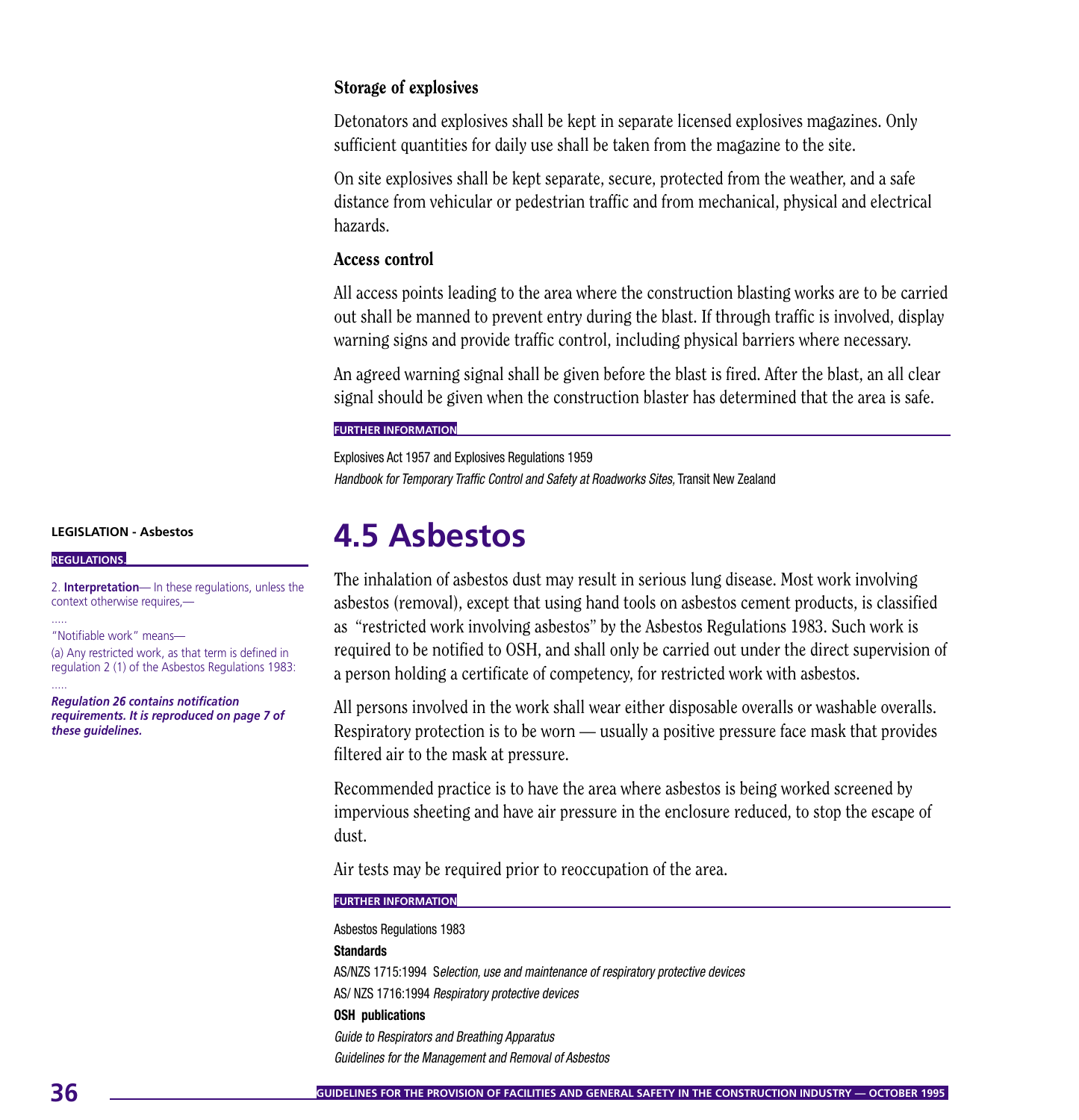### Storage of explosives

Detonators and explosives shall be kept in separate licensed explosives magazines. Only sufficient quantities for daily use shall be taken from the magazine to the site.

On site explosives shall be kept separate, secure, protected from the weather, and a safe distance from vehicular or pedestrian traffic and from mechanical, physical and electrical hazards.

### Access control

All access points leading to the area where the construction blasting works are to be carried out shall be manned to prevent entry during the blast. If through traffic is involved, display warning signs and provide traffic control, including physical barriers where necessary.

An agreed warning signal shall be given before the blast is fired. After the blast, an all clear signal should be given when the construction blaster has determined that the area is safe.

**FURTHER INFORMATION**

Explosives Act 1957 and Explosives Regulations 1959

*Handbook for Temporary Traffic Control and Safety at Roadworks Sites,* Transit New Zealand

## 4.5 Asbestos

**LEGISLATION - Asbestos**

**REGULATIONS.**

2. **Interpretation**— In these regulations, unless the context otherwise requires,—

.....

"Notifiable work" means—

(a) Any restricted work, as that term is defined in regulation 2 (1) of the Asbestos Regulations 1983:

.....

***Regulation 26 contains notification requirements. It is reproduced on page 7 of these guidelines.***

The inhalation of asbestos dust may result in serious lung disease. Most work involving asbestos (removal), except that using hand tools on asbestos cement products, is classified as "restricted work involving asbestos" by the Asbestos Regulations 1983. Such work is required to be notified to OSH, and shall only be carried out under the direct supervision of a person holding a certificate of competency, for restricted work with asbestos.

All persons involved in the work shall wear either disposable overalls or washable overalls. Respiratory protection is to be worn — usually a positive pressure face mask that provides filtered air to the mask at pressure.

Recommended practice is to have the area where asbestos is being worked screened by impervious sheeting and have air pressure in the enclosure reduced, to stop the escape of dust.

Air tests may be required prior to reoccupation of the area.

**FURTHER INFORMATION**

Asbestos Regulations 1983

**Standards**

AS/NZS 1715:1994 *Selection, use and maintenance of respiratory protective devices*

AS/ NZS 1716:1994 *Respiratory protective devices*

**OSH publications**

*Guide to Respirators and Breathing Apparatus*

*Guidelines for the Management and Removal of Asbestos*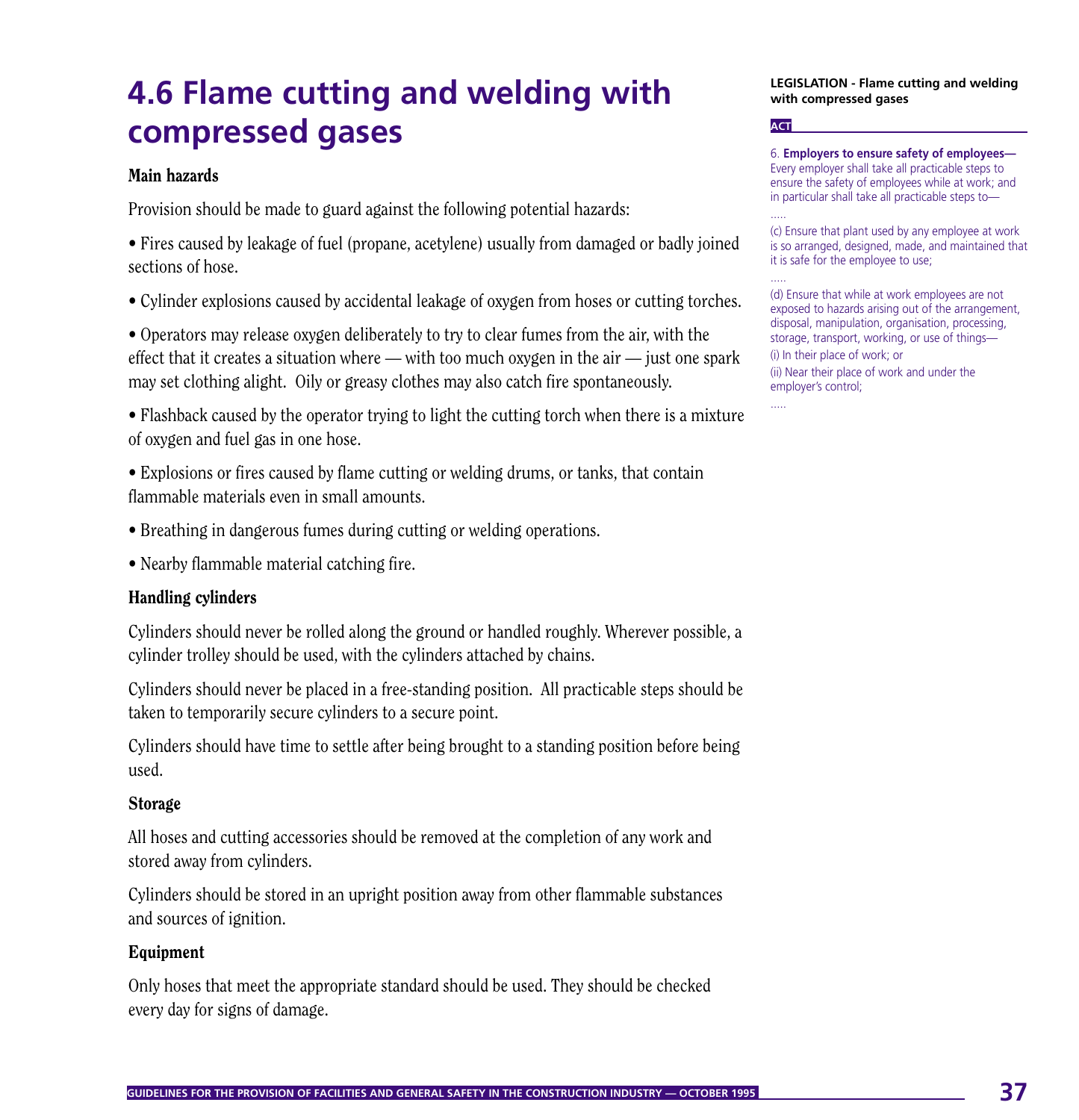# 4.6 Flame cutting and welding with compressed gases

### Main hazards

Provision should be made to guard against the following potential hazards:

- Fires caused by leakage of fuel (propane, acetylene) usually from damaged or badly joined sections of hose.
- Cylinder explosions caused by accidental leakage of oxygen from hoses or cutting torches.
- Operators may release oxygen deliberately to try to clear fumes from the air, with the effect that it creates a situation where — with too much oxygen in the air — just one spark may set clothing alight. Oily or greasy clothes may also catch fire spontaneously.
- Flashback caused by the operator trying to light the cutting torch when there is a mixture of oxygen and fuel gas in one hose.
- Explosions or fires caused by flame cutting or welding drums, or tanks, that contain flammable materials even in small amounts.
- Breathing in dangerous fumes during cutting or welding operations.
- Nearby flammable material catching fire.

### Handling cylinders

Cylinders should never be rolled along the ground or handled roughly. Wherever possible, a cylinder trolley should be used, with the cylinders attached by chains.

Cylinders should never be placed in a free-standing position. All practicable steps should be taken to temporarily secure cylinders to a secure point.

Cylinders should have time to settle after being brought to a standing position before being used.

### Storage

All hoses and cutting accessories should be removed at the completion of any work and stored away from cylinders.

Cylinders should be stored in an upright position away from other flammable substances and sources of ignition.

### Equipment

Only hoses that meet the appropriate standard should be used. They should be checked every day for signs of damage.

---

**LEGISLATION - Flame cutting and welding with compressed gases**

**ACT**

6. **Employers to ensure safety of employees—** Every employer shall take all practicable steps to ensure the safety of employees while at work; and in particular shall take all practicable steps to—

.....

(c) Ensure that plant used by any employee at work is so arranged, designed, made, and maintained that it is safe for the employee to use;

.....

(d) Ensure that while at work employees are not exposed to hazards arising out of the arrangement, disposal, manipulation, organisation, processing, storage, transport, working, or use of things—

(i) In their place of work; or

(ii) Near their place of work and under the employer's control;

.....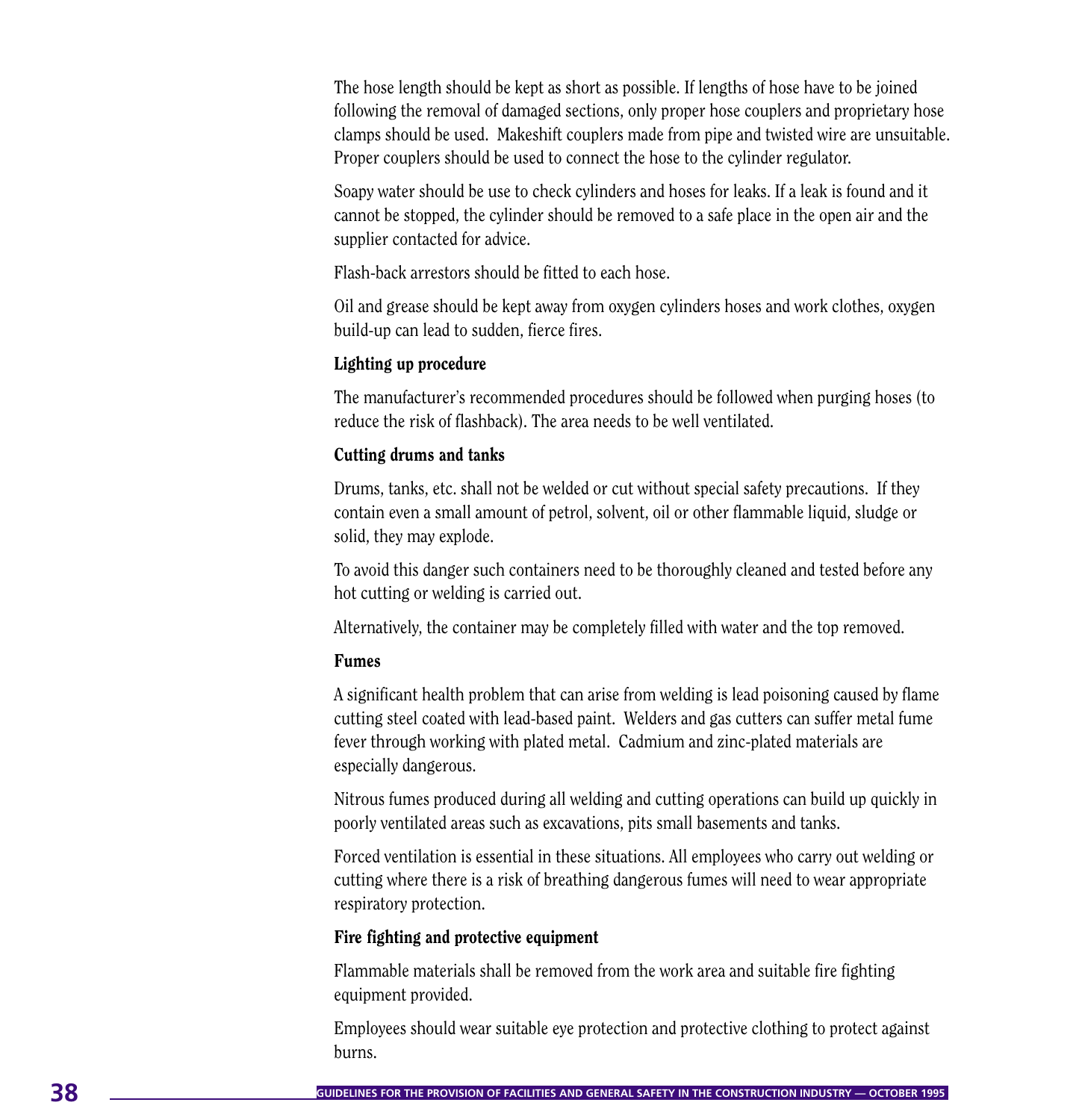The hose length should be kept as short as possible. If lengths of hose have to be joined following the removal of damaged sections, only proper hose couplers and proprietary hose clamps should be used. Makeshift couplers made from pipe and twisted wire are unsuitable. Proper couplers should be used to connect the hose to the cylinder regulator.

Soapy water should be use to check cylinders and hoses for leaks. If a leak is found and it cannot be stopped, the cylinder should be removed to a safe place in the open air and the supplier contacted for advice.

Flash-back arrestors should be fitted to each hose.

Oil and grease should be kept away from oxygen cylinders hoses and work clothes, oxygen build-up can lead to sudden, fierce fires.

#### Lighting up procedure

The manufacturer's recommended procedures should be followed when purging hoses (to reduce the risk of flashback). The area needs to be well ventilated.

#### Cutting drums and tanks

Drums, tanks, etc. shall not be welded or cut without special safety precautions. If they contain even a small amount of petrol, solvent, oil or other flammable liquid, sludge or solid, they may explode.

To avoid this danger such containers need to be thoroughly cleaned and tested before any hot cutting or welding is carried out.

Alternatively, the container may be completely filled with water and the top removed.

#### Fumes

A significant health problem that can arise from welding is lead poisoning caused by flame cutting steel coated with lead-based paint. Welders and gas cutters can suffer metal fume fever through working with plated metal. Cadmium and zinc-plated materials are especially dangerous.

Nitrous fumes produced during all welding and cutting operations can build up quickly in poorly ventilated areas such as excavations, pits small basements and tanks.

Forced ventilation is essential in these situations. All employees who carry out welding or cutting where there is a risk of breathing dangerous fumes will need to wear appropriate respiratory protection.

#### Fire fighting and protective equipment

Flammable materials shall be removed from the work area and suitable fire fighting equipment provided.

Employees should wear suitable eye protection and protective clothing to protect against burns.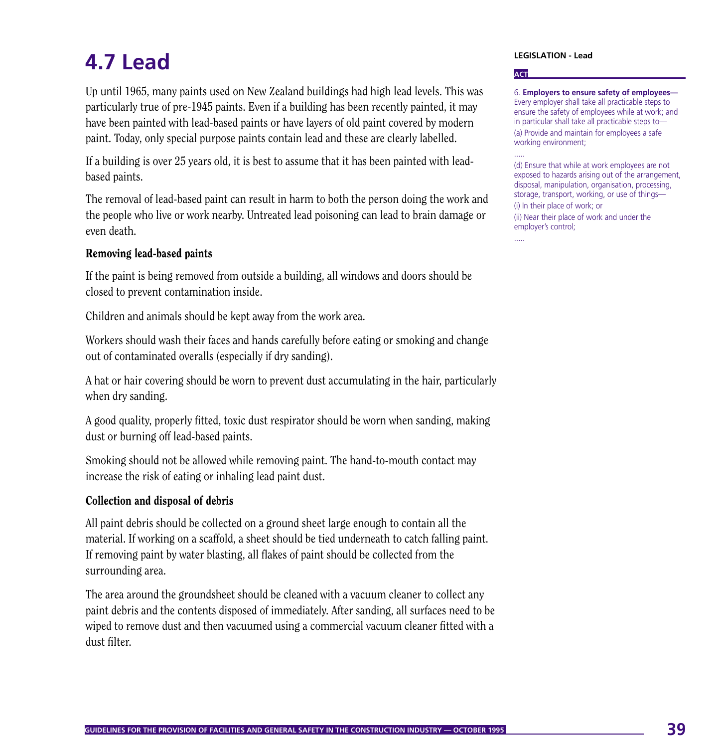# 4.7 Lead

Up until 1965, many paints used on New Zealand buildings had high lead levels. This was particularly true of pre-1945 paints. Even if a building has been recently painted, it may have been painted with lead-based paints or have layers of old paint covered by modern paint. Today, only special purpose paints contain lead and these are clearly labelled.

If a building is over 25 years old, it is best to assume that it has been painted with lead-based paints.

The removal of lead-based paint can result in harm to both the person doing the work and the people who live or work nearby. Untreated lead poisoning can lead to brain damage or even death.

### Removing lead-based paints

If the paint is being removed from outside a building, all windows and doors should be closed to prevent contamination inside.

Children and animals should be kept away from the work area.

Workers should wash their faces and hands carefully before eating or smoking and change out of contaminated overalls (especially if dry sanding).

A hat or hair covering should be worn to prevent dust accumulating in the hair, particularly when dry sanding.

A good quality, properly fitted, toxic dust respirator should be worn when sanding, making dust or burning off lead-based paints.

Smoking should not be allowed while removing paint. The hand-to-mouth contact may increase the risk of eating or inhaling lead paint dust.

### Collection and disposal of debris

All paint debris should be collected on a ground sheet large enough to contain all the material. If working on a scaffold, a sheet should be tied underneath to catch falling paint. If removing paint by water blasting, all flakes of paint should be collected from the surrounding area.

The area around the groundsheet should be cleaned with a vacuum cleaner to collect any paint debris and the contents disposed of immediately. After sanding, all surfaces need to be wiped to remove dust and then vacuumed using a commercial vacuum cleaner fitted with a dust filter.

**LEGISLATION - Lead**

**ACT**

6. **Employers to ensure safety of employees—** Every employer shall take all practicable steps to ensure the safety of employees while at work; and in particular shall take all practicable steps to—

(a) Provide and maintain for employees a safe working environment;

.....

(d) Ensure that while at work employees are not exposed to hazards arising out of the arrangement, disposal, manipulation, organisation, processing, storage, transport, working, or use of things—

(i) In their place of work; or

(ii) Near their place of work and under the employer's control;

.....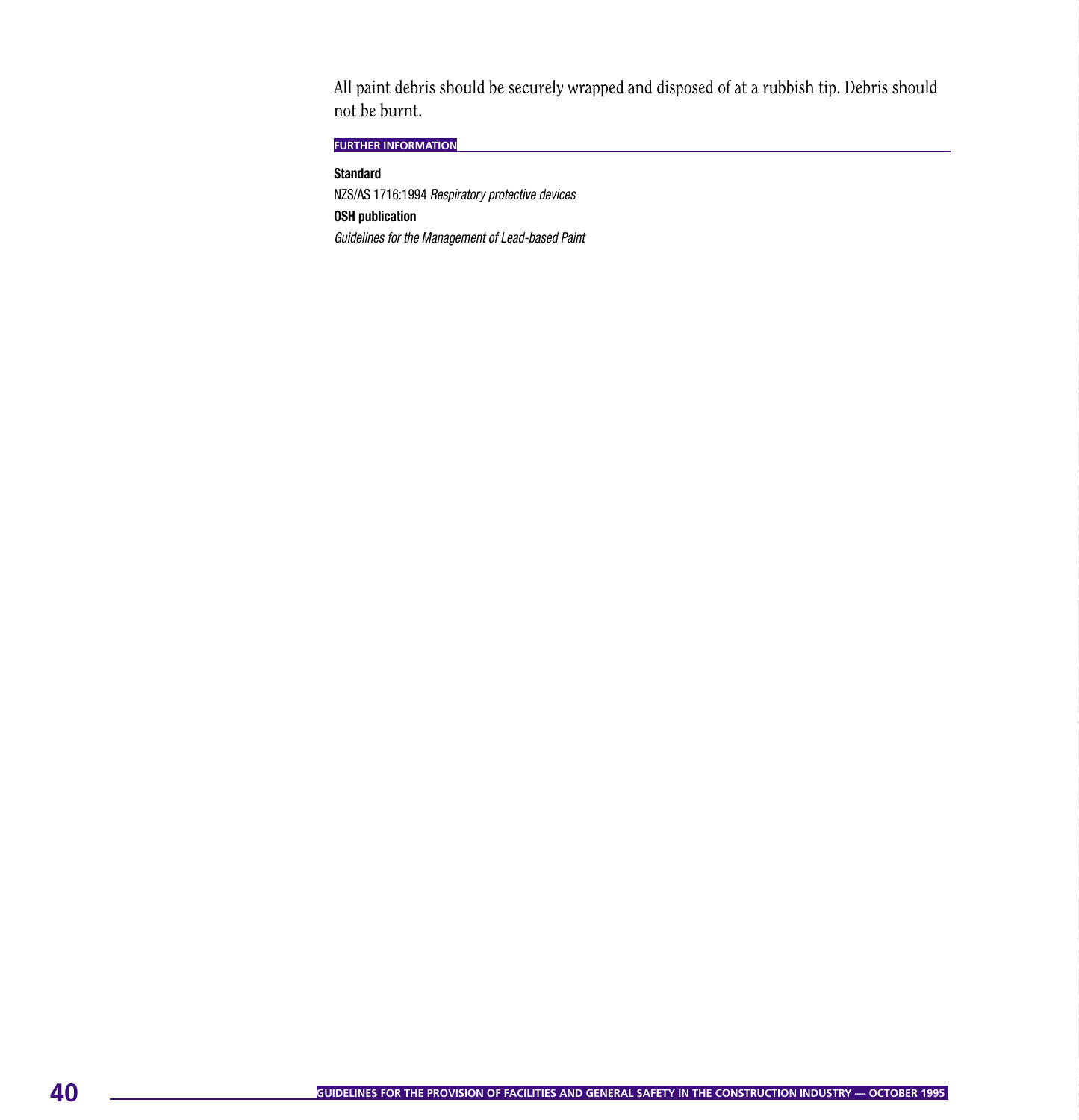All paint debris should be securely wrapped and disposed of at a rubbish tip. Debris should not be burnt.

#### FURTHER INFORMATION

**Standard**

NZS/AS 1716:1994 *Respiratory protective devices*

**OSH publication**

*Guidelines for the Management of Lead-based Paint*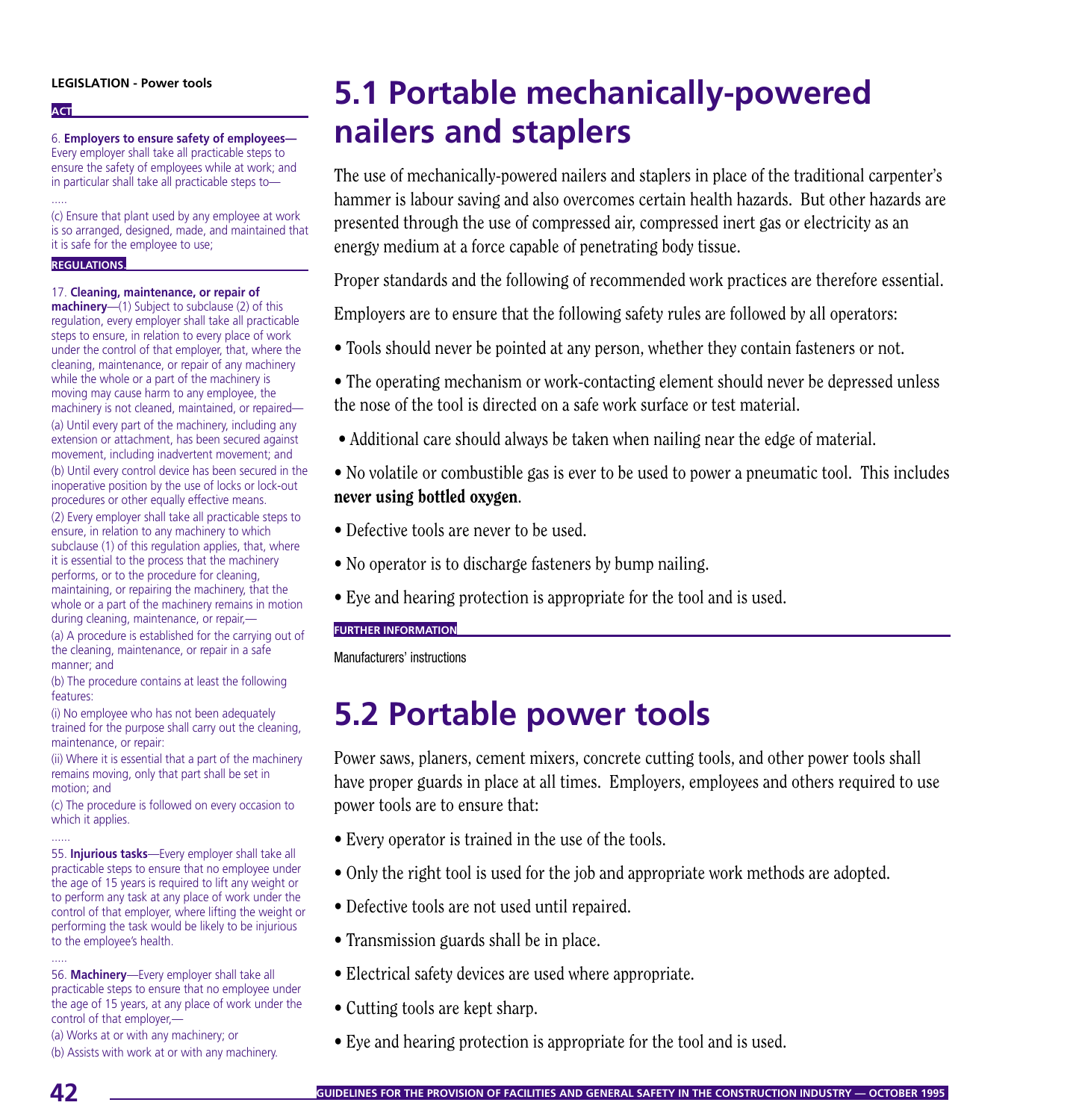**LEGISLATION - Power tools**

**ACT**

6. **Employers to ensure safety of employees—** Every employer shall take all practicable steps to ensure the safety of employees while at work; and in particular shall take all practicable steps to—

.....

(c) Ensure that plant used by any employee at work is so arranged, designed, made, and maintained that it is safe for the employee to use;

**REGULATIONS**

17. **Cleaning, maintenance, or repair of machinery**—(1) Subject to subclause (2) of this regulation, every employer shall take all practicable steps to ensure, in relation to every place of work under the control of that employer, that, where the cleaning, maintenance, or repair of any machinery while the whole or a part of the machinery is moving may cause harm to any employee, the machinery is not cleaned, maintained, or repaired—

(a) Until every part of the machinery, including any extension or attachment, has been secured against movement, including inadvertent movement; and

(b) Until every control device has been secured in the inoperative position by the use of locks or lock-out procedures or other equally effective means.

(2) Every employer shall take all practicable steps to ensure, in relation to any machinery to which subclause (1) of this regulation applies, that, where it is essential to the process that the machinery performs, or to the procedure for cleaning, maintaining, or repairing the machinery, that the whole or a part of the machinery remains in motion during cleaning, maintenance, or repair,—

(a) A procedure is established for the carrying out of the cleaning, maintenance, or repair in a safe manner; and

(b) The procedure contains at least the following features:

(i) No employee who has not been adequately trained for the purpose shall carry out the cleaning, maintenance, or repair:

(ii) Where it is essential that a part of the machinery remains moving, only that part shall be set in motion; and

(c) The procedure is followed on every occasion to which it applies.

......

55. **Injurious tasks**—Every employer shall take all practicable steps to ensure that no employee under the age of 15 years is required to lift any weight or to perform any task at any place of work under the control of that employer, where lifting the weight or performing the task would be likely to be injurious to the employee's health.

.....

56. **Machinery**—Every employer shall take all practicable steps to ensure that no employee under the age of 15 years, at any place of work under the control of that employer,—

(a) Works at or with any machinery; or

(b) Assists with work at or with any machinery.

# 5.1 Portable mechanically-powered nailers and staplers

The use of mechanically-powered nailers and staplers in place of the traditional carpenter's hammer is labour saving and also overcomes certain health hazards. But other hazards are presented through the use of compressed air, compressed inert gas or electricity as an energy medium at a force capable of penetrating body tissue.

Proper standards and the following of recommended work practices are therefore essential.

Employers are to ensure that the following safety rules are followed by all operators:

- Tools should never be pointed at any person, whether they contain fasteners or not.
- The operating mechanism or work-contacting element should never be depressed unless the nose of the tool is directed on a safe work surface or test material.
- Additional care should always be taken when nailing near the edge of material.
- No volatile or combustible gas is ever to be used to power a pneumatic tool. This includes **never using bottled oxygen**.
- Defective tools are never to be used.
- No operator is to discharge fasteners by bump nailing.
- Eye and hearing protection is appropriate for the tool and is used.

**FURTHER INFORMATION**

Manufacturers' instructions

# 5.2 Portable power tools

Power saws, planers, cement mixers, concrete cutting tools, and other power tools shall have proper guards in place at all times. Employers, employees and others required to use power tools are to ensure that:

- Every operator is trained in the use of the tools.
- Only the right tool is used for the job and appropriate work methods are adopted.
- Defective tools are not used until repaired.
- Transmission guards shall be in place.
- Electrical safety devices are used where appropriate.
- Cutting tools are kept sharp.
- Eye and hearing protection is appropriate for the tool and is used.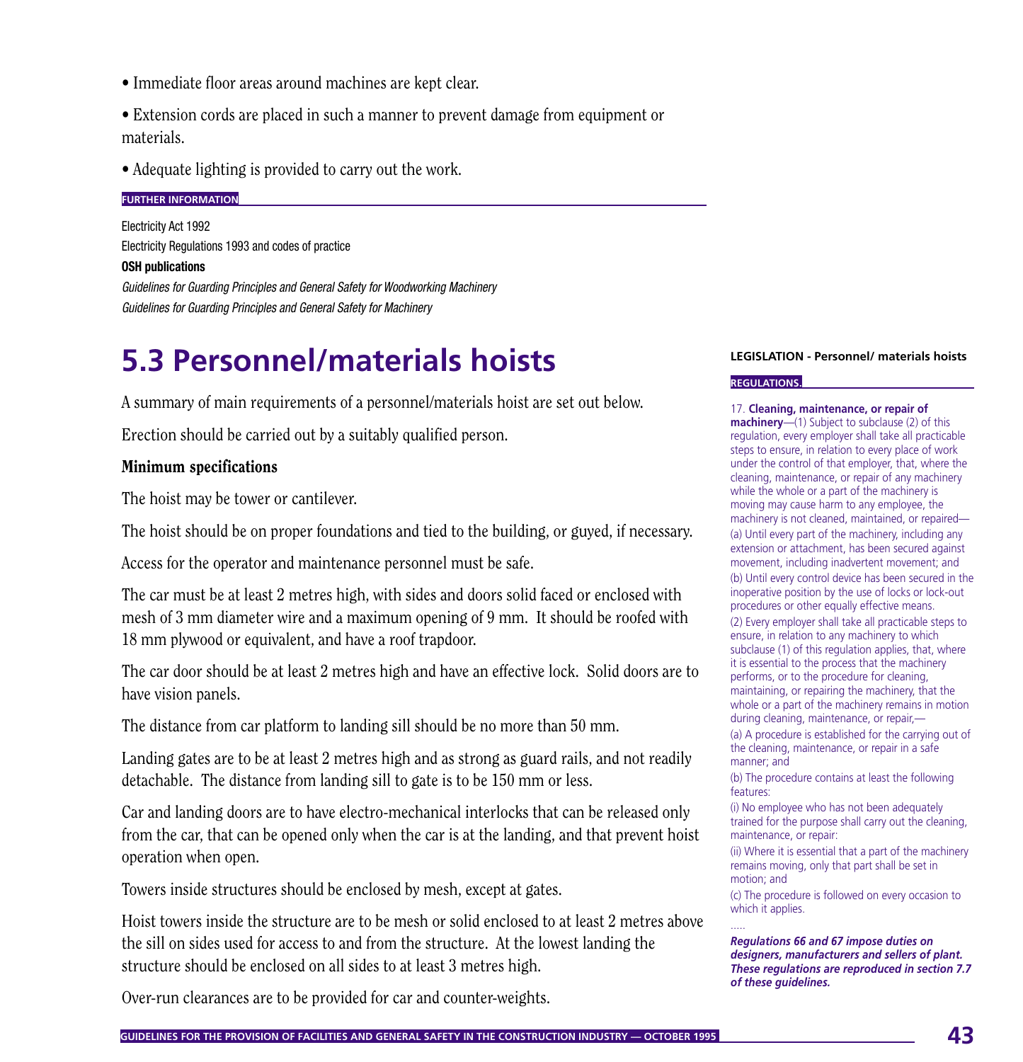- Immediate floor areas around machines are kept clear.
- Extension cords are placed in such a manner to prevent damage from equipment or materials.
- Adequate lighting is provided to carry out the work.

**FURTHER INFORMATION**

Electricity Act 1992
Electricity Regulations 1993 and codes of practice

**OSH publications**

*Guidelines for Guarding Principles and General Safety for Woodworking Machinery*
*Guidelines for Guarding Principles and General Safety for Machinery*

## 5.3 Personnel/materials hoists

A summary of main requirements of a personnel/materials hoist are set out below.

Erection should be carried out by a suitably qualified person.

### Minimum specifications

The hoist may be tower or cantilever.

The hoist should be on proper foundations and tied to the building, or guyed, if necessary.

Access for the operator and maintenance personnel must be safe.

The car must be at least 2 metres high, with sides and doors solid faced or enclosed with mesh of 3 mm diameter wire and a maximum opening of 9 mm. It should be roofed with 18 mm plywood or equivalent, and have a roof trapdoor.

The car door should be at least 2 metres high and have an effective lock. Solid doors are to have vision panels.

The distance from car platform to landing sill should be no more than 50 mm.

Landing gates are to be at least 2 metres high and as strong as guard rails, and not readily detachable. The distance from landing sill to gate is to be 150 mm or less.

Car and landing doors are to have electro-mechanical interlocks that can be released only from the car, that can be opened only when the car is at the landing, and that prevent hoist operation when open.

Towers inside structures should be enclosed by mesh, except at gates.

Hoist towers inside the structure are to be mesh or solid enclosed to at least 2 metres above the sill on sides used for access to and from the structure. At the lowest landing the structure should be enclosed on all sides to at least 3 metres high.

Over-run clearances are to be provided for car and counter-weights.

**LEGISLATION - Personnel/ materials hoists**

**REGULATIONS**

17. **Cleaning, maintenance, or repair of machinery**—(1) Subject to subclause (2) of this regulation, every employer shall take all practicable steps to ensure, in relation to every place of work under the control of that employer, that, where the cleaning, maintenance, or repair of any machinery while the whole or a part of the machinery is moving may cause harm to any employee, the machinery is not cleaned, maintained, or repaired—

(a) Until every part of the machinery, including any extension or attachment, has been secured against movement, including inadvertent movement; and

(b) Until every control device has been secured in the inoperative position by the use of locks or lock-out procedures or other equally effective means.

(2) Every employer shall take all practicable steps to ensure, in relation to any machinery to which subclause (1) of this regulation applies, that, where it is essential to the process that the machinery performs, or to the procedure for cleaning, maintaining, or repairing the machinery, that the whole or a part of the machinery remains in motion during cleaning, maintenance, or repair,—

(a) A procedure is established for the carrying out of the cleaning, maintenance, or repair in a safe manner; and

(b) The procedure contains at least the following features:

(i) No employee who has not been adequately trained for the purpose shall carry out the cleaning, maintenance, or repair:

(ii) Where it is essential that a part of the machinery remains moving, only that part shall be set in motion; and

(c) The procedure is followed on every occasion to which it applies.

.....

***Regulations 66 and 67 impose duties on designers, manufacturers and sellers of plant. These regulations are reproduced in section 7.7 of these guidelines.***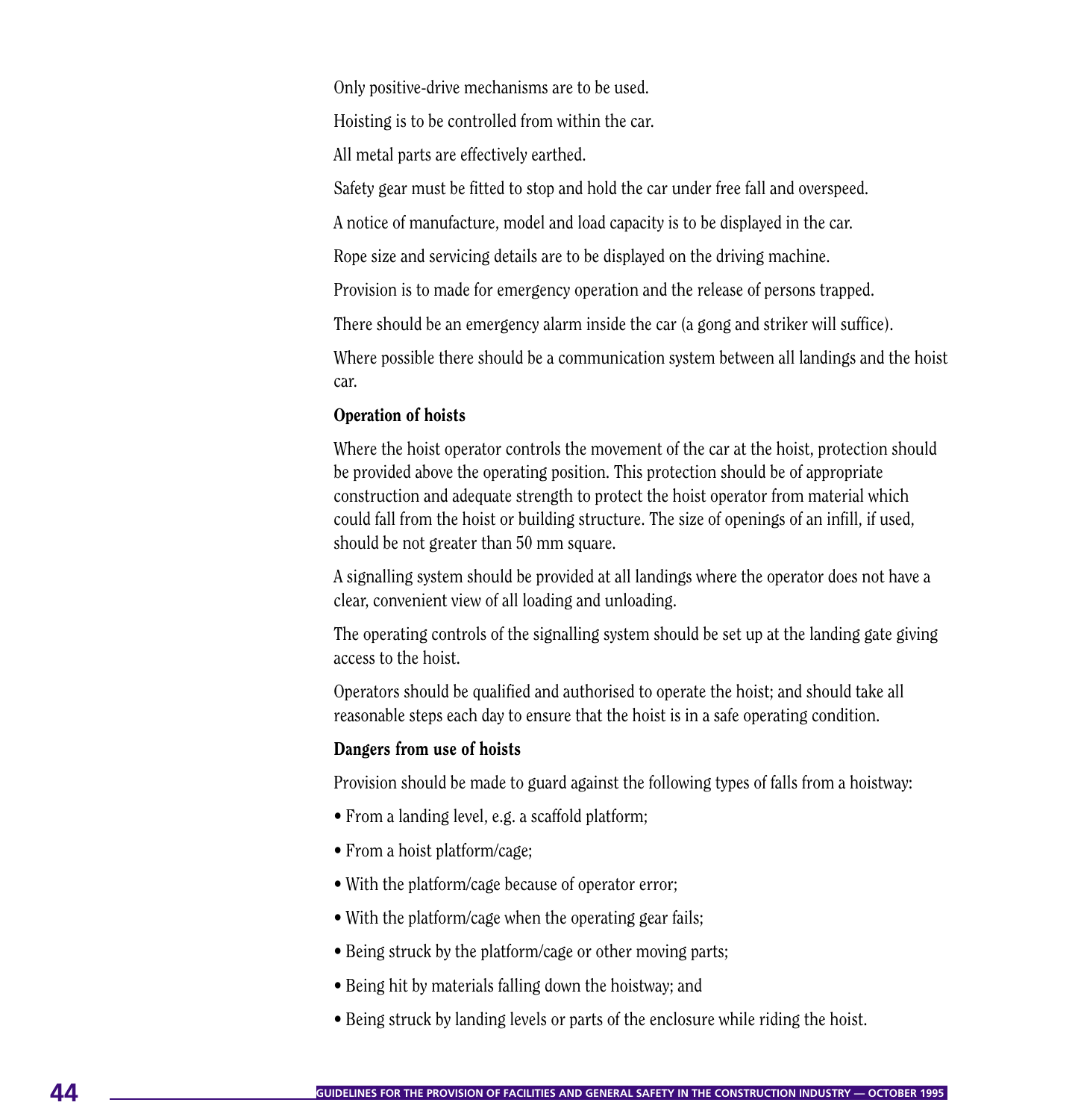Only positive-drive mechanisms are to be used.

Hoisting is to be controlled from within the car.

All metal parts are effectively earthed.

Safety gear must be fitted to stop and hold the car under free fall and overspeed.

A notice of manufacture, model and load capacity is to be displayed in the car.

Rope size and servicing details are to be displayed on the driving machine.

Provision is to made for emergency operation and the release of persons trapped.

There should be an emergency alarm inside the car (a gong and striker will suffice).

Where possible there should be a communication system between all landings and the hoist car.

**Operation of hoists**

Where the hoist operator controls the movement of the car at the hoist, protection should be provided above the operating position. This protection should be of appropriate construction and adequate strength to protect the hoist operator from material which could fall from the hoist or building structure. The size of openings of an infill, if used, should be not greater than 50 mm square.

A signalling system should be provided at all landings where the operator does not have a clear, convenient view of all loading and unloading.

The operating controls of the signalling system should be set up at the landing gate giving access to the hoist.

Operators should be qualified and authorised to operate the hoist; and should take all reasonable steps each day to ensure that the hoist is in a safe operating condition.

**Dangers from use of hoists**

Provision should be made to guard against the following types of falls from a hoistway:

- From a landing level, e.g. a scaffold platform;
- From a hoist platform/cage;
- With the platform/cage because of operator error;
- With the platform/cage when the operating gear fails;
- Being struck by the platform/cage or other moving parts;
- Being hit by materials falling down the hoistway; and
- Being struck by landing levels or parts of the enclosure while riding the hoist.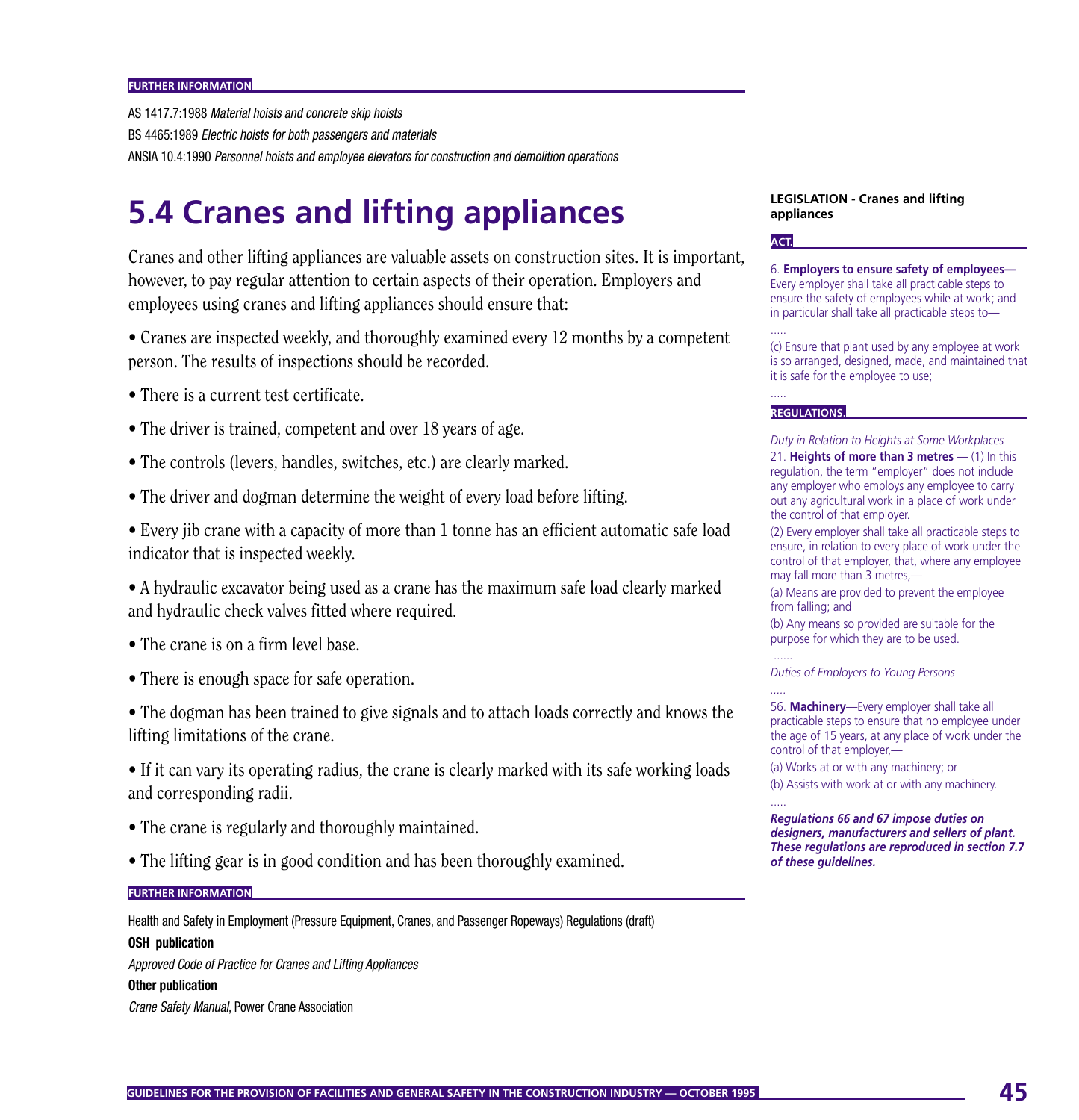**FURTHER INFORMATION**

AS 1417.7:1988 *Material hoists and concrete skip hoists*

BS 4465:1989 *Electric hoists for both passengers and materials*

ANSIA 10.4:1990 *Personnel hoists and employee elevators for construction and demolition operations*

# 5.4 Cranes and lifting appliances

Cranes and other lifting appliances are valuable assets on construction sites. It is important, however, to pay regular attention to certain aspects of their operation. Employers and employees using cranes and lifting appliances should ensure that:

- Cranes are inspected weekly, and thoroughly examined every 12 months by a competent person. The results of inspections should be recorded.
- There is a current test certificate.
- The driver is trained, competent and over 18 years of age.
- The controls (levers, handles, switches, etc.) are clearly marked.
- The driver and dogman determine the weight of every load before lifting.
- Every jib crane with a capacity of more than 1 tonne has an efficient automatic safe load indicator that is inspected weekly.
- A hydraulic excavator being used as a crane has the maximum safe load clearly marked and hydraulic check valves fitted where required.
- The crane is on a firm level base.
- There is enough space for safe operation.
- The dogman has been trained to give signals and to attach loads correctly and knows the lifting limitations of the crane.
- If it can vary its operating radius, the crane is clearly marked with its safe working loads and corresponding radii.
- The crane is regularly and thoroughly maintained.
- The lifting gear is in good condition and has been thoroughly examined.

**FURTHER INFORMATION**

Health and Safety in Employment (Pressure Equipment, Cranes, and Passenger Ropeways) Regulations (draft)

**OSH publication**

*Approved Code of Practice for Cranes and Lifting Appliances*

**Other publication**

*Crane Safety Manual*, Power Crane Association

**LEGISLATION - Cranes and lifting appliances**

**ACT**

6. **Employers to ensure safety of employees—** Every employer shall take all practicable steps to ensure the safety of employees while at work; and in particular shall take all practicable steps to—

.....

(c) Ensure that plant used by any employee at work is so arranged, designed, made, and maintained that it is safe for the employee to use;

.....

**REGULATIONS**

*Duty in Relation to Heights at Some Workplaces*

21. **Heights of more than 3 metres** — (1) In this regulation, the term "employer" does not include any employer who employs any employee to carry out any agricultural work in a place of work under the control of that employer.

(2) Every employer shall take all practicable steps to ensure, in relation to every place of work under the control of that employer, that, where any employee may fall more than 3 metres,—

(a) Means are provided to prevent the employee from falling; and

(b) Any means so provided are suitable for the purpose for which they are to be used.

......

*Duties of Employers to Young Persons*

.....

56. **Machinery**—Every employer shall take all practicable steps to ensure that no employee under the age of 15 years, at any place of work under the control of that employer,—

(a) Works at or with any machinery; or

(b) Assists with work at or with any machinery.

.....

***Regulations 66 and 67 impose duties on designers, manufacturers and sellers of plant. These regulations are reproduced in section 7.7 of these guidelines.***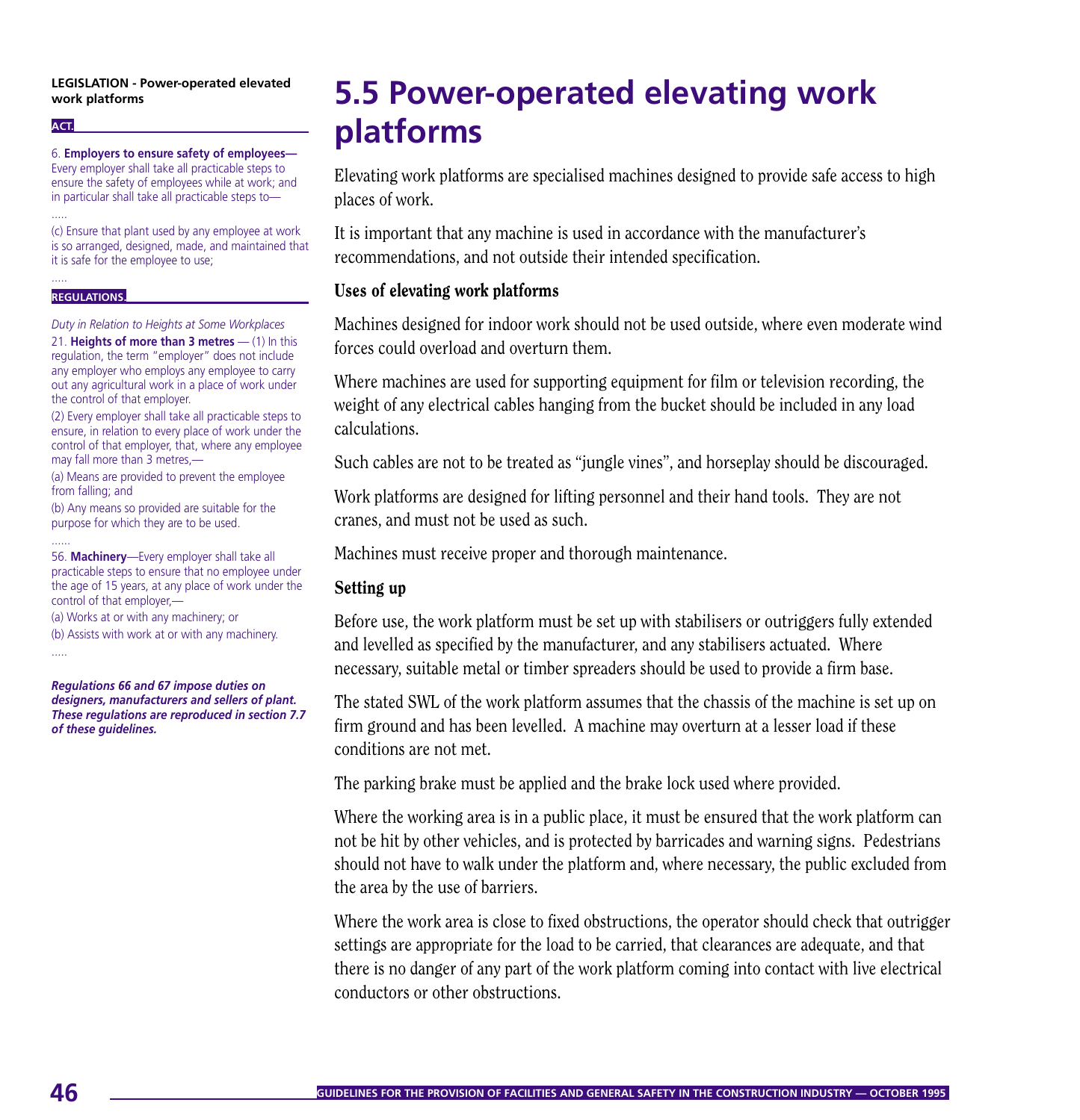**LEGISLATION - Power-operated elevated work platforms**

**ACT.**

6. **Employers to ensure safety of employees—** Every employer shall take all practicable steps to ensure the safety of employees while at work; and in particular shall take all practicable steps to—

.....

(c) Ensure that plant used by any employee at work is so arranged, designed, made, and maintained that it is safe for the employee to use;

.....

**REGULATIONS.**

*Duty in Relation to Heights at Some Workplaces*

21. **Heights of more than 3 metres** — (1) In this regulation, the term "employer" does not include any employer who employs any employee to carry out any agricultural work in a place of work under the control of that employer.

(2) Every employer shall take all practicable steps to ensure, in relation to every place of work under the control of that employer, that, where any employee may fall more than 3 metres,—

(a) Means are provided to prevent the employee from falling; and

(b) Any means so provided are suitable for the purpose for which they are to be used.

......

56. **Machinery**—Every employer shall take all practicable steps to ensure that no employee under the age of 15 years, at any place of work under the control of that employer,—

(a) Works at or with any machinery; or

(b) Assists with work at or with any machinery.

.....

***Regulations 66 and 67 impose duties on designers, manufacturers and sellers of plant. These regulations are reproduced in section 7.7 of these guidelines.***

# 5.5 Power-operated elevating work platforms

Elevating work platforms are specialised machines designed to provide safe access to high places of work.

It is important that any machine is used in accordance with the manufacturer's recommendations, and not outside their intended specification.

### Uses of elevating work platforms

Machines designed for indoor work should not be used outside, where even moderate wind forces could overload and overturn them.

Where machines are used for supporting equipment for film or television recording, the weight of any electrical cables hanging from the bucket should be included in any load calculations.

Such cables are not to be treated as "jungle vines", and horseplay should be discouraged.

Work platforms are designed for lifting personnel and their hand tools. They are not cranes, and must not be used as such.

Machines must receive proper and thorough maintenance.

### Setting up

Before use, the work platform must be set up with stabilisers or outriggers fully extended and levelled as specified by the manufacturer, and any stabilisers actuated. Where necessary, suitable metal or timber spreaders should be used to provide a firm base.

The stated SWL of the work platform assumes that the chassis of the machine is set up on firm ground and has been levelled. A machine may overturn at a lesser load if these conditions are not met.

The parking brake must be applied and the brake lock used where provided.

Where the working area is in a public place, it must be ensured that the work platform can not be hit by other vehicles, and is protected by barricades and warning signs. Pedestrians should not have to walk under the platform and, where necessary, the public excluded from the area by the use of barriers.

Where the work area is close to fixed obstructions, the operator should check that outrigger settings are appropriate for the load to be carried, that clearances are adequate, and that there is no danger of any part of the work platform coming into contact with live electrical conductors or other obstructions.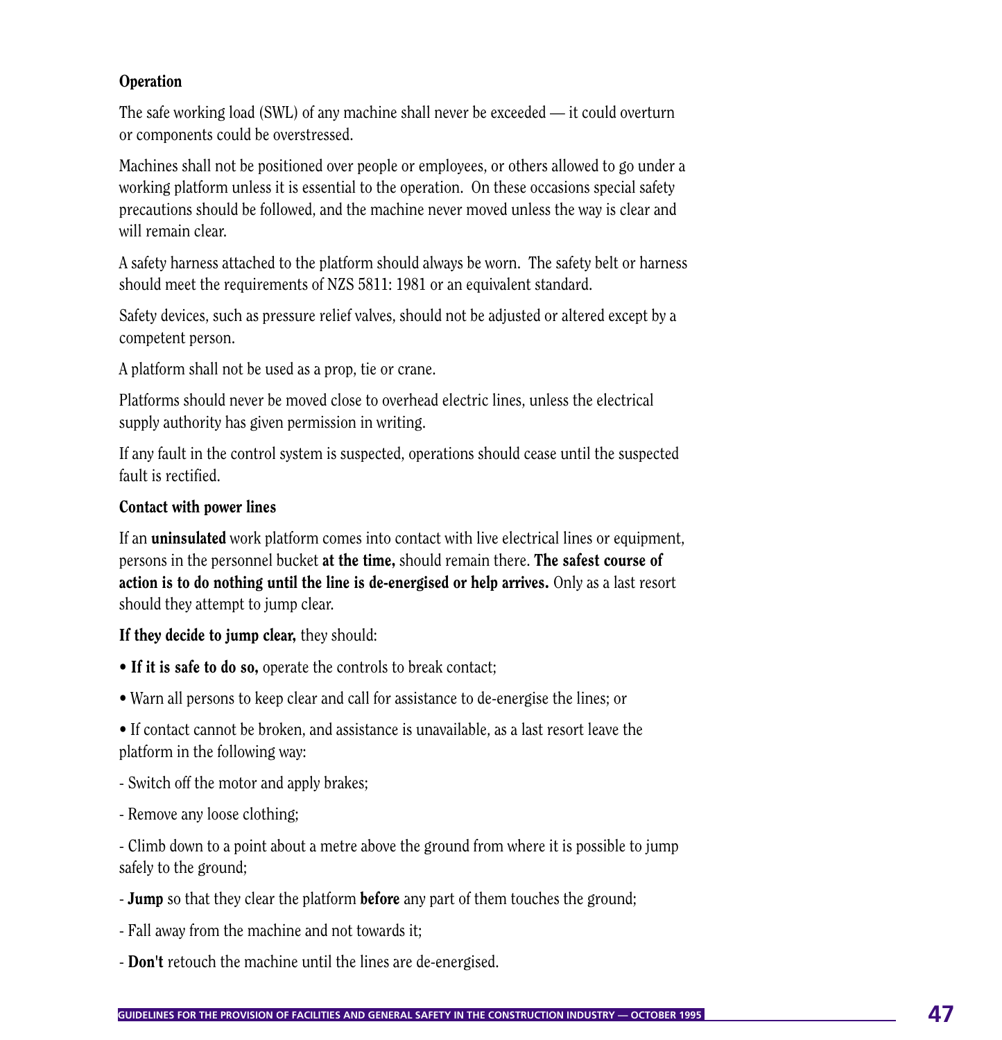**Operation**

The safe working load (SWL) of any machine shall never be exceeded — it could overturn or components could be overstressed.

Machines shall not be positioned over people or employees, or others allowed to go under a working platform unless it is essential to the operation. On these occasions special safety precautions should be followed, and the machine never moved unless the way is clear and will remain clear.

A safety harness attached to the platform should always be worn. The safety belt or harness should meet the requirements of NZS 5811: 1981 or an equivalent standard.

Safety devices, such as pressure relief valves, should not be adjusted or altered except by a competent person.

A platform shall not be used as a prop, tie or crane.

Platforms should never be moved close to overhead electric lines, unless the electrical supply authority has given permission in writing.

If any fault in the control system is suspected, operations should cease until the suspected fault is rectified.

**Contact with power lines**

If an **uninsulated** work platform comes into contact with live electrical lines or equipment, persons in the personnel bucket **at the time,** should remain there. **The safest course of action is to do nothing until the line is de-energised or help arrives.** Only as a last resort should they attempt to jump clear.

**If they decide to jump clear,** they should:

- **If it is safe to do so,** operate the controls to break contact;
- Warn all persons to keep clear and call for assistance to de-energise the lines; or
- If contact cannot be broken, and assistance is unavailable, as a last resort leave the platform in the following way:

- Switch off the motor and apply brakes;

- Remove any loose clothing;

- Climb down to a point about a metre above the ground from where it is possible to jump safely to the ground;

- **Jump** so that they clear the platform **before** any part of them touches the ground;

- Fall away from the machine and not towards it;

- **Don't** retouch the machine until the lines are de-energised.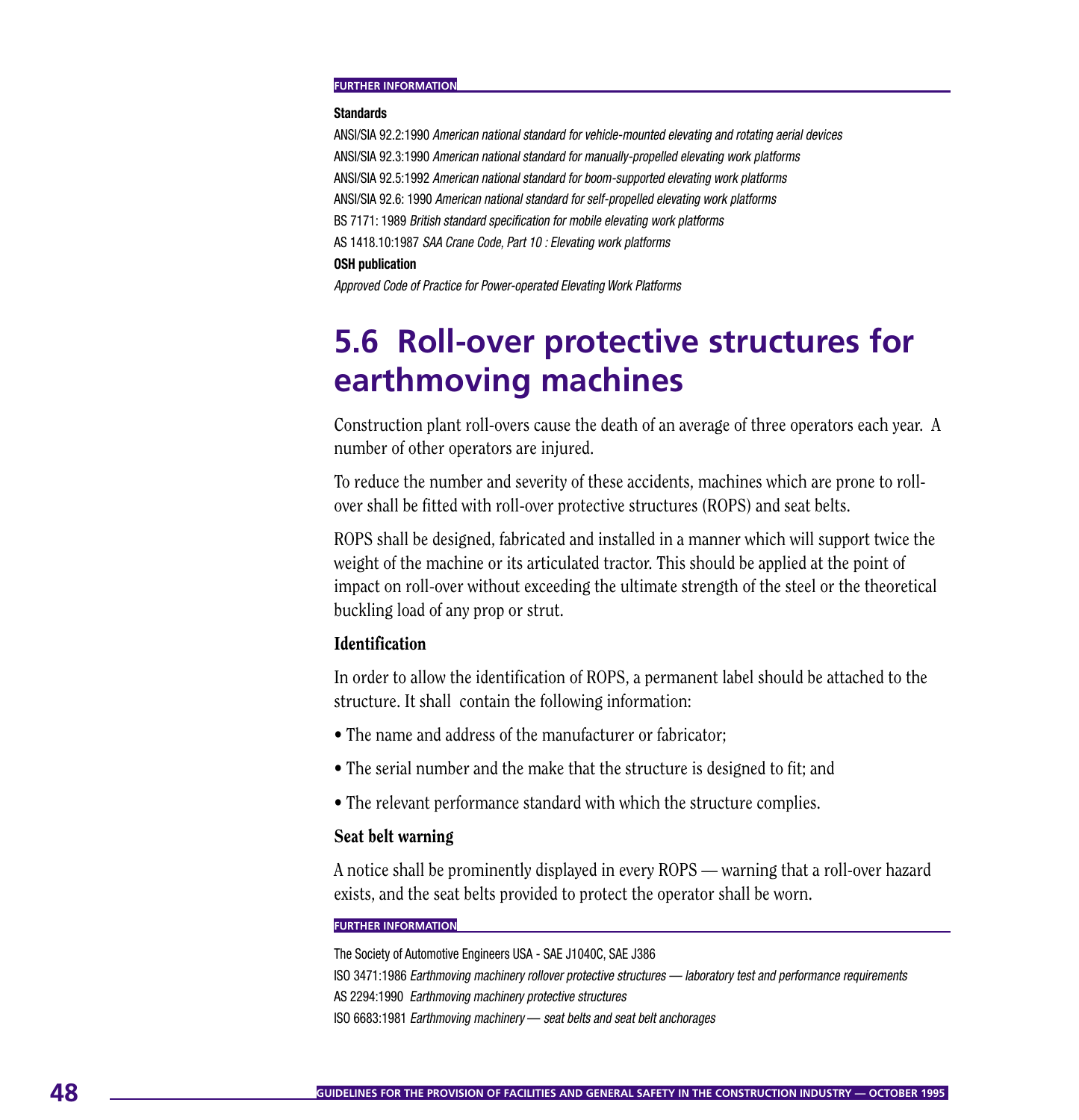FURTHER INFORMATION

**Standards**

ANSI/SIA 92.2:1990 *American national standard for vehicle-mounted elevating and rotating aerial devices*

ANSI/SIA 92.3:1990 *American national standard for manually-propelled elevating work platforms*

ANSI/SIA 92.5:1992 *American national standard for boom-supported elevating work platforms*

ANSI/SIA 92.6: 1990 *American national standard for self-propelled elevating work platforms*

BS 7171: 1989 *British standard specification for mobile elevating work platforms*

AS 1418.10:1987 *SAA Crane Code, Part 10 : Elevating work platforms*

**OSH publication**

*Approved Code of Practice for Power-operated Elevating Work Platforms*

## 5.6 Roll-over protective structures for earthmoving machines

Construction plant roll-overs cause the death of an average of three operators each year. A number of other operators are injured.

To reduce the number and severity of these accidents, machines which are prone to roll-over shall be fitted with roll-over protective structures (ROPS) and seat belts.

ROPS shall be designed, fabricated and installed in a manner which will support twice the weight of the machine or its articulated tractor. This should be applied at the point of impact on roll-over without exceeding the ultimate strength of the steel or the theoretical buckling load of any prop or strut.

### Identification

In order to allow the identification of ROPS, a permanent label should be attached to the structure. It shall contain the following information:

- The name and address of the manufacturer or fabricator;
- The serial number and the make that the structure is designed to fit; and
- The relevant performance standard with which the structure complies.

### Seat belt warning

A notice shall be prominently displayed in every ROPS — warning that a roll-over hazard exists, and the seat belts provided to protect the operator shall be worn.

FURTHER INFORMATION

The Society of Automotive Engineers USA - SAE J1040C, SAE J386

ISO 3471:1986 *Earthmoving machinery rollover protective structures — laboratory test and performance requirements*

AS 2294:1990 *Earthmoving machinery protective structures*

ISO 6683:1981 *Earthmoving machinery — seat belts and seat belt anchorages*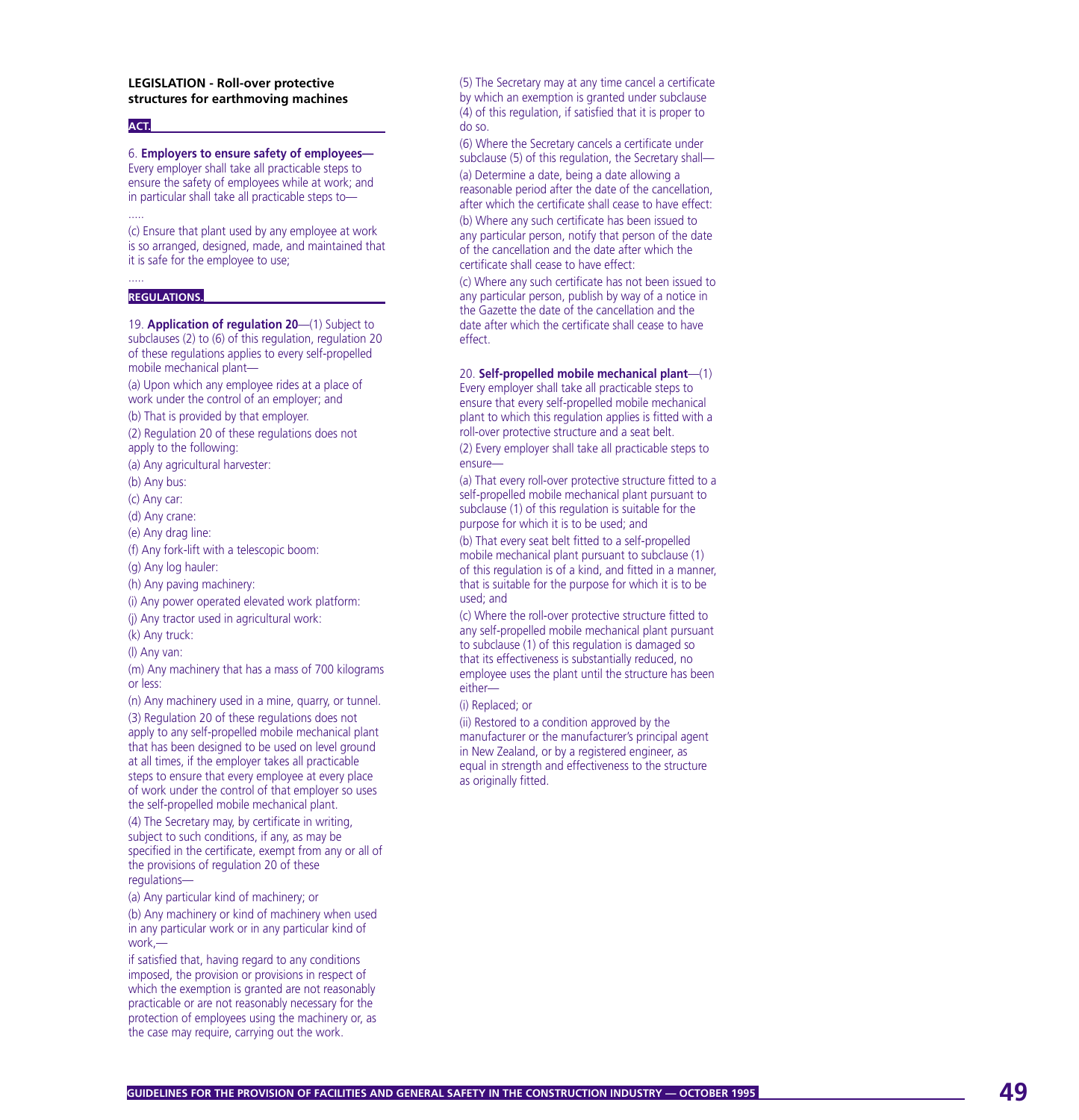**LEGISLATION - Roll-over protective structures for earthmoving machines**

**ACT.**

6. **Employers to ensure safety of employees—** Every employer shall take all practicable steps to ensure the safety of employees while at work; and in particular shall take all practicable steps to—

.....

(c) Ensure that plant used by any employee at work is so arranged, designed, made, and maintained that it is safe for the employee to use;

.....

**REGULATIONS.**

19. **Application of regulation 20**—(1) Subject to subclauses (2) to (6) of this regulation, regulation 20 of these regulations applies to every self-propelled mobile mechanical plant—

(a) Upon which any employee rides at a place of work under the control of an employer; and

(b) That is provided by that employer.

(2) Regulation 20 of these regulations does not apply to the following:

(a) Any agricultural harvester:

(b) Any bus:

(c) Any car:

(d) Any crane:

(e) Any drag line:

(f) Any fork-lift with a telescopic boom:

(g) Any log hauler:

(h) Any paving machinery:

(i) Any power operated elevated work platform:

(j) Any tractor used in agricultural work:

(k) Any truck:

(l) Any van:

(m) Any machinery that has a mass of 700 kilograms or less:

(n) Any machinery used in a mine, quarry, or tunnel.

(3) Regulation 20 of these regulations does not apply to any self-propelled mobile mechanical plant that has been designed to be used on level ground at all times, if the employer takes all practicable steps to ensure that every employee at every place of work under the control of that employer so uses the self-propelled mobile mechanical plant.

(4) The Secretary may, by certificate in writing, subject to such conditions, if any, as may be specified in the certificate, exempt from any or all of the provisions of regulation 20 of these regulations—

(a) Any particular kind of machinery; or

(b) Any machinery or kind of machinery when used in any particular work or in any particular kind of work,—

if satisfied that, having regard to any conditions imposed, the provision or provisions in respect of which the exemption is granted are not reasonably practicable or are not reasonably necessary for the protection of employees using the machinery or, as the case may require, carrying out the work.

(5) The Secretary may at any time cancel a certificate by which an exemption is granted under subclause (4) of this regulation, if satisfied that it is proper to do so.

(6) Where the Secretary cancels a certificate under subclause (5) of this regulation, the Secretary shall—

(a) Determine a date, being a date allowing a reasonable period after the date of the cancellation, after which the certificate shall cease to have effect:

(b) Where any such certificate has been issued to any particular person, notify that person of the date of the cancellation and the date after which the certificate shall cease to have effect:

(c) Where any such certificate has not been issued to any particular person, publish by way of a notice in the Gazette the date of the cancellation and the date after which the certificate shall cease to have effect.

20. **Self-propelled mobile mechanical plant**—(1) Every employer shall take all practicable steps to ensure that every self-propelled mobile mechanical plant to which this regulation applies is fitted with a roll-over protective structure and a seat belt.

(2) Every employer shall take all practicable steps to ensure—

(a) That every roll-over protective structure fitted to a self-propelled mobile mechanical plant pursuant to subclause (1) of this regulation is suitable for the purpose for which it is to be used; and

(b) That every seat belt fitted to a self-propelled mobile mechanical plant pursuant to subclause (1) of this regulation is of a kind, and fitted in a manner, that is suitable for the purpose for which it is to be used; and

(c) Where the roll-over protective structure fitted to any self-propelled mobile mechanical plant pursuant to subclause (1) of this regulation is damaged so that its effectiveness is substantially reduced, no employee uses the plant until the structure has been either—

(i) Replaced; or

(ii) Restored to a condition approved by the manufacturer or the manufacturer's principal agent in New Zealand, or by a registered engineer, as equal in strength and effectiveness to the structure as originally fitted.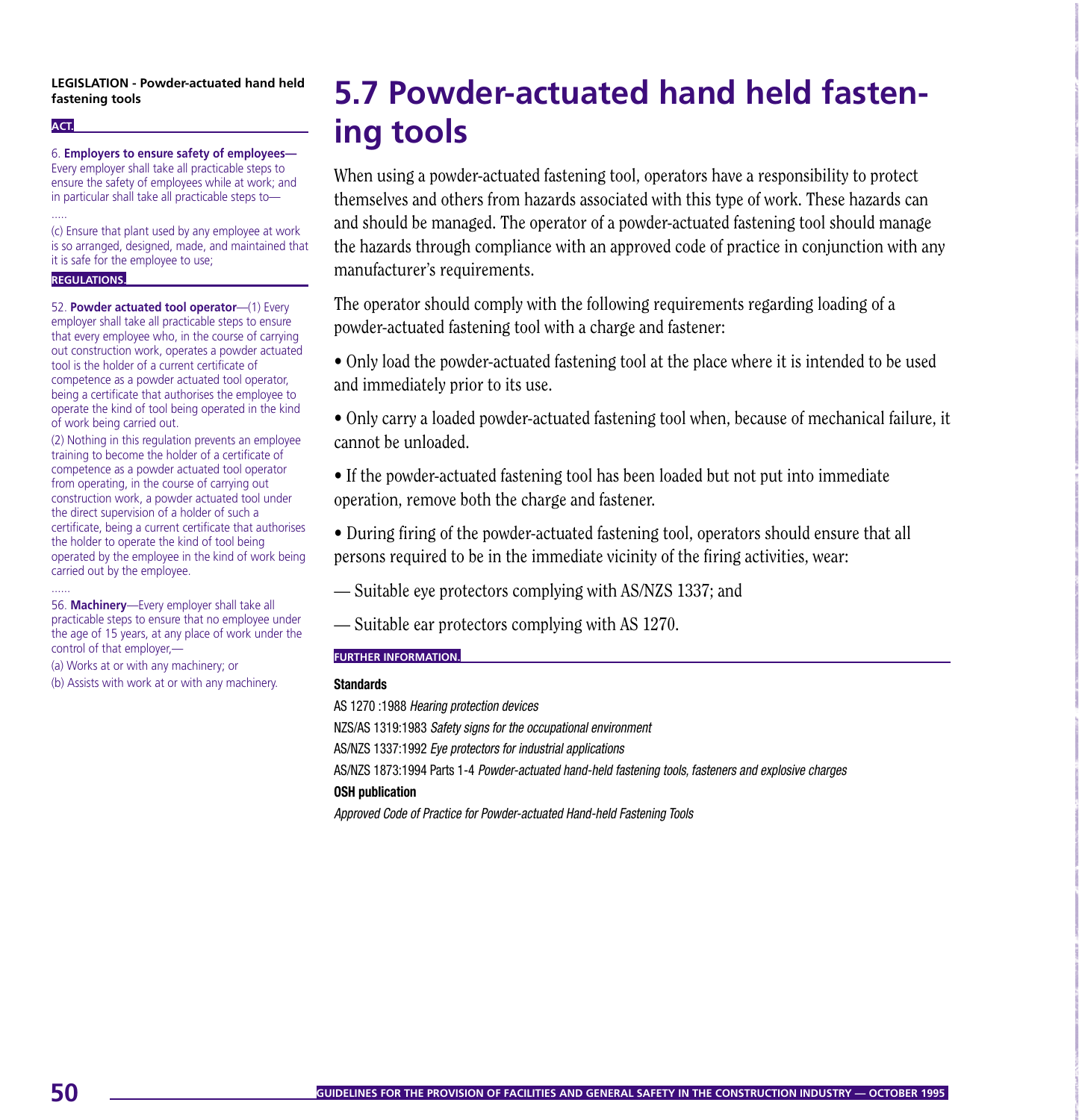# 5.7 Powder-actuated hand held fastening tools

When using a powder-actuated fastening tool, operators have a responsibility to protect themselves and others from hazards associated with this type of work. These hazards can and should be managed. The operator of a powder-actuated fastening tool should manage the hazards through compliance with an approved code of practice in conjunction with any manufacturer's requirements.

The operator should comply with the following requirements regarding loading of a powder-actuated fastening tool with a charge and fastener:

- Only load the powder-actuated fastening tool at the place where it is intended to be used and immediately prior to its use.
- Only carry a loaded powder-actuated fastening tool when, because of mechanical failure, it cannot be unloaded.
- If the powder-actuated fastening tool has been loaded but not put into immediate operation, remove both the charge and fastener.
- During firing of the powder-actuated fastening tool, operators should ensure that all persons required to be in the immediate vicinity of the firing activities, wear:

— Suitable eye protectors complying with AS/NZS 1337; and

— Suitable ear protectors complying with AS 1270.

**FURTHER INFORMATION.**

**Standards**

AS 1270 :1988 *Hearing protection devices*

NZS/AS 1319:1983 *Safety signs for the occupational environment*

AS/NZS 1337:1992 *Eye protectors for industrial applications*

AS/NZS 1873:1994 Parts 1-4 *Powder-actuated hand-held fastening tools, fasteners and explosive charges*

**OSH publication**

*Approved Code of Practice for Powder-actuated Hand-held Fastening Tools*

**LEGISLATION - Powder-actuated hand held fastening tools**

**ACT.**

6. **Employers to ensure safety of employees—** Every employer shall take all practicable steps to ensure the safety of employees while at work; and in particular shall take all practicable steps to—

.....

(c) Ensure that plant used by any employee at work is so arranged, designed, made, and maintained that it is safe for the employee to use;

**REGULATIONS.**

52. **Powder actuated tool operator**—(1) Every employer shall take all practicable steps to ensure that every employee who, in the course of carrying out construction work, operates a powder actuated tool is the holder of a current certificate of competence as a powder actuated tool operator, being a certificate that authorises the employee to operate the kind of tool being operated in the kind of work being carried out.

(2) Nothing in this regulation prevents an employee training to become the holder of a certificate of competence as a powder actuated tool operator from operating, in the course of carrying out construction work, a powder actuated tool under the direct supervision of a holder of such a certificate, being a current certificate that authorises the holder to operate the kind of tool being operated by the employee in the kind of work being carried out by the employee.

......

56. **Machinery**—Every employer shall take all practicable steps to ensure that no employee under the age of 15 years, at any place of work under the control of that employer,—

(a) Works at or with any machinery; or

(b) Assists with work at or with any machinery.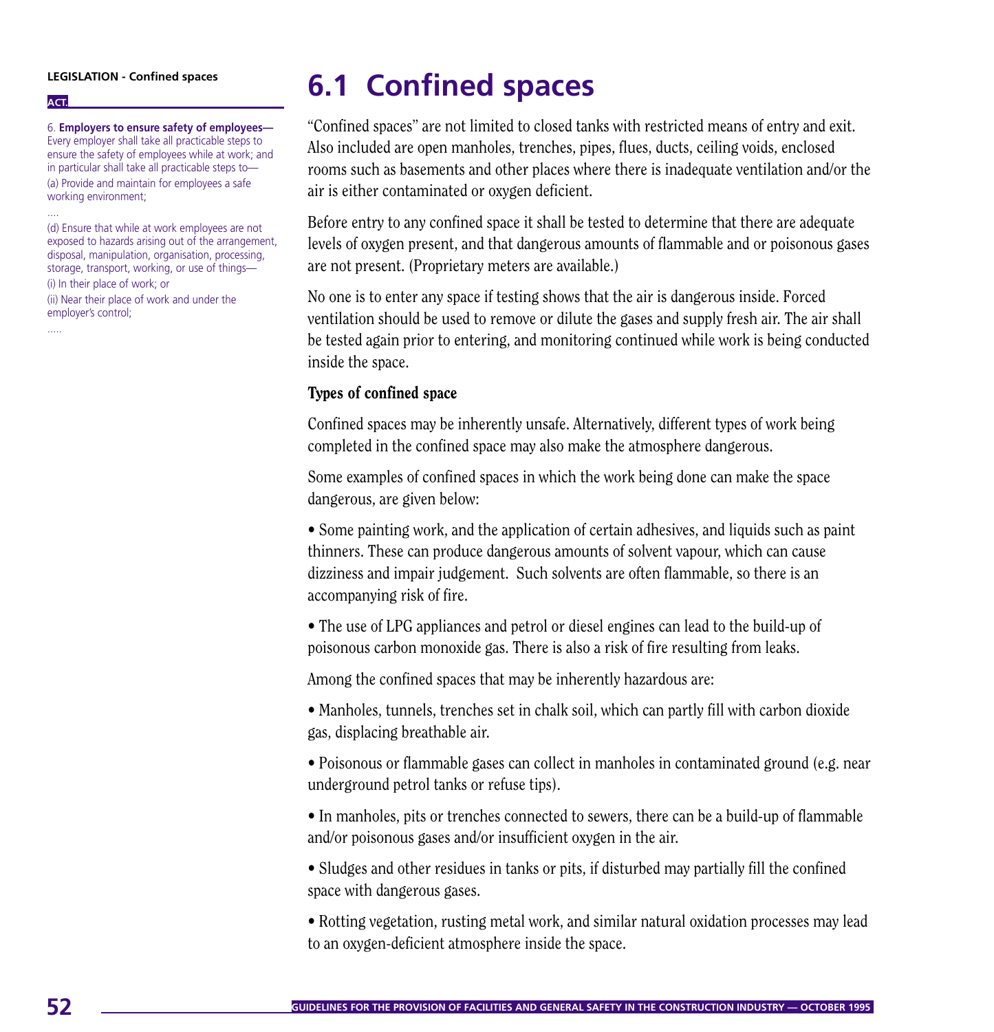**LEGISLATION - Confined spaces**

**ACT.**

6. **Employers to ensure safety of employees—** Every employer shall take all practicable steps to ensure the safety of employees while at work; and in particular shall take all practicable steps to—

(a) Provide and maintain for employees a safe working environment;

....

(d) Ensure that while at work employees are not exposed to hazards arising out of the arrangement, disposal, manipulation, organisation, processing, storage, transport, working, or use of things—

(i) In their place of work; or

(ii) Near their place of work and under the employer's control;

.....

# 6.1 Confined spaces

"Confined spaces" are not limited to closed tanks with restricted means of entry and exit. Also included are open manholes, trenches, pipes, flues, ducts, ceiling voids, enclosed rooms such as basements and other places where there is inadequate ventilation and/or the air is either contaminated or oxygen deficient.

Before entry to any confined space it shall be tested to determine that there are adequate levels of oxygen present, and that dangerous amounts of flammable and or poisonous gases are not present. (Proprietary meters are available.)

No one is to enter any space if testing shows that the air is dangerous inside. Forced ventilation should be used to remove or dilute the gases and supply fresh air. The air shall be tested again prior to entering, and monitoring continued while work is being conducted inside the space.

### Types of confined space

Confined spaces may be inherently unsafe. Alternatively, different types of work being completed in the confined space may also make the atmosphere dangerous.

Some examples of confined spaces in which the work being done can make the space dangerous, are given below:

- Some painting work, and the application of certain adhesives, and liquids such as paint thinners. These can produce dangerous amounts of solvent vapour, which can cause dizziness and impair judgement. Such solvents are often flammable, so there is an accompanying risk of fire.
- The use of LPG appliances and petrol or diesel engines can lead to the build-up of poisonous carbon monoxide gas. There is also a risk of fire resulting from leaks.

Among the confined spaces that may be inherently hazardous are:

- Manholes, tunnels, trenches set in chalk soil, which can partly fill with carbon dioxide gas, displacing breathable air.
- Poisonous or flammable gases can collect in manholes in contaminated ground (e.g. near underground petrol tanks or refuse tips).
- In manholes, pits or trenches connected to sewers, there can be a build-up of flammable and/or poisonous gases and/or insufficient oxygen in the air.
- Sludges and other residues in tanks or pits, if disturbed may partially fill the confined space with dangerous gases.
- Rotting vegetation, rusting metal work, and similar natural oxidation processes may lead to an oxygen-deficient atmosphere inside the space.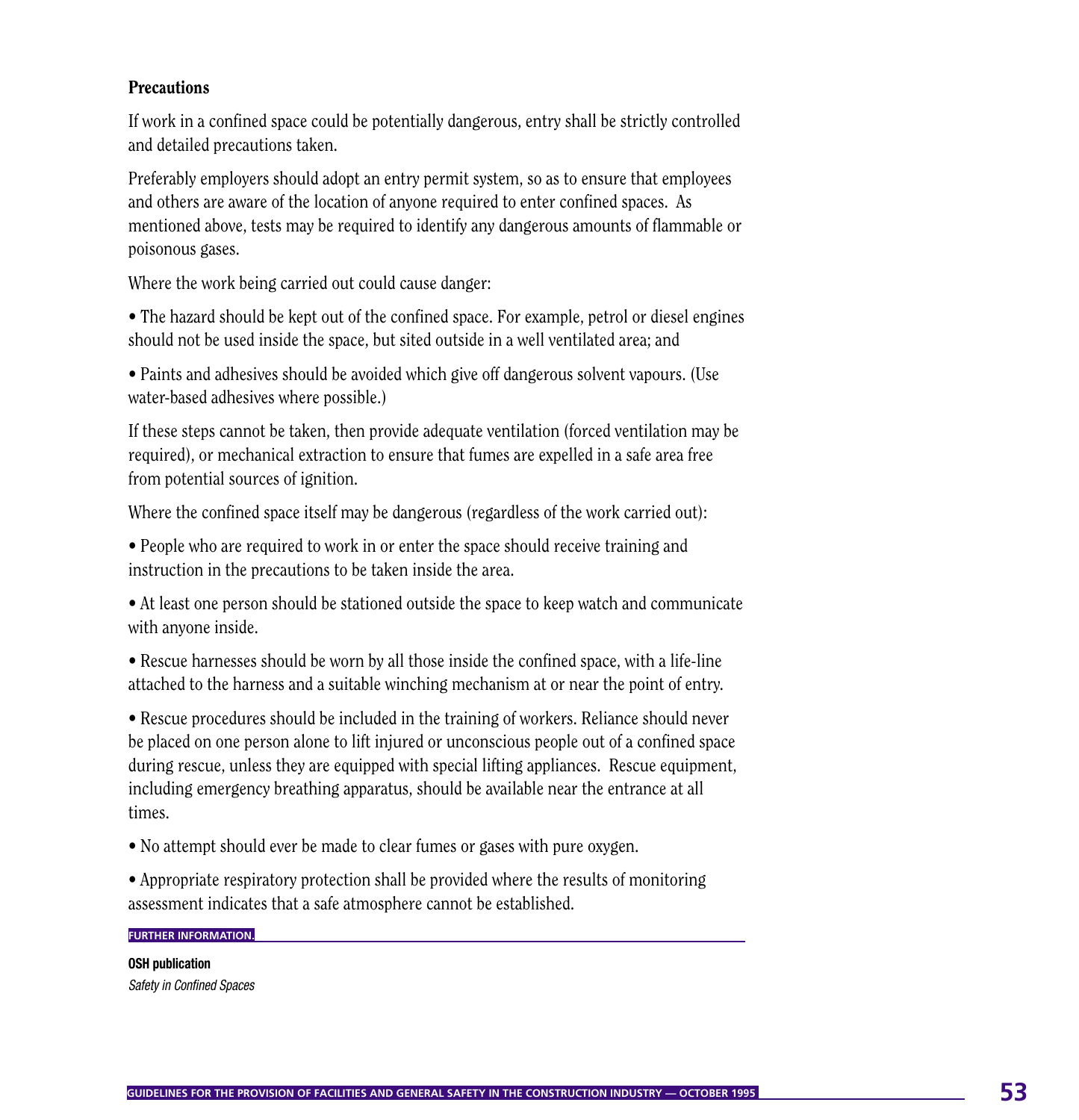### Precautions

If work in a confined space could be potentially dangerous, entry shall be strictly controlled and detailed precautions taken.

Preferably employers should adopt an entry permit system, so as to ensure that employees and others are aware of the location of anyone required to enter confined spaces. As mentioned above, tests may be required to identify any dangerous amounts of flammable or poisonous gases.

Where the work being carried out could cause danger:

- The hazard should be kept out of the confined space. For example, petrol or diesel engines should not be used inside the space, but sited outside in a well ventilated area; and
- Paints and adhesives should be avoided which give off dangerous solvent vapours. (Use water-based adhesives where possible.)

If these steps cannot be taken, then provide adequate ventilation (forced ventilation may be required), or mechanical extraction to ensure that fumes are expelled in a safe area free from potential sources of ignition.

Where the confined space itself may be dangerous (regardless of the work carried out):

- People who are required to work in or enter the space should receive training and instruction in the precautions to be taken inside the area.
- At least one person should be stationed outside the space to keep watch and communicate with anyone inside.
- Rescue harnesses should be worn by all those inside the confined space, with a life-line attached to the harness and a suitable winching mechanism at or near the point of entry.
- Rescue procedures should be included in the training of workers. Reliance should never be placed on one person alone to lift injured or unconscious people out of a confined space during rescue, unless they are equipped with special lifting appliances. Rescue equipment, including emergency breathing apparatus, should be available near the entrance at all times.
- No attempt should ever be made to clear fumes or gases with pure oxygen.
- Appropriate respiratory protection shall be provided where the results of monitoring assessment indicates that a safe atmosphere cannot be established.

**FURTHER INFORMATION.**

**OSH publication**
*Safety in Confined Spaces*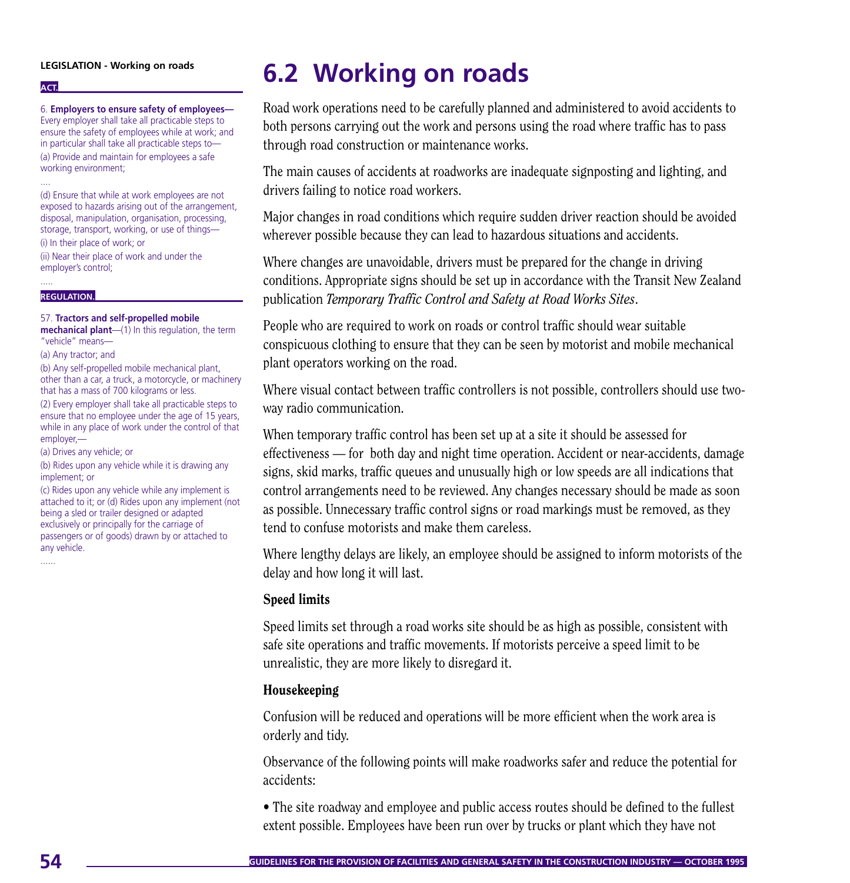**LEGISLATION - Working on roads**

**ACT.**

6. **Employers to ensure safety of employees—** Every employer shall take all practicable steps to ensure the safety of employees while at work; and in particular shall take all practicable steps to—

(a) Provide and maintain for employees a safe working environment;

....

(d) Ensure that while at work employees are not exposed to hazards arising out of the arrangement, disposal, manipulation, organisation, processing, storage, transport, working, or use of things—

(i) In their place of work; or

(ii) Near their place of work and under the employer's control;

.....

**REGULATION.**

57. **Tractors and self-propelled mobile mechanical plant**—(1) In this regulation, the term "vehicle" means—

(a) Any tractor; and

(b) Any self-propelled mobile mechanical plant, other than a car, a truck, a motorcycle, or machinery that has a mass of 700 kilograms or less.

(2) Every employer shall take all practicable steps to ensure that no employee under the age of 15 years, while in any place of work under the control of that employer,—

(a) Drives any vehicle; or

(b) Rides upon any vehicle while it is drawing any implement; or

(c) Rides upon any vehicle while any implement is attached to it; or (d) Rides upon any implement (not being a sled or trailer designed or adapted exclusively or principally for the carriage of passengers or of goods) drawn by or attached to any vehicle.

......

# 6.2 Working on roads

Road work operations need to be carefully planned and administered to avoid accidents to both persons carrying out the work and persons using the road where traffic has to pass through road construction or maintenance works.

The main causes of accidents at roadworks are inadequate signposting and lighting, and drivers failing to notice road workers.

Major changes in road conditions which require sudden driver reaction should be avoided wherever possible because they can lead to hazardous situations and accidents.

Where changes are unavoidable, drivers must be prepared for the change in driving conditions. Appropriate signs should be set up in accordance with the Transit New Zealand publication *Temporary Traffic Control and Safety at Road Works Sites*.

People who are required to work on roads or control traffic should wear suitable conspicuous clothing to ensure that they can be seen by motorist and mobile mechanical plant operators working on the road.

Where visual contact between traffic controllers is not possible, controllers should use two-way radio communication.

When temporary traffic control has been set up at a site it should be assessed for effectiveness — for both day and night time operation. Accident or near-accidents, damage signs, skid marks, traffic queues and unusually high or low speeds are all indications that control arrangements need to be reviewed. Any changes necessary should be made as soon as possible. Unnecessary traffic control signs or road markings must be removed, as they tend to confuse motorists and make them careless.

Where lengthy delays are likely, an employee should be assigned to inform motorists of the delay and how long it will last.

### Speed limits

Speed limits set through a road works site should be as high as possible, consistent with safe site operations and traffic movements. If motorists perceive a speed limit to be unrealistic, they are more likely to disregard it.

### Housekeeping

Confusion will be reduced and operations will be more efficient when the work area is orderly and tidy.

Observance of the following points will make roadworks safer and reduce the potential for accidents:

- The site roadway and employee and public access routes should be defined to the fullest extent possible. Employees have been run over by trucks or plant which they have not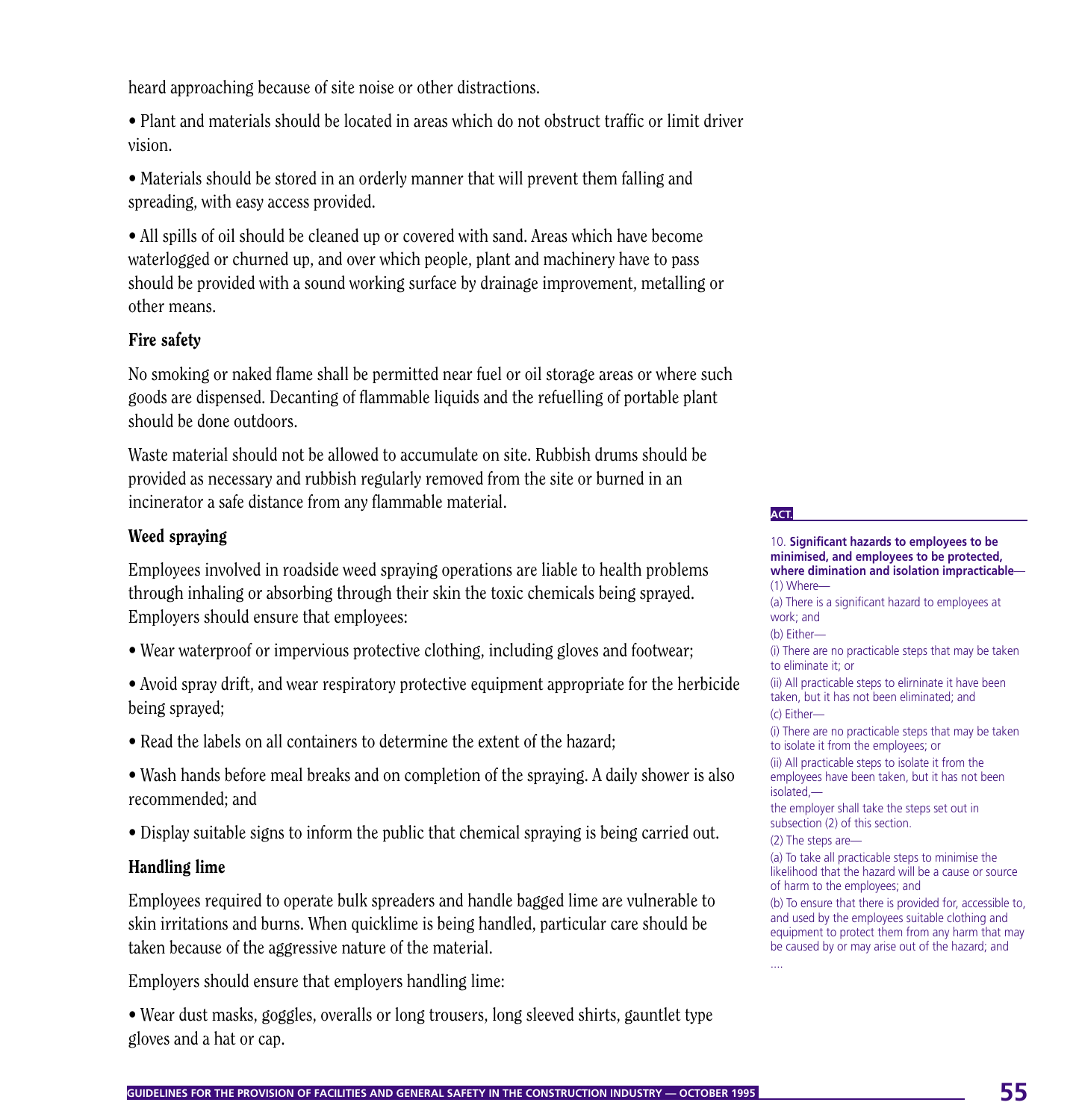heard approaching because of site noise or other distractions.

• Plant and materials should be located in areas which do not obstruct traffic or limit driver vision.

• Materials should be stored in an orderly manner that will prevent them falling and spreading, with easy access provided.

• All spills of oil should be cleaned up or covered with sand. Areas which have become waterlogged or churned up, and over which people, plant and machinery have to pass should be provided with a sound working surface by drainage improvement, metalling or other means.

### Fire safety

No smoking or naked flame shall be permitted near fuel or oil storage areas or where such goods are dispensed. Decanting of flammable liquids and the refuelling of portable plant should be done outdoors.

Waste material should not be allowed to accumulate on site. Rubbish drums should be provided as necessary and rubbish regularly removed from the site or burned in an incinerator a safe distance from any flammable material.

### Weed spraying

Employees involved in roadside weed spraying operations are liable to health problems through inhaling or absorbing through their skin the toxic chemicals being sprayed. Employers should ensure that employees:

• Wear waterproof or impervious protective clothing, including gloves and footwear;

• Avoid spray drift, and wear respiratory protective equipment appropriate for the herbicide being sprayed;

• Read the labels on all containers to determine the extent of the hazard;

• Wash hands before meal breaks and on completion of the spraying. A daily shower is also recommended; and

• Display suitable signs to inform the public that chemical spraying is being carried out.

### Handling lime

Employees required to operate bulk spreaders and handle bagged lime are vulnerable to skin irritations and burns. When quicklime is being handled, particular care should be taken because of the aggressive nature of the material.

Employers should ensure that employers handling lime:

• Wear dust masks, goggles, overalls or long trousers, long sleeved shirts, gauntlet type gloves and a hat or cap.

**ACT.**

10. **Significant hazards to employees to be minimised, and employees to be protected, where dimination and isolation impracticable**—
(1) Where—

(a) There is a significant hazard to employees at work; and

(b) Either—

(i) There are no practicable steps that may be taken to eliminate it; or

(ii) All practicable steps to elirninate it have been taken, but it has not been eliminated; and

(c) Either—

(i) There are no practicable steps that may be taken to isolate it from the employees; or

(ii) All practicable steps to isolate it from the employees have been taken, but it has not been isolated,—

the employer shall take the steps set out in subsection (2) of this section.

(2) The steps are—

(a) To take all practicable steps to minimise the likelihood that the hazard will be a cause or source of harm to the employees; and

(b) To ensure that there is provided for, accessible to, and used by the employees suitable clothing and equipment to protect them from any harm that may be caused by or may arise out of the hazard; and

....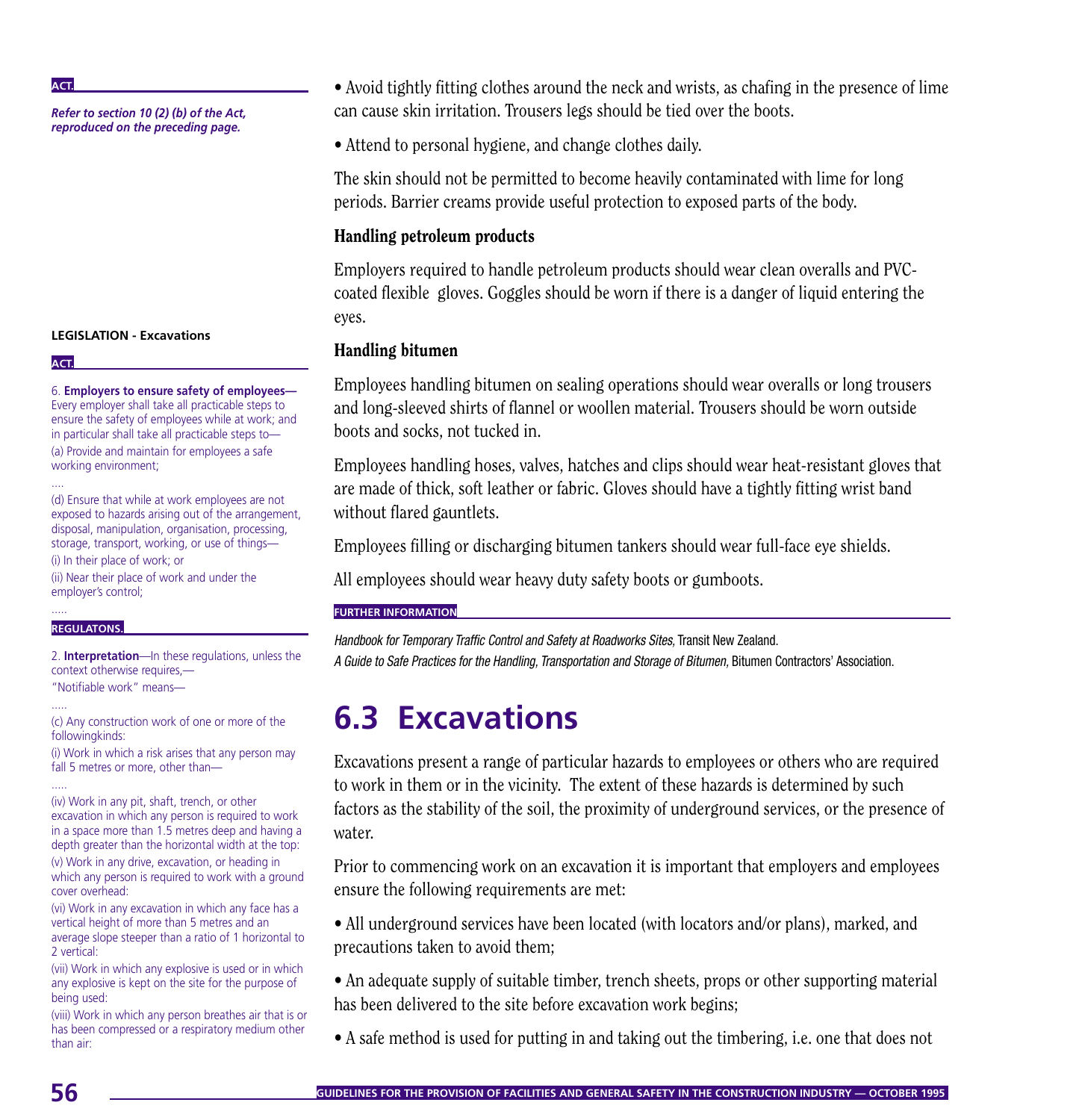**ACT.**

*Refer to section 10 (2) (b) of the Act, reproduced on the preceding page.*

• Avoid tightly fitting clothes around the neck and wrists, as chafing in the presence of lime can cause skin irritation. Trousers legs should be tied over the boots.

• Attend to personal hygiene, and change clothes daily.

The skin should not be permitted to become heavily contaminated with lime for long periods. Barrier creams provide useful protection to exposed parts of the body.

### Handling petroleum products

Employers required to handle petroleum products should wear clean overalls and PVC-coated flexible gloves. Goggles should be worn if there is a danger of liquid entering the eyes.

### Handling bitumen

Employees handling bitumen on sealing operations should wear overalls or long trousers and long-sleeved shirts of flannel or woollen material. Trousers should be worn outside boots and socks, not tucked in.

Employees handling hoses, valves, hatches and clips should wear heat-resistant gloves that are made of thick, soft leather or fabric. Gloves should have a tightly fitting wrist band without flared gauntlets.

Employees filling or discharging bitumen tankers should wear full-face eye shields.

All employees should wear heavy duty safety boots or gumboots.

**FURTHER INFORMATION**

*Handbook for Temporary Traffic Control and Safety at Roadworks Sites*, Transit New Zealand.
*A Guide to Safe Practices for the Handling, Transportation and Storage of Bitumen*, Bitumen Contractors' Association.

**LEGISLATION - Excavations**

**ACT.**

6. **Employers to ensure safety of employees—** Every employer shall take all practicable steps to ensure the safety of employees while at work; and in particular shall take all practicable steps to—

(a) Provide and maintain for employees a safe working environment;

....

(d) Ensure that while at work employees are not exposed to hazards arising out of the arrangement, disposal, manipulation, organisation, processing, storage, transport, working, or use of things—

(i) In their place of work; or

(ii) Near their place of work and under the employer's control;

.....

**REGULATONS.**

2. **Interpretation**—In these regulations, unless the context otherwise requires,—

"Notifiable work" means—

.....

(c) Any construction work of one or more of the followingkinds:

(i) Work in which a risk arises that any person may fall 5 metres or more, other than—

.....

(iv) Work in any pit, shaft, trench, or other excavation in which any person is required to work in a space more than 1.5 metres deep and having a depth greater than the horizontal width at the top:

(v) Work in any drive, excavation, or heading in which any person is required to work with a ground cover overhead:

(vi) Work in any excavation in which any face has a vertical height of more than 5 metres and an average slope steeper than a ratio of 1 horizontal to 2 vertical:

(vii) Work in which any explosive is used or in which any explosive is kept on the site for the purpose of being used:

(viii) Work in which any person breathes air that is or has been compressed or a respiratory medium other than air:

## 6.3 Excavations

Excavations present a range of particular hazards to employees or others who are required to work in them or in the vicinity. The extent of these hazards is determined by such factors as the stability of the soil, the proximity of underground services, or the presence of water.

Prior to commencing work on an excavation it is important that employers and employees ensure the following requirements are met:

• All underground services have been located (with locators and/or plans), marked, and precautions taken to avoid them;

• An adequate supply of suitable timber, trench sheets, props or other supporting material has been delivered to the site before excavation work begins;

• A safe method is used for putting in and taking out the timbering, i.e. one that does not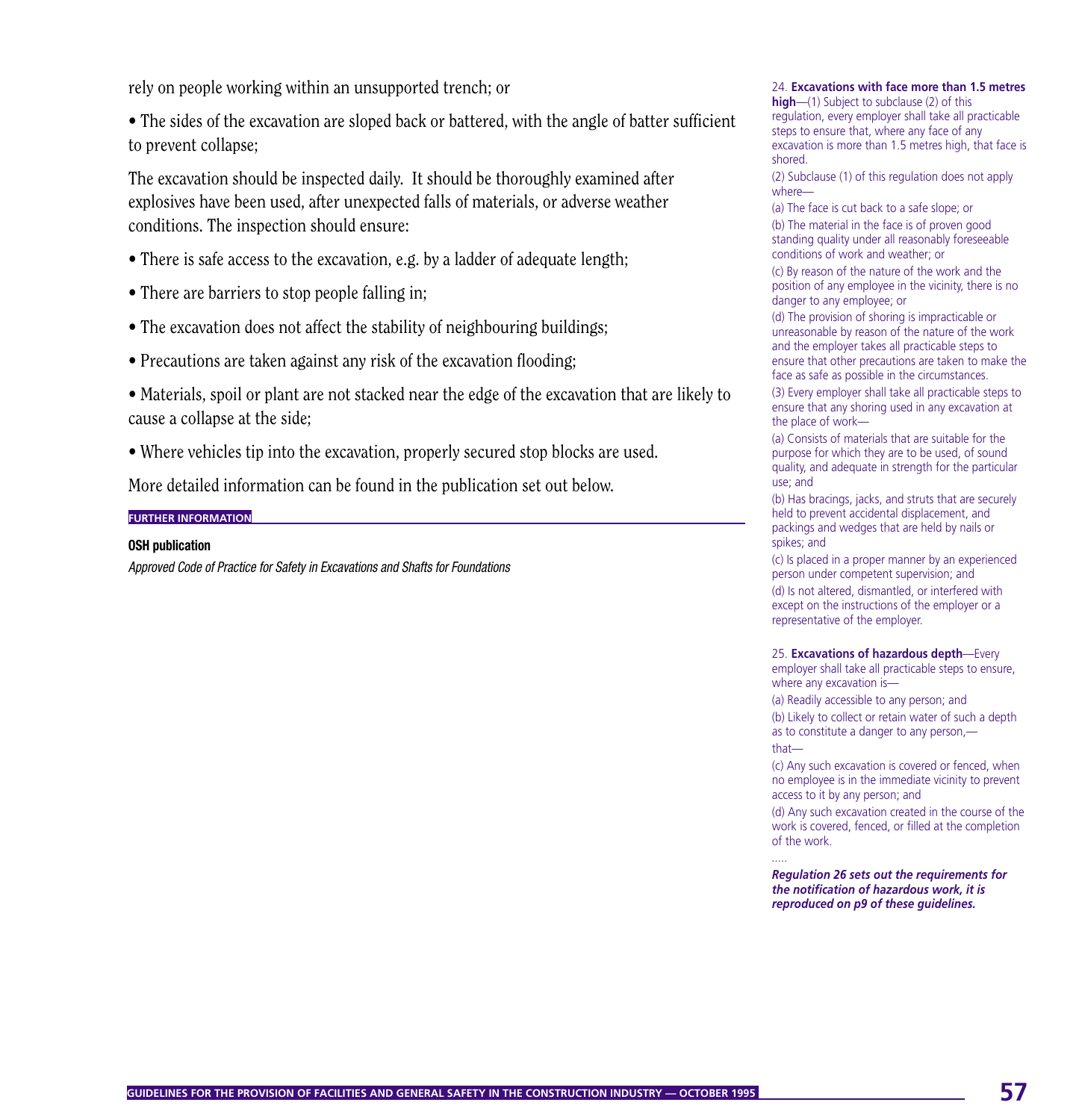rely on people working within an unsupported trench; or

- The sides of the excavation are sloped back or battered, with the angle of batter sufficient to prevent collapse;

The excavation should be inspected daily. It should be thoroughly examined after explosives have been used, after unexpected falls of materials, or adverse weather conditions. The inspection should ensure:

- There is safe access to the excavation, e.g. by a ladder of adequate length;
- There are barriers to stop people falling in;
- The excavation does not affect the stability of neighbouring buildings;
- Precautions are taken against any risk of the excavation flooding;
- Materials, spoil or plant are not stacked near the edge of the excavation that are likely to cause a collapse at the side;
- Where vehicles tip into the excavation, properly secured stop blocks are used.

More detailed information can be found in the publication set out below.

**FURTHER INFORMATION**

**OSH publication**

*Approved Code of Practice for Safety in Excavations and Shafts for Foundations*

24. **Excavations with face more than 1.5 metres high**—(1) Subject to subclause (2) of this regulation, every employer shall take all practicable steps to ensure that, where any face of any excavation is more than 1.5 metres high, that face is shored.

(2) Subclause (1) of this regulation does not apply where—

(a) The face is cut back to a safe slope; or

(b) The material in the face is of proven good standing quality under all reasonably foreseeable conditions of work and weather; or

(c) By reason of the nature of the work and the position of any employee in the vicinity, there is no danger to any employee; or

(d) The provision of shoring is impracticable or unreasonable by reason of the nature of the work and the employer takes all practicable steps to ensure that other precautions are taken to make the face as safe as possible in the circumstances.

(3) Every employer shall take all practicable steps to ensure that any shoring used in any excavation at the place of work—

(a) Consists of materials that are suitable for the purpose for which they are to be used, of sound quality, and adequate in strength for the particular use; and

(b) Has bracings, jacks, and struts that are securely held to prevent accidental displacement, and packings and wedges that are held by nails or spikes; and

(c) Is placed in a proper manner by an experienced person under competent supervision; and

(d) Is not altered, dismantled, or interfered with except on the instructions of the employer or a representative of the employer.

25. **Excavations of hazardous depth**—Every employer shall take all practicable steps to ensure, where any excavation is—

(a) Readily accessible to any person; and

(b) Likely to collect or retain water of such a depth as to constitute a danger to any person,—

that—

(c) Any such excavation is covered or fenced, when no employee is in the immediate vicinity to prevent access to it by any person; and

(d) Any such excavation created in the course of the work is covered, fenced, or filled at the completion of the work.

.....

***Regulation 26 sets out the requirements for the notification of hazardous work, it is reproduced on p9 of these guidelines.***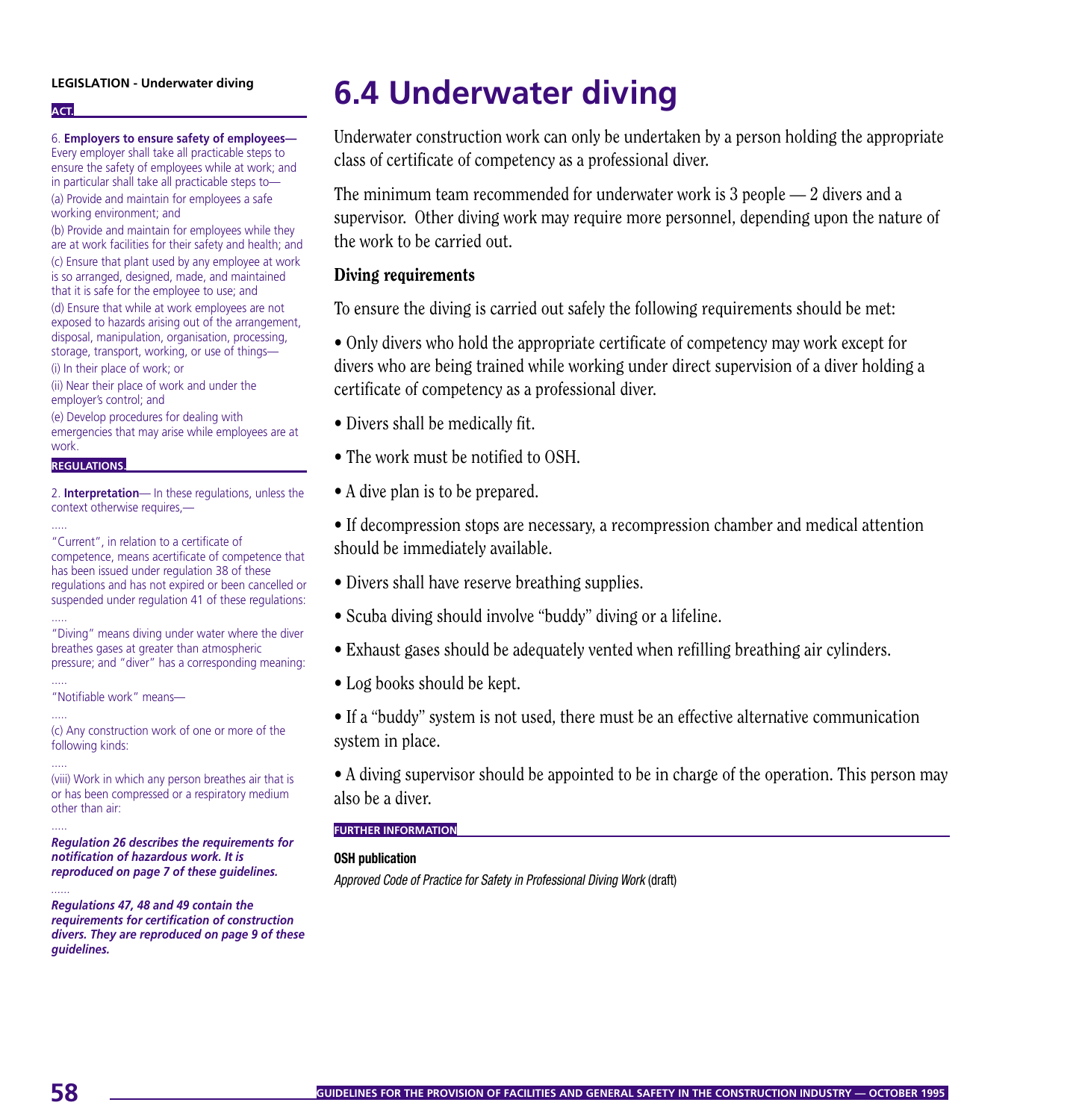# 6.4 Underwater diving

Underwater construction work can only be undertaken by a person holding the appropriate class of certificate of competency as a professional diver.

The minimum team recommended for underwater work is 3 people — 2 divers and a supervisor. Other diving work may require more personnel, depending upon the nature of the work to be carried out.

### Diving requirements

To ensure the diving is carried out safely the following requirements should be met:

- Only divers who hold the appropriate certificate of competency may work except for divers who are being trained while working under direct supervision of a diver holding a certificate of competency as a professional diver.
- Divers shall be medically fit.
- The work must be notified to OSH.
- A dive plan is to be prepared.
- If decompression stops are necessary, a recompression chamber and medical attention should be immediately available.
- Divers shall have reserve breathing supplies.
- Scuba diving should involve "buddy" diving or a lifeline.
- Exhaust gases should be adequately vented when refilling breathing air cylinders.
- Log books should be kept.
- If a "buddy" system is not used, there must be an effective alternative communication system in place.
- A diving supervisor should be appointed to be in charge of the operation. This person may also be a diver.

**FURTHER INFORMATION**

**OSH publication**

*Approved Code of Practice for Safety in Professional Diving Work* (draft)

---

**LEGISLATION - Underwater diving**

**ACT.**

6. **Employers to ensure safety of employees—** Every employer shall take all practicable steps to ensure the safety of employees while at work; and in particular shall take all practicable steps to—

(a) Provide and maintain for employees a safe working environment; and

(b) Provide and maintain for employees while they are at work facilities for their safety and health; and

(c) Ensure that plant used by any employee at work is so arranged, designed, made, and maintained that it is safe for the employee to use; and

(d) Ensure that while at work employees are not exposed to hazards arising out of the arrangement, disposal, manipulation, organisation, processing, storage, transport, working, or use of things—

(i) In their place of work; or

(ii) Near their place of work and under the employer's control; and

(e) Develop procedures for dealing with emergencies that may arise while employees are at work.

**REGULATIONS.**

2. **Interpretation**— In these regulations, unless the context otherwise requires,—

.....

"Current", in relation to a certificate of competence, means acertificate of competence that has been issued under regulation 38 of these regulations and has not expired or been cancelled or suspended under regulation 41 of these regulations:

.....

"Diving" means diving under water where the diver breathes gases at greater than atmospheric pressure; and "diver" has a corresponding meaning:

.....

"Notifiable work" means—

.....

(c) Any construction work of one or more of the following kinds:

.....

(viii) Work in which any person breathes air that is or has been compressed or a respiratory medium other than air:

.....

***Regulation 26 describes the requirements for notification of hazardous work. It is reproduced on page 7 of these guidelines.***

......

***Regulations 47, 48 and 49 contain the requirements for certification of construction divers. They are reproduced on page 9 of these guidelines.***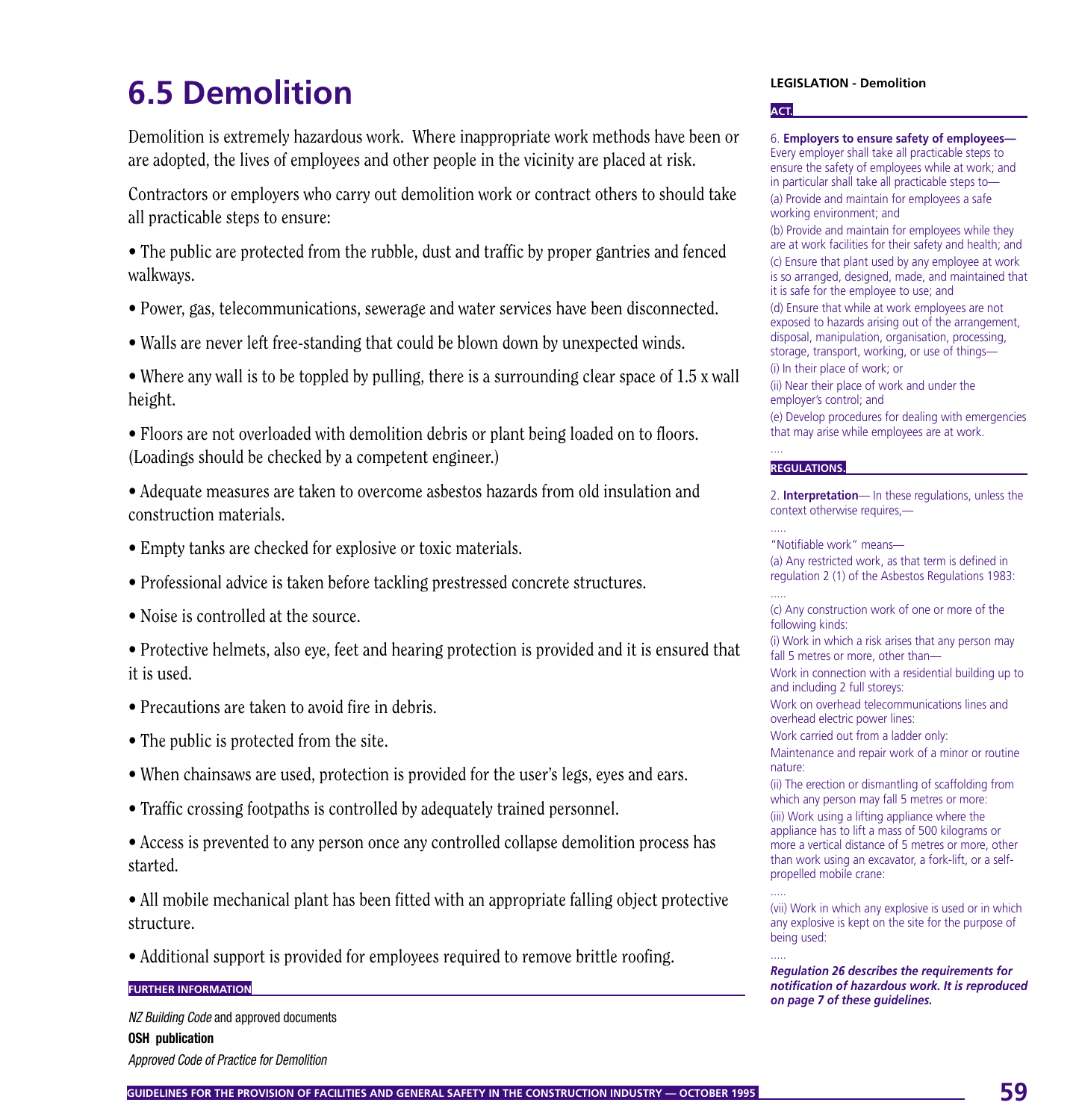# 6.5 Demolition

Demolition is extremely hazardous work. Where inappropriate work methods have been or are adopted, the lives of employees and other people in the vicinity are placed at risk.

Contractors or employers who carry out demolition work or contract others to should take all practicable steps to ensure:

- The public are protected from the rubble, dust and traffic by proper gantries and fenced walkways.
- Power, gas, telecommunications, sewerage and water services have been disconnected.
- Walls are never left free-standing that could be blown down by unexpected winds.
- Where any wall is to be toppled by pulling, there is a surrounding clear space of 1.5 x wall height.
- Floors are not overloaded with demolition debris or plant being loaded on to floors. (Loadings should be checked by a competent engineer.)
- Adequate measures are taken to overcome asbestos hazards from old insulation and construction materials.
- Empty tanks are checked for explosive or toxic materials.
- Professional advice is taken before tackling prestressed concrete structures.
- Noise is controlled at the source.
- Protective helmets, also eye, feet and hearing protection is provided and it is ensured that it is used.
- Precautions are taken to avoid fire in debris.
- The public is protected from the site.
- When chainsaws are used, protection is provided for the user's legs, eyes and ears.
- Traffic crossing footpaths is controlled by adequately trained personnel.
- Access is prevented to any person once any controlled collapse demolition process has started.
- All mobile mechanical plant has been fitted with an appropriate falling object protective structure.
- Additional support is provided for employees required to remove brittle roofing.

**FURTHER INFORMATION**

*NZ Building Code* and approved documents

**OSH publication**

*Approved Code of Practice for Demolition*

**LEGISLATION - Demolition**

**ACT.**

6. **Employers to ensure safety of employees—** Every employer shall take all practicable steps to ensure the safety of employees while at work; and in particular shall take all practicable steps to—

(a) Provide and maintain for employees a safe working environment; and

(b) Provide and maintain for employees while they are at work facilities for their safety and health; and

(c) Ensure that plant used by any employee at work is so arranged, designed, made, and maintained that it is safe for the employee to use; and

(d) Ensure that while at work employees are not exposed to hazards arising out of the arrangement, disposal, manipulation, organisation, processing, storage, transport, working, or use of things—

(i) In their place of work; or

(ii) Near their place of work and under the employer's control; and

(e) Develop procedures for dealing with emergencies that may arise while employees are at work.

....

**REGULATIONS.**

2. **Interpretation**— In these regulations, unless the context otherwise requires,—

.....

"Notifiable work" means—

(a) Any restricted work, as that term is defined in regulation 2 (1) of the Asbestos Regulations 1983:

.....

(c) Any construction work of one or more of the following kinds:

(i) Work in which a risk arises that any person may fall 5 metres or more, other than—

Work in connection with a residential building up to and including 2 full storeys:

Work on overhead telecommunications lines and overhead electric power lines:

Work carried out from a ladder only:

Maintenance and repair work of a minor or routine nature:

(ii) The erection or dismantling of scaffolding from which any person may fall 5 metres or more:

(iii) Work using a lifting appliance where the appliance has to lift a mass of 500 kilograms or more a vertical distance of 5 metres or more, other than work using an excavator, a fork-lift, or a self-propelled mobile crane:

.....

(vii) Work in which any explosive is used or in which any explosive is kept on the site for the purpose of being used:

.....

***Regulation 26 describes the requirements for notification of hazardous work. It is reproduced on page 7 of these guidelines.***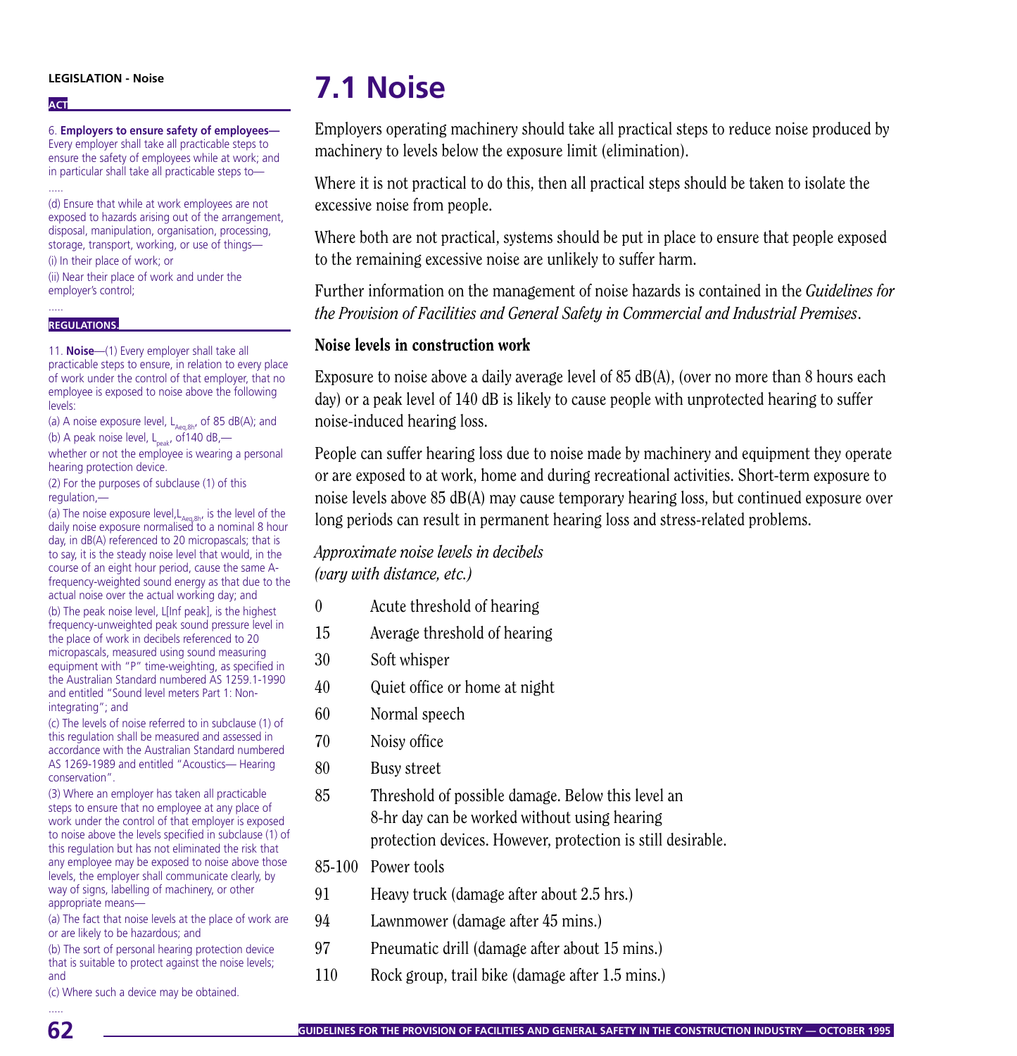**LEGISLATION - Noise**

**ACT**

6. **Employers to ensure safety of employees—** Every employer shall take all practicable steps to ensure the safety of employees while at work; and in particular shall take all practicable steps to—

.....

(d) Ensure that while at work employees are not exposed to hazards arising out of the arrangement, disposal, manipulation, organisation, processing, storage, transport, working, or use of things—

(i) In their place of work; or

(ii) Near their place of work and under the employer's control;

.....

**REGULATIONS**

11. **Noise**—(1) Every employer shall take all practicable steps to ensure, in relation to every place of work under the control of that employer, that no employee is exposed to noise above the following levels:

(a) A noise exposure level, $L_{Aeq,8h}$, of 85 dB(A); and

(b) A peak noise level, $L_{peak}$, of140 dB,—

whether or not the employee is wearing a personal hearing protection device.

(2) For the purposes of subclause (1) of this regulation,—

(a) The noise exposure level,$L_{Aeq,8h}$, is the level of the daily noise exposure normalised to a nominal 8 hour day, in dB(A) referenced to 20 micropascals; that is to say, it is the steady noise level that would, in the course of an eight hour period, cause the same A-frequency-weighted sound energy as that due to the actual noise over the actual working day; and

(b) The peak noise level, L[Inf peak], is the highest frequency-unweighted peak sound pressure level in the place of work in decibels referenced to 20 micropascals, measured using sound measuring equipment with "P" time-weighting, as specified in the Australian Standard numbered AS 1259.1-1990 and entitled "Sound level meters Part 1: Non-integrating"; and

(c) The levels of noise referred to in subclause (1) of this regulation shall be measured and assessed in accordance with the Australian Standard numbered AS 1269-1989 and entitled "Acoustics— Hearing conservation".

(3) Where an employer has taken all practicable steps to ensure that no employee at any place of work under the control of that employer is exposed to noise above the levels specified in subclause (1) of this regulation but has not eliminated the risk that any employee may be exposed to noise above those levels, the employer shall communicate clearly, by way of signs, labelling of machinery, or other appropriate means—

(a) The fact that noise levels at the place of work are or are likely to be hazardous; and

(b) The sort of personal hearing protection device that is suitable to protect against the noise levels; and

(c) Where such a device may be obtained.

.....

# 7.1 Noise

Employers operating machinery should take all practical steps to reduce noise produced by machinery to levels below the exposure limit (elimination).

Where it is not practical to do this, then all practical steps should be taken to isolate the excessive noise from people.

Where both are not practical, systems should be put in place to ensure that people exposed to the remaining excessive noise are unlikely to suffer harm.

Further information on the management of noise hazards is contained in the *Guidelines for the Provision of Facilities and General Safety in Commercial and Industrial Premises*.

### Noise levels in construction work

Exposure to noise above a daily average level of 85 dB(A), (over no more than 8 hours each day) or a peak level of 140 dB is likely to cause people with unprotected hearing to suffer noise-induced hearing loss.

People can suffer hearing loss due to noise made by machinery and equipment they operate or are exposed to at work, home and during recreational activities. Short-term exposure to noise levels above 85 dB(A) may cause temporary hearing loss, but continued exposure over long periods can result in permanent hearing loss and stress-related problems.

*Approximate noise levels in decibels (vary with distance, etc.)*

| | |
|---|---|
| 0 | Acute threshold of hearing |
| 15 | Average threshold of hearing |
| 30 | Soft whisper |
| 40 | Quiet office or home at night |
| 60 | Normal speech |
| 70 | Noisy office |
| 80 | Busy street |
| 85 | Threshold of possible damage. Below this level an 8-hr day can be worked without using hearing protection devices. However, protection is still desirable. |
| 85-100 | Power tools |
| 91 | Heavy truck (damage after about 2.5 hrs.) |
| 94 | Lawnmower (damage after 45 mins.) |
| 97 | Pneumatic drill (damage after about 15 mins.) |
| 110 | Rock group, trail bike (damage after 1.5 mins.) |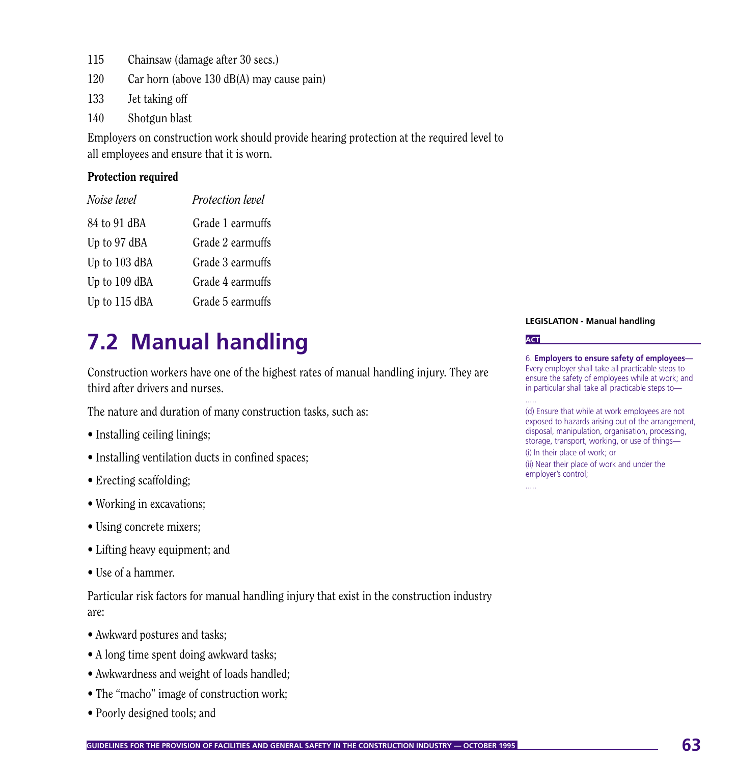| | |
|---|---|
| 115 | Chainsaw (damage after 30 secs.) |
| 120 | Car horn (above 130 dB(A) may cause pain) |
| 133 | Jet taking off |
| 140 | Shotgun blast |

Employers on construction work should provide hearing protection at the required level to all employees and ensure that it is worn.

**Protection required**

| *Noise level* | *Protection level* |
|---|---|
| 84 to 91 dBA | Grade 1 earmuffs |
| Up to 97 dBA | Grade 2 earmuffs |
| Up to 103 dBA | Grade 3 earmuffs |
| Up to 109 dBA | Grade 4 earmuffs |
| Up to 115 dBA | Grade 5 earmuffs |

## 7.2 Manual handling

Construction workers have one of the highest rates of manual handling injury. They are third after drivers and nurses.

The nature and duration of many construction tasks, such as:

- Installing ceiling linings;
- Installing ventilation ducts in confined spaces;
- Erecting scaffolding;
- Working in excavations;
- Using concrete mixers;
- Lifting heavy equipment; and
- Use of a hammer.

Particular risk factors for manual handling injury that exist in the construction industry are:

- Awkward postures and tasks;
- A long time spent doing awkward tasks;
- Awkwardness and weight of loads handled;
- The "macho" image of construction work;
- Poorly designed tools; and

**LEGISLATION - Manual handling**

**ACT**

6. **Employers to ensure safety of employees—** Every employer shall take all practicable steps to ensure the safety of employees while at work; and in particular shall take all practicable steps to—

.....

(d) Ensure that while at work employees are not exposed to hazards arising out of the arrangement, disposal, manipulation, organisation, processing, storage, transport, working, or use of things—

(i) In their place of work; or

(ii) Near their place of work and under the employer's control;

.....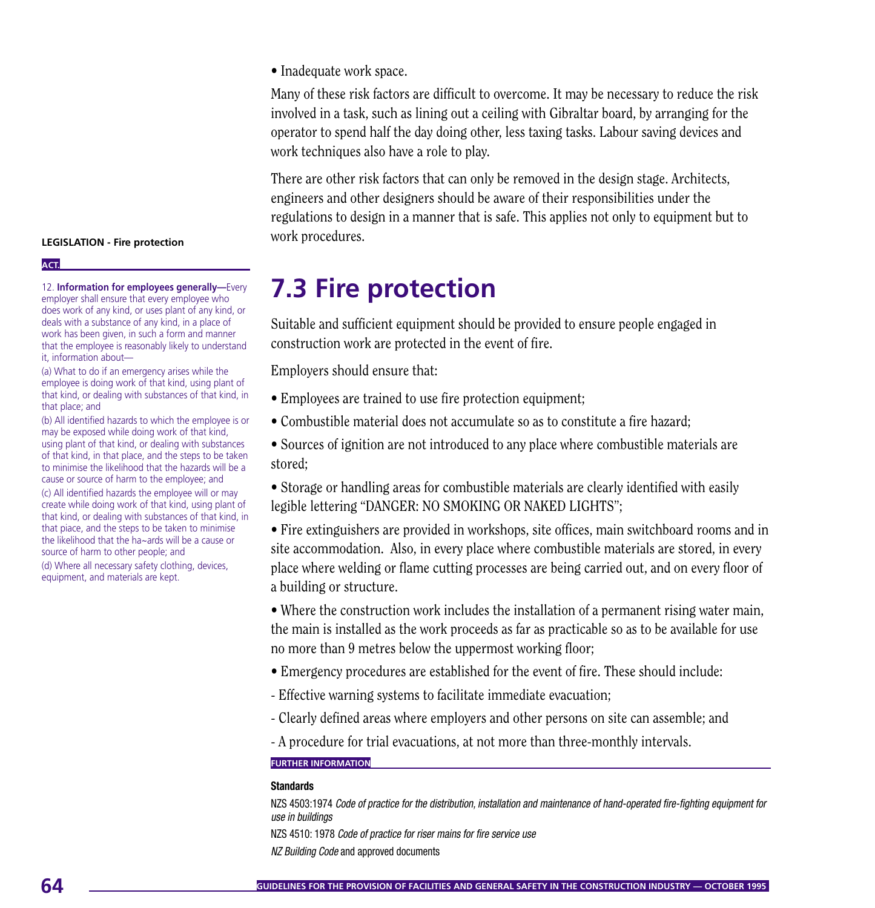• Inadequate work space.

Many of these risk factors are difficult to overcome. It may be necessary to reduce the risk involved in a task, such as lining out a ceiling with Gibraltar board, by arranging for the operator to spend half the day doing other, less taxing tasks. Labour saving devices and work techniques also have a role to play.

There are other risk factors that can only be removed in the design stage. Architects, engineers and other designers should be aware of their responsibilities under the regulations to design in a manner that is safe. This applies not only to equipment but to work procedures.

**LEGISLATION - Fire protection**

**ACT.**

12. **Information for employees generally—**Every employer shall ensure that every employee who does work of any kind, or uses plant of any kind, or deals with a substance of any kind, in a place of work has been given, in such a form and manner that the employee is reasonably likely to understand it, information about—

(a) What to do if an emergency arises while the employee is doing work of that kind, using plant of that kind, or dealing with substances of that kind, in that place; and

(b) All identified hazards to which the employee is or may be exposed while doing work of that kind, using plant of that kind, or dealing with substances of that kind, in that place, and the steps to be taken to minimise the likelihood that the hazards will be a cause or source of harm to the employee; and

(c) All identified hazards the employee will or may create while doing work of that kind, using plant of that kind, or dealing with substances of that kind, in that piace, and the steps to be taken to minimise the likelihood that the ha~ards will be a cause or source of harm to other people; and

(d) Where all necessary safety clothing, devices, equipment, and materials are kept.

## 7.3 Fire protection

Suitable and sufficient equipment should be provided to ensure people engaged in construction work are protected in the event of fire.

Employers should ensure that:

• Employees are trained to use fire protection equipment;

• Combustible material does not accumulate so as to constitute a fire hazard;

• Sources of ignition are not introduced to any place where combustible materials are stored;

• Storage or handling areas for combustible materials are clearly identified with easily legible lettering "DANGER: NO SMOKING OR NAKED LIGHTS";

• Fire extinguishers are provided in workshops, site offices, main switchboard rooms and in site accommodation. Also, in every place where combustible materials are stored, in every place where welding or flame cutting processes are being carried out, and on every floor of a building or structure.

• Where the construction work includes the installation of a permanent rising water main, the main is installed as the work proceeds as far as practicable so as to be available for use no more than 9 metres below the uppermost working floor;

• Emergency procedures are established for the event of fire. These should include:

- Effective warning systems to facilitate immediate evacuation;

- Clearly defined areas where employers and other persons on site can assemble; and

- A procedure for trial evacuations, at not more than three-monthly intervals.

**FURTHER INFORMATION**

**Standards**

NZS 4503:1974 *Code of practice for the distribution, installation and maintenance of hand-operated fire-fighting equipment for use in buildings*

NZS 4510: 1978 *Code of practice for riser mains for fire service use*

*NZ Building Code* and approved documents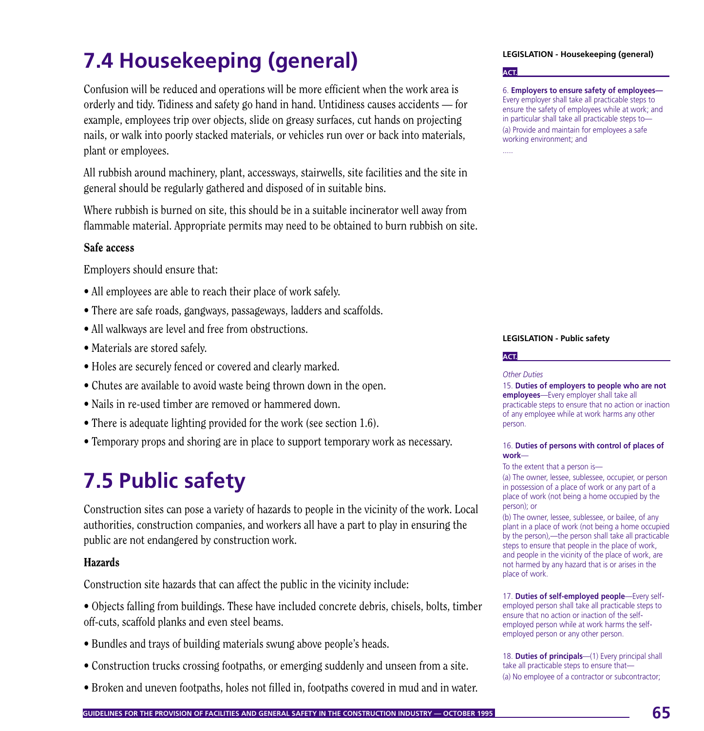# 7.4 Housekeeping (general)

Confusion will be reduced and operations will be more efficient when the work area is orderly and tidy. Tidiness and safety go hand in hand. Untidiness causes accidents — for example, employees trip over objects, slide on greasy surfaces, cut hands on projecting nails, or walk into poorly stacked materials, or vehicles run over or back into materials, plant or employees.

All rubbish around machinery, plant, accessways, stairwells, site facilities and the site in general should be regularly gathered and disposed of in suitable bins.

Where rubbish is burned on site, this should be in a suitable incinerator well away from flammable material. Appropriate permits may need to be obtained to burn rubbish on site.

### Safe access

Employers should ensure that:

- All employees are able to reach their place of work safely.
- There are safe roads, gangways, passageways, ladders and scaffolds.
- All walkways are level and free from obstructions.
- Materials are stored safely.
- Holes are securely fenced or covered and clearly marked.
- Chutes are available to avoid waste being thrown down in the open.
- Nails in re-used timber are removed or hammered down.
- There is adequate lighting provided for the work (see section 1.6).
- Temporary props and shoring are in place to support temporary work as necessary.

**LEGISLATION - Housekeeping (general)**

**ACT**

6. **Employers to ensure safety of employees—** Every employer shall take all practicable steps to ensure the safety of employees while at work; and in particular shall take all practicable steps to—

(a) Provide and maintain for employees a safe working environment; and

.....

# 7.5 Public safety

Construction sites can pose a variety of hazards to people in the vicinity of the work. Local authorities, construction companies, and workers all have a part to play in ensuring the public are not endangered by construction work.

### Hazards

Construction site hazards that can affect the public in the vicinity include:

- Objects falling from buildings. These have included concrete debris, chisels, bolts, timber off-cuts, scaffold planks and even steel beams.
- Bundles and trays of building materials swung above people's heads.
- Construction trucks crossing footpaths, or emerging suddenly and unseen from a site.
- Broken and uneven footpaths, holes not filled in, footpaths covered in mud and in water.

**LEGISLATION - Public safety**

**ACT**

*Other Duties*

15. **Duties of employers to people who are not employees**—Every employer shall take all practicable steps to ensure that no action or inaction of any employee while at work harms any other person.

16. **Duties of persons with control of places of work**—

To the extent that a person is—

(a) The owner, lessee, sublessee, occupier, or person in possession of a place of work or any part of a place of work (not being a home occupied by the person); or

(b) The owner, lessee, sublessee, or bailee, of any plant in a place of work (not being a home occupied by the person),—the person shall take all practicable steps to ensure that people in the place of work, and people in the vicinity of the place of work, are not harmed by any hazard that is or arises in the place of work.

17. **Duties of self-employed people**—Every self-employed person shall take all practicable steps to ensure that no action or inaction of the self-employed person while at work harms the self-employed person or any other person.

18. **Duties of principals**—(1) Every principal shall take all practicable steps to ensure that—

(a) No employee of a contractor or subcontractor;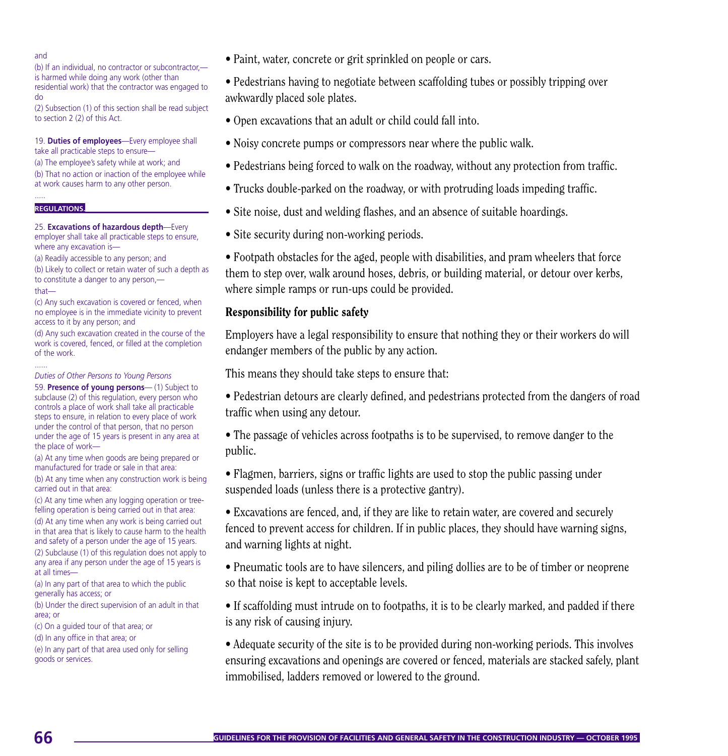and

(b) If an individual, no contractor or subcontractor,—is harmed while doing any work (other than residential work) that the contractor was engaged to do

(2) Subsection (1) of this section shall be read subject to section 2 (2) of this Act.

19. **Duties of employees**—Every employee shall take all practicable steps to ensure—

(a) The employee's safety while at work; and

(b) That no action or inaction of the employee while at work causes harm to any other person.

.....

**REGULATIONS.**

25. **Excavations of hazardous depth**—Every employer shall take all practicable steps to ensure, where any excavation is—

(a) Readily accessible to any person; and

(b) Likely to collect or retain water of such a depth as to constitute a danger to any person,—

that—

(c) Any such excavation is covered or fenced, when no employee is in the immediate vicinity to prevent access to it by any person; and

(d) Any such excavation created in the course of the work is covered, fenced, or filled at the completion of the work.

......

*Duties of Other Persons to Young Persons*

59. **Presence of young persons**— (1) Subject to subclause (2) of this regulation, every person who controls a place of work shall take all practicable steps to ensure, in relation to every place of work under the control of that person, that no person under the age of 15 years is present in any area at the place of work—

(a) At any time when goods are being prepared or manufactured for trade or sale in that area:

(b) At any time when any construction work is being carried out in that area:

(c) At any time when any logging operation or tree-felling operation is being carried out in that area:

(d) At any time when any work is being carried out in that area that is likely to cause harm to the health and safety of a person under the age of 15 years.

(2) Subclause (1) of this regulation does not apply to any area if any person under the age of 15 years is at all times—

(a) In any part of that area to which the public generally has access; or

(b) Under the direct supervision of an adult in that area; or

(c) On a guided tour of that area; or

(d) In any office in that area; or

(e) In any part of that area used only for selling goods or services.

- Paint, water, concrete or grit sprinkled on people or cars.
- Pedestrians having to negotiate between scaffolding tubes or possibly tripping over awkwardly placed sole plates.
- Open excavations that an adult or child could fall into.
- Noisy concrete pumps or compressors near where the public walk.
- Pedestrians being forced to walk on the roadway, without any protection from traffic.
- Trucks double-parked on the roadway, or with protruding loads impeding traffic.
- Site noise, dust and welding flashes, and an absence of suitable hoardings.
- Site security during non-working periods.
- Footpath obstacles for the aged, people with disabilities, and pram wheelers that force them to step over, walk around hoses, debris, or building material, or detour over kerbs, where simple ramps or run-ups could be provided.

### Responsibility for public safety

Employers have a legal responsibility to ensure that nothing they or their workers do will endanger members of the public by any action.

This means they should take steps to ensure that:

- Pedestrian detours are clearly defined, and pedestrians protected from the dangers of road traffic when using any detour.
- The passage of vehicles across footpaths is to be supervised, to remove danger to the public.
- Flagmen, barriers, signs or traffic lights are used to stop the public passing under suspended loads (unless there is a protective gantry).
- Excavations are fenced, and, if they are like to retain water, are covered and securely fenced to prevent access for children. If in public places, they should have warning signs, and warning lights at night.
- Pneumatic tools are to have silencers, and piling dollies are to be of timber or neoprene so that noise is kept to acceptable levels.
- If scaffolding must intrude on to footpaths, it is to be clearly marked, and padded if there is any risk of causing injury.
- Adequate security of the site is to be provided during non-working periods. This involves ensuring excavations and openings are covered or fenced, materials are stacked safely, plant immobilised, ladders removed or lowered to the ground.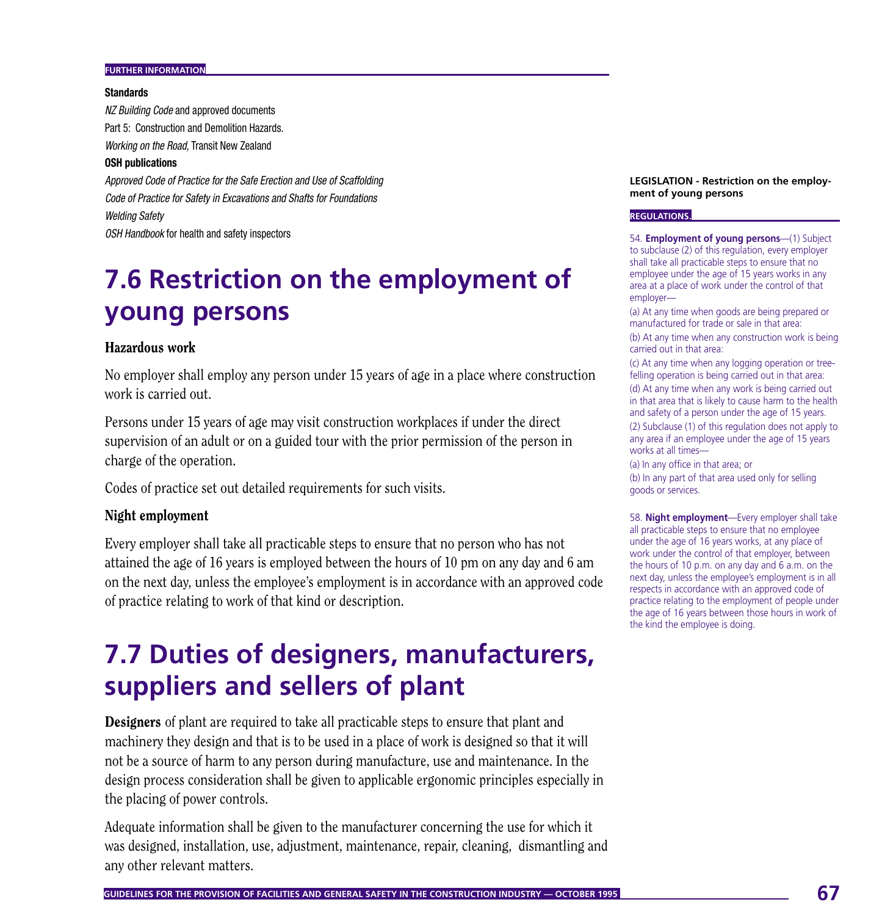FURTHER INFORMATION

**Standards**

*NZ Building Code* and approved documents

Part 5: Construction and Demolition Hazards.

*Working on the Road,* Transit New Zealand

**OSH publications**

*Approved Code of Practice for the Safe Erection and Use of Scaffolding*

*Code of Practice for Safety in Excavations and Shafts for Foundations*

*Welding Safety*

*OSH Handbook* for health and safety inspectors

# 7.6 Restriction on the employment of young persons

### Hazardous work

No employer shall employ any person under 15 years of age in a place where construction work is carried out.

Persons under 15 years of age may visit construction workplaces if under the direct supervision of an adult or on a guided tour with the prior permission of the person in charge of the operation.

Codes of practice set out detailed requirements for such visits.

### Night employment

Every employer shall take all practicable steps to ensure that no person who has not attained the age of 16 years is employed between the hours of 10 pm on any day and 6 am on the next day, unless the employee's employment is in accordance with an approved code of practice relating to work of that kind or description.

**LEGISLATION - Restriction on the employment of young persons**

REGULATIONS

54. **Employment of young persons**—(1) Subject to subclause (2) of this regulation, every employer shall take all practicable steps to ensure that no employee under the age of 15 years works in any area at a place of work under the control of that employer—

(a) At any time when goods are being prepared or manufactured for trade or sale in that area:

(b) At any time when any construction work is being carried out in that area:

(c) At any time when any logging operation or tree-felling operation is being carried out in that area:

(d) At any time when any work is being carried out in that area that is likely to cause harm to the health and safety of a person under the age of 15 years.

(2) Subclause (1) of this regulation does not apply to any area if an employee under the age of 15 years works at all times—

(a) In any office in that area; or

(b) In any part of that area used only for selling goods or services.

58. **Night employment**—Every employer shall take all practicable steps to ensure that no employee under the age of 16 years works, at any place of work under the control of that employer, between the hours of 10 p.m. on any day and 6 a.m. on the next day, unless the employee's employment is in all respects in accordance with an approved code of practice relating to the employment of people under the age of 16 years between those hours in work of the kind the employee is doing.

# 7.7 Duties of designers, manufacturers, suppliers and sellers of plant

**Designers** of plant are required to take all practicable steps to ensure that plant and machinery they design and that is to be used in a place of work is designed so that it will not be a source of harm to any person during manufacture, use and maintenance. In the design process consideration shall be given to applicable ergonomic principles especially in the placing of power controls.

Adequate information shall be given to the manufacturer concerning the use for which it was designed, installation, use, adjustment, maintenance, repair, cleaning, dismantling and any other relevant matters.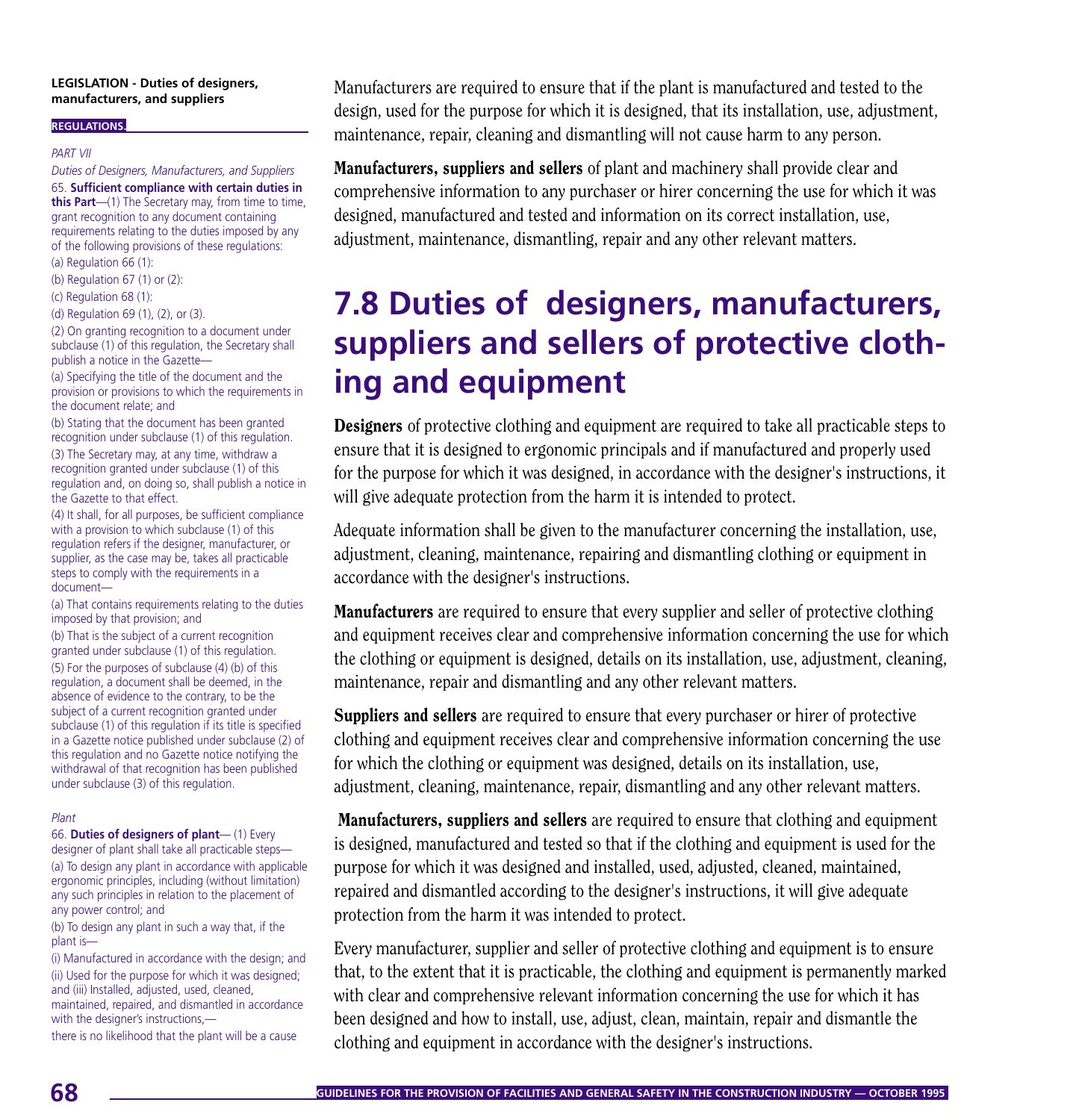**LEGISLATION - Duties of designers, manufacturers, and suppliers**

**REGULATIONS.**

*PART VII*

*Duties of Designers, Manufacturers, and Suppliers*

65. **Sufficient compliance with certain duties in this Part**—(1) The Secretary may, from time to time, grant recognition to any document containing requirements relating to the duties imposed by any of the following provisions of these regulations:

(a) Regulation 66 (1):

(b) Regulation 67 (1) or (2):

(c) Regulation 68 (1):

(d) Regulation 69 (1), (2), or (3).

(2) On granting recognition to a document under subclause (1) of this regulation, the Secretary shall publish a notice in the Gazette—

(a) Specifying the title of the document and the provision or provisions to which the requirements in the document relate; and

(b) Stating that the document has been granted recognition under subclause (1) of this regulation.

(3) The Secretary may, at any time, withdraw a recognition granted under subclause (1) of this regulation and, on doing so, shall publish a notice in the Gazette to that effect.

(4) It shall, for all purposes, be sufficient compliance with a provision to which subclause (1) of this regulation refers if the designer, manufacturer, or supplier, as the case may be, takes all practicable steps to comply with the requirements in a document—

(a) That contains requirements relating to the duties imposed by that provision; and

(b) That is the subject of a current recognition granted under subclause (1) of this regulation.

(5) For the purposes of subclause (4) (b) of this regulation, a document shall be deemed, in the absence of evidence to the contrary, to be the subject of a current recognition granted under subclause (1) of this regulation if its title is specified in a Gazette notice published under subclause (2) of this regulation and no Gazette notice notifying the withdrawal of that recognition has been published under subclause (3) of this regulation.

*Plant*

66. **Duties of designers of plant**— (1) Every designer of plant shall take all practicable steps—

(a) To design any plant in accordance with applicable ergonomic principles, including (without limitation) any such principles in relation to the placement of any power control; and

(b) To design any plant in such a way that, if the plant is—

(i) Manufactured in accordance with the design; and

(ii) Used for the purpose for which it was designed; and (iii) Installed, adjusted, used, cleaned, maintained, repaired, and dismantled in accordance with the designer's instructions,—

there is no likelihood that the plant will be a cause

Manufacturers are required to ensure that if the plant is manufactured and tested to the design, used for the purpose for which it is designed, that its installation, use, adjustment, maintenance, repair, cleaning and dismantling will not cause harm to any person.

**Manufacturers, suppliers and sellers** of plant and machinery shall provide clear and comprehensive information to any purchaser or hirer concerning the use for which it was designed, manufactured and tested and information on its correct installation, use, adjustment, maintenance, dismantling, repair and any other relevant matters.

# 7.8 Duties of designers, manufacturers, suppliers and sellers of protective clothing and equipment

**Designers** of protective clothing and equipment are required to take all practicable steps to ensure that it is designed to ergonomic principals and if manufactured and properly used for the purpose for which it was designed, in accordance with the designer's instructions, it will give adequate protection from the harm it is intended to protect.

Adequate information shall be given to the manufacturer concerning the installation, use, adjustment, cleaning, maintenance, repairing and dismantling clothing or equipment in accordance with the designer's instructions.

**Manufacturers** are required to ensure that every supplier and seller of protective clothing and equipment receives clear and comprehensive information concerning the use for which the clothing or equipment is designed, details on its installation, use, adjustment, cleaning, maintenance, repair and dismantling and any other relevant matters.

**Suppliers and sellers** are required to ensure that every purchaser or hirer of protective clothing and equipment receives clear and comprehensive information concerning the use for which the clothing or equipment was designed, details on its installation, use, adjustment, cleaning, maintenance, repair, dismantling and any other relevant matters.

**Manufacturers, suppliers and sellers** are required to ensure that clothing and equipment is designed, manufactured and tested so that if the clothing and equipment is used for the purpose for which it was designed and installed, used, adjusted, cleaned, maintained, repaired and dismantled according to the designer's instructions, it will give adequate protection from the harm it was intended to protect.

Every manufacturer, supplier and seller of protective clothing and equipment is to ensure that, to the extent that it is practicable, the clothing and equipment is permanently marked with clear and comprehensive relevant information concerning the use for which it has been designed and how to install, use, adjust, clean, maintain, repair and dismantle the clothing and equipment in accordance with the designer's instructions.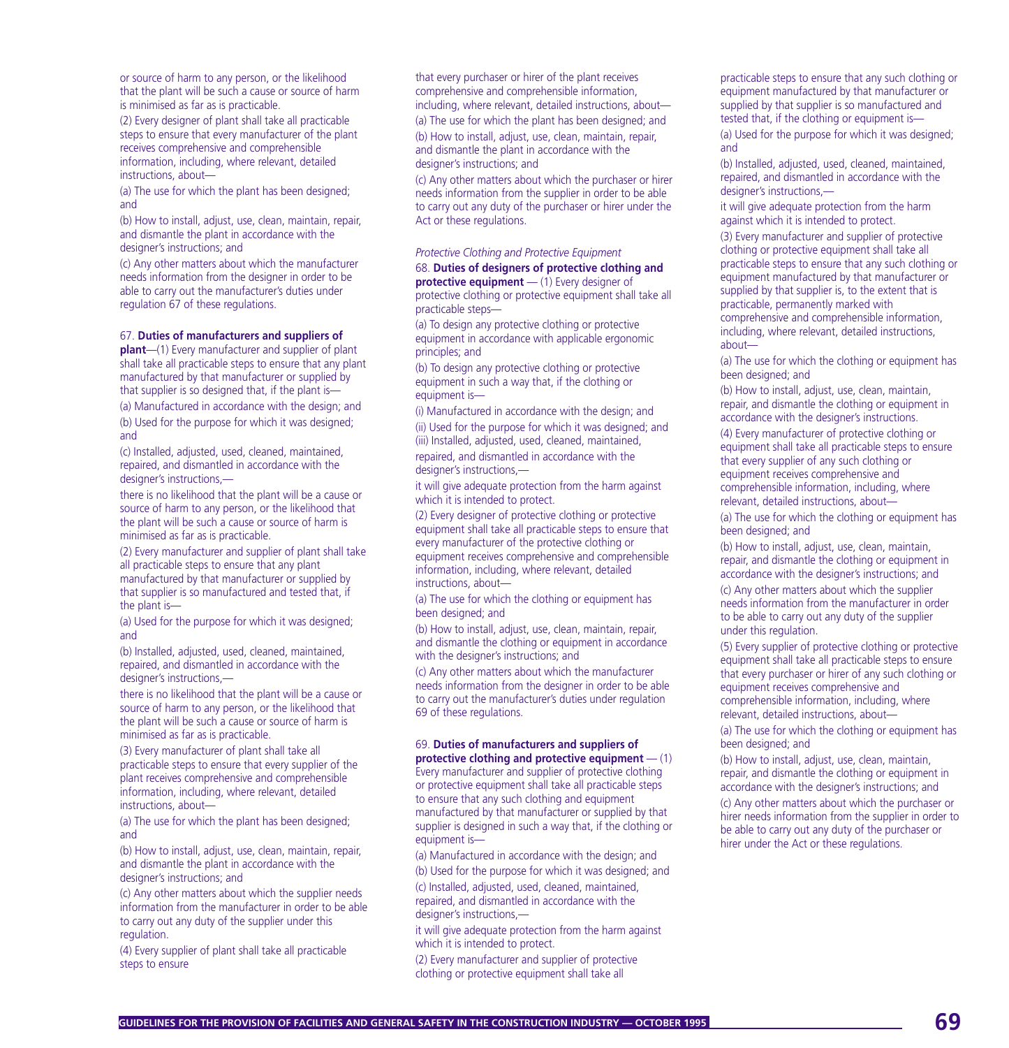or source of harm to any person, or the likelihood that the plant will be such a cause or source of harm is minimised as far as is practicable.

(2) Every designer of plant shall take all practicable steps to ensure that every manufacturer of the plant receives comprehensive and comprehensible information, including, where relevant, detailed instructions, about—

(a) The use for which the plant has been designed; and

(b) How to install, adjust, use, clean, maintain, repair, and dismantle the plant in accordance with the designer's instructions; and

(c) Any other matters about which the manufacturer needs information from the designer in order to be able to carry out the manufacturer's duties under regulation 67 of these regulations.

67. **Duties of manufacturers and suppliers of plant**—(1) Every manufacturer and supplier of plant shall take all practicable steps to ensure that any plant manufactured by that manufacturer or supplied by that supplier is so designed that, if the plant is—

(a) Manufactured in accordance with the design; and

(b) Used for the purpose for which it was designed; and

(c) Installed, adjusted, used, cleaned, maintained, repaired, and dismantled in accordance with the designer's instructions,—

there is no likelihood that the plant will be a cause or source of harm to any person, or the likelihood that the plant will be such a cause or source of harm is minimised as far as is practicable.

(2) Every manufacturer and supplier of plant shall take all practicable steps to ensure that any plant manufactured by that manufacturer or supplied by that supplier is so manufactured and tested that, if the plant is—

(a) Used for the purpose for which it was designed; and

(b) Installed, adjusted, used, cleaned, maintained, repaired, and dismantled in accordance with the designer's instructions,—

there is no likelihood that the plant will be a cause or source of harm to any person, or the likelihood that the plant will be such a cause or source of harm is minimised as far as is practicable.

(3) Every manufacturer of plant shall take all practicable steps to ensure that every supplier of the plant receives comprehensive and comprehensible information, including, where relevant, detailed instructions, about—

(a) The use for which the plant has been designed; and

(b) How to install, adjust, use, clean, maintain, repair, and dismantle the plant in accordance with the designer's instructions; and

(c) Any other matters about which the supplier needs information from the manufacturer in order to be able to carry out any duty of the supplier under this regulation.

(4) Every supplier of plant shall take all practicable steps to ensure that every purchaser or hirer of the plant receives comprehensive and comprehensible information, including, where relevant, detailed instructions, about—

(a) The use for which the plant has been designed; and

(b) How to install, adjust, use, clean, maintain, repair, and dismantle the plant in accordance with the designer's instructions; and

(c) Any other matters about which the purchaser or hirer needs information from the supplier in order to be able to carry out any duty of the purchaser or hirer under the Act or these regulations.

*Protective Clothing and Protective Equipment*

68. **Duties of designers of protective clothing and protective equipment** — (1) Every designer of protective clothing or protective equipment shall take all practicable steps—

(a) To design any protective clothing or protective equipment in accordance with applicable ergonomic principles; and

(b) To design any protective clothing or protective equipment in such a way that, if the clothing or equipment is—

(i) Manufactured in accordance with the design; and

(ii) Used for the purpose for which it was designed; and

(iii) Installed, adjusted, used, cleaned, maintained, repaired, and dismantled in accordance with the designer's instructions,—

it will give adequate protection from the harm against which it is intended to protect.

(2) Every designer of protective clothing or protective equipment shall take all practicable steps to ensure that every manufacturer of the protective clothing or equipment receives comprehensive and comprehensible information, including, where relevant, detailed instructions, about—

(a) The use for which the clothing or equipment has been designed; and

(b) How to install, adjust, use, clean, maintain, repair, and dismantle the clothing or equipment in accordance with the designer's instructions; and

(c) Any other matters about which the manufacturer needs information from the designer in order to be able to carry out the manufacturer's duties under regulation 69 of these regulations.

69. **Duties of manufacturers and suppliers of protective clothing and protective equipment** — (1) Every manufacturer and supplier of protective clothing or protective equipment shall take all practicable steps to ensure that any such clothing and equipment manufactured by that manufacturer or supplied by that supplier is designed in such a way that, if the clothing or equipment is—

(a) Manufactured in accordance with the design; and

(b) Used for the purpose for which it was designed; and

(c) Installed, adjusted, used, cleaned, maintained, repaired, and dismantled in accordance with the designer's instructions,—

it will give adequate protection from the harm against which it is intended to protect.

(2) Every manufacturer and supplier of protective clothing or protective equipment shall take all practicable steps to ensure that any such clothing or equipment manufactured by that manufacturer or supplied by that supplier is so manufactured and tested that, if the clothing or equipment is—

(a) Used for the purpose for which it was designed; and

(b) Installed, adjusted, used, cleaned, maintained, repaired, and dismantled in accordance with the designer's instructions,—

it will give adequate protection from the harm against which it is intended to protect.

(3) Every manufacturer and supplier of protective clothing or protective equipment shall take all practicable steps to ensure that any such clothing or equipment manufactured by that manufacturer or supplied by that supplier is, to the extent that is practicable, permanently marked with comprehensive and comprehensible information, including, where relevant, detailed instructions, about—

(a) The use for which the clothing or equipment has been designed; and

(b) How to install, adjust, use, clean, maintain, repair, and dismantle the clothing or equipment in accordance with the designer's instructions.

(4) Every manufacturer of protective clothing or equipment shall take all practicable steps to ensure that every supplier of any such clothing or equipment receives comprehensive and comprehensible information, including, where relevant, detailed instructions, about—

(a) The use for which the clothing or equipment has been designed; and

(b) How to install, adjust, use, clean, maintain, repair, and dismantle the clothing or equipment in accordance with the designer's instructions; and

(c) Any other matters about which the supplier needs information from the manufacturer in order to be able to carry out any duty of the supplier under this regulation.

(5) Every supplier of protective clothing or protective equipment shall take all practicable steps to ensure that every purchaser or hirer of any such clothing or equipment receives comprehensive and comprehensible information, including, where relevant, detailed instructions, about—

(a) The use for which the clothing or equipment has been designed; and

(b) How to install, adjust, use, clean, maintain, repair, and dismantle the clothing or equipment in accordance with the designer's instructions; and

(c) Any other matters about which the purchaser or hirer needs information from the supplier in order to be able to carry out any duty of the purchaser or hirer under the Act or these regulations.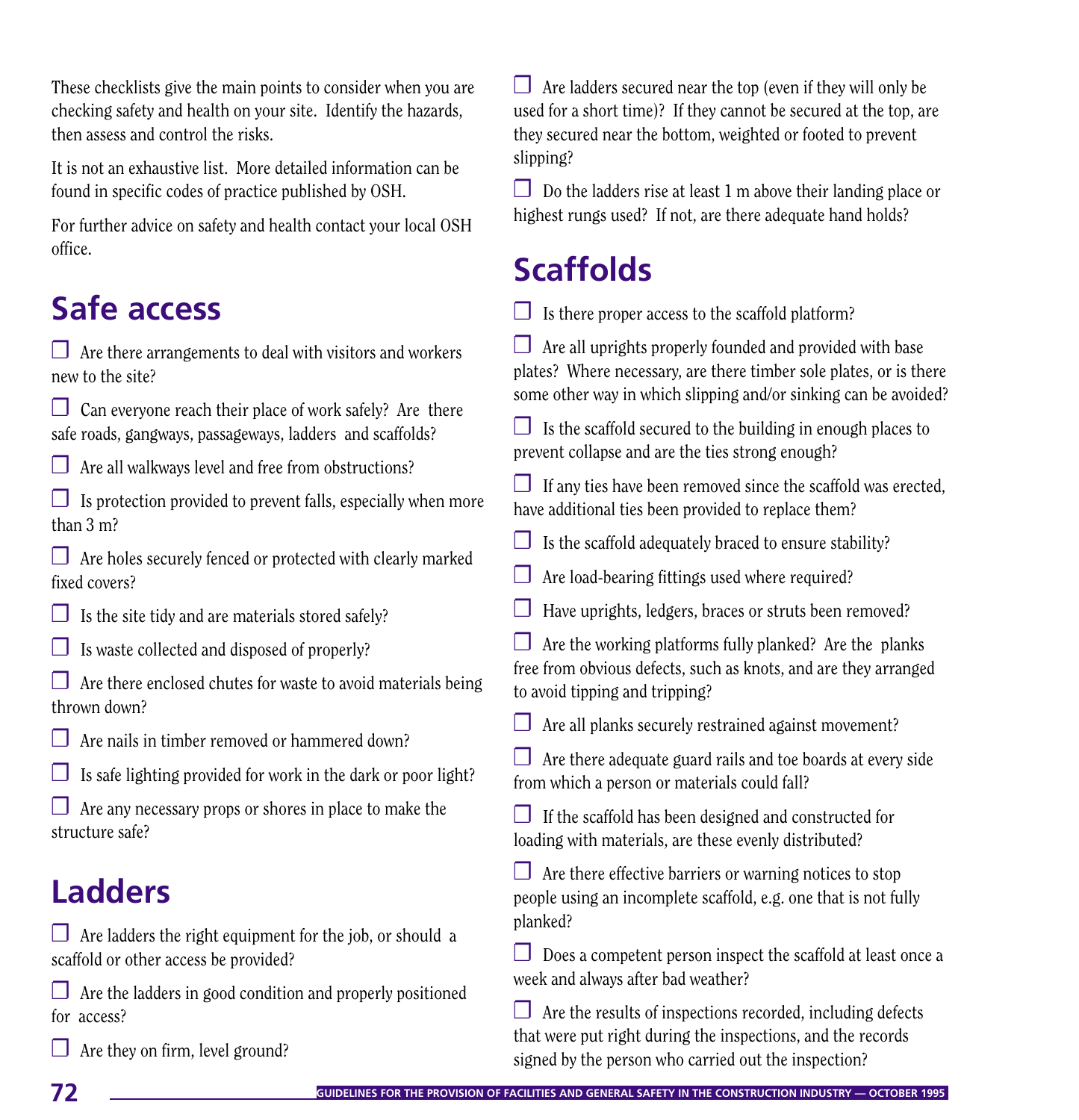These checklists give the main points to consider when you are checking safety and health on your site. Identify the hazards, then assess and control the risks.

It is not an exhaustive list. More detailed information can be found in specific codes of practice published by OSH.

For further advice on safety and health contact your local OSH office.

## Safe access

- ☐ Are there arrangements to deal with visitors and workers new to the site?
- ☐ Can everyone reach their place of work safely? Are there safe roads, gangways, passageways, ladders and scaffolds?
- ☐ Are all walkways level and free from obstructions?
- ☐ Is protection provided to prevent falls, especially when more than 3 m?
- ☐ Are holes securely fenced or protected with clearly marked fixed covers?
- ☐ Is the site tidy and are materials stored safely?
- ☐ Is waste collected and disposed of properly?
- ☐ Are there enclosed chutes for waste to avoid materials being thrown down?
- ☐ Are nails in timber removed or hammered down?
- ☐ Is safe lighting provided for work in the dark or poor light?
- ☐ Are any necessary props or shores in place to make the structure safe?

## Ladders

- ☐ Are ladders the right equipment for the job, or should a scaffold or other access be provided?
- ☐ Are the ladders in good condition and properly positioned for access?
- ☐ Are they on firm, level ground?
- ☐ Are ladders secured near the top (even if they will only be used for a short time)? If they cannot be secured at the top, are they secured near the bottom, weighted or footed to prevent slipping?
- ☐ Do the ladders rise at least 1 m above their landing place or highest rungs used? If not, are there adequate hand holds?

## Scaffolds

- ☐ Is there proper access to the scaffold platform?
- ☐ Are all uprights properly founded and provided with base plates? Where necessary, are there timber sole plates, or is there some other way in which slipping and/or sinking can be avoided?
- ☐ Is the scaffold secured to the building in enough places to prevent collapse and are the ties strong enough?
- ☐ If any ties have been removed since the scaffold was erected, have additional ties been provided to replace them?
- ☐ Is the scaffold adequately braced to ensure stability?
- ☐ Are load-bearing fittings used where required?
- ☐ Have uprights, ledgers, braces or struts been removed?
- ☐ Are the working platforms fully planked? Are the planks free from obvious defects, such as knots, and are they arranged to avoid tipping and tripping?
- ☐ Are all planks securely restrained against movement?
- ☐ Are there adequate guard rails and toe boards at every side from which a person or materials could fall?
- ☐ If the scaffold has been designed and constructed for loading with materials, are these evenly distributed?
- ☐ Are there effective barriers or warning notices to stop people using an incomplete scaffold, e.g. one that is not fully planked?
- ☐ Does a competent person inspect the scaffold at least once a week and always after bad weather?
- ☐ Are the results of inspections recorded, including defects that were put right during the inspections, and the records signed by the person who carried out the inspection?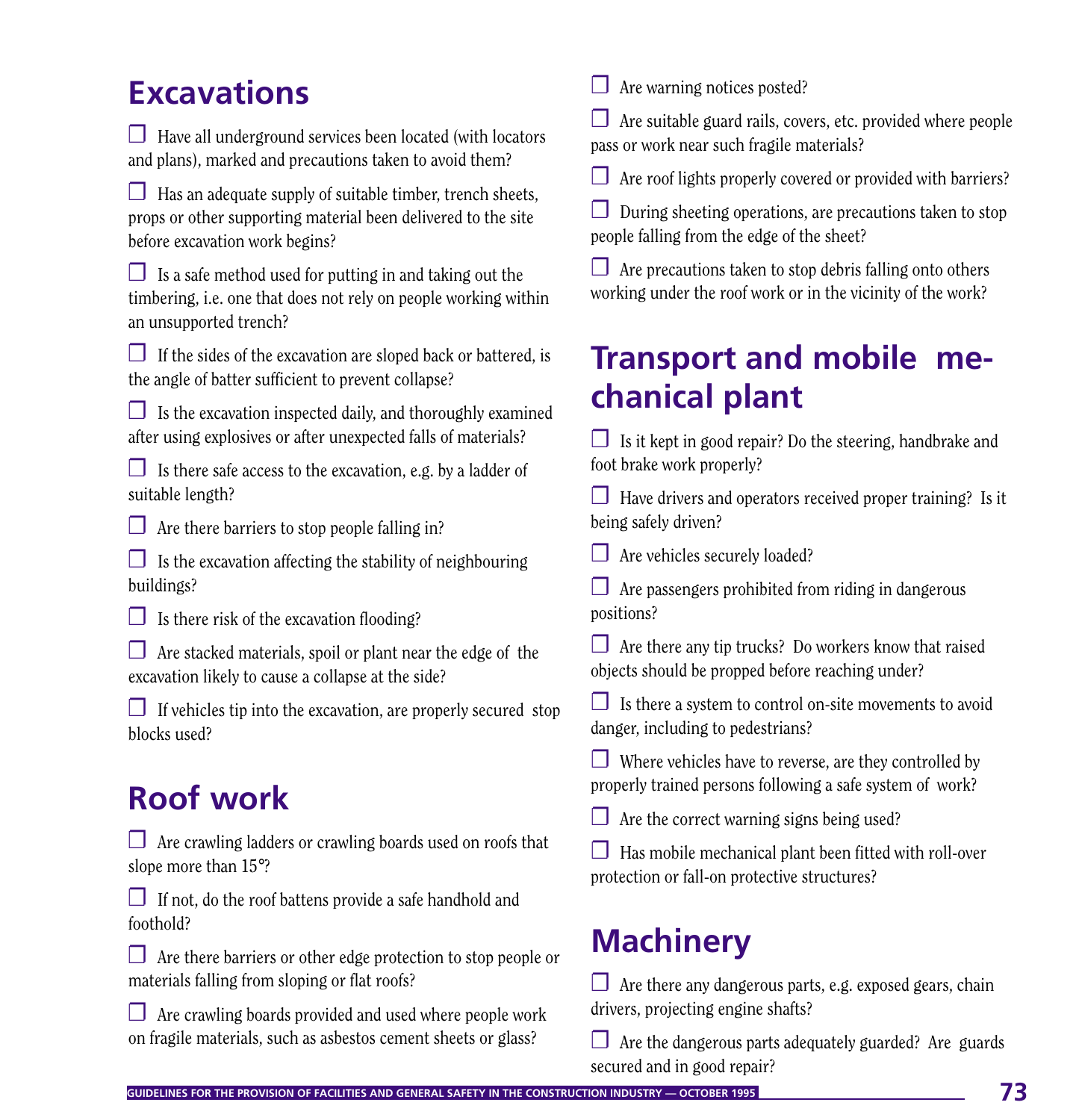## Excavations

- ☐ Have all underground services been located (with locators and plans), marked and precautions taken to avoid them?
- ☐ Has an adequate supply of suitable timber, trench sheets, props or other supporting material been delivered to the site before excavation work begins?
- ☐ Is a safe method used for putting in and taking out the timbering, i.e. one that does not rely on people working within an unsupported trench?
- ☐ If the sides of the excavation are sloped back or battered, is the angle of batter sufficient to prevent collapse?
- ☐ Is the excavation inspected daily, and thoroughly examined after using explosives or after unexpected falls of materials?
- ☐ Is there safe access to the excavation, e.g. by a ladder of suitable length?
- ☐ Are there barriers to stop people falling in?
- ☐ Is the excavation affecting the stability of neighbouring buildings?
- ☐ Is there risk of the excavation flooding?
- ☐ Are stacked materials, spoil or plant near the edge of the excavation likely to cause a collapse at the side?
- ☐ If vehicles tip into the excavation, are properly secured stop blocks used?

## Roof work

- ☐ Are crawling ladders or crawling boards used on roofs that slope more than 15°?
- ☐ If not, do the roof battens provide a safe handhold and foothold?
- ☐ Are there barriers or other edge protection to stop people or materials falling from sloping or flat roofs?
- ☐ Are crawling boards provided and used where people work on fragile materials, such as asbestos cement sheets or glass?
- ☐ Are warning notices posted?
- ☐ Are suitable guard rails, covers, etc. provided where people pass or work near such fragile materials?
- ☐ Are roof lights properly covered or provided with barriers?
- ☐ During sheeting operations, are precautions taken to stop people falling from the edge of the sheet?
- ☐ Are precautions taken to stop debris falling onto others working under the roof work or in the vicinity of the work?

## Transport and mobile mechanical plant

- ☐ Is it kept in good repair? Do the steering, handbrake and foot brake work properly?
- ☐ Have drivers and operators received proper training? Is it being safely driven?
- ☐ Are vehicles securely loaded?
- ☐ Are passengers prohibited from riding in dangerous positions?
- ☐ Are there any tip trucks? Do workers know that raised objects should be propped before reaching under?
- ☐ Is there a system to control on-site movements to avoid danger, including to pedestrians?
- ☐ Where vehicles have to reverse, are they controlled by properly trained persons following a safe system of work?
- ☐ Are the correct warning signs being used?
- ☐ Has mobile mechanical plant been fitted with roll-over protection or fall-on protective structures?

## Machinery

- ☐ Are there any dangerous parts, e.g. exposed gears, chain drivers, projecting engine shafts?
- ☐ Are the dangerous parts adequately guarded? Are guards secured and in good repair?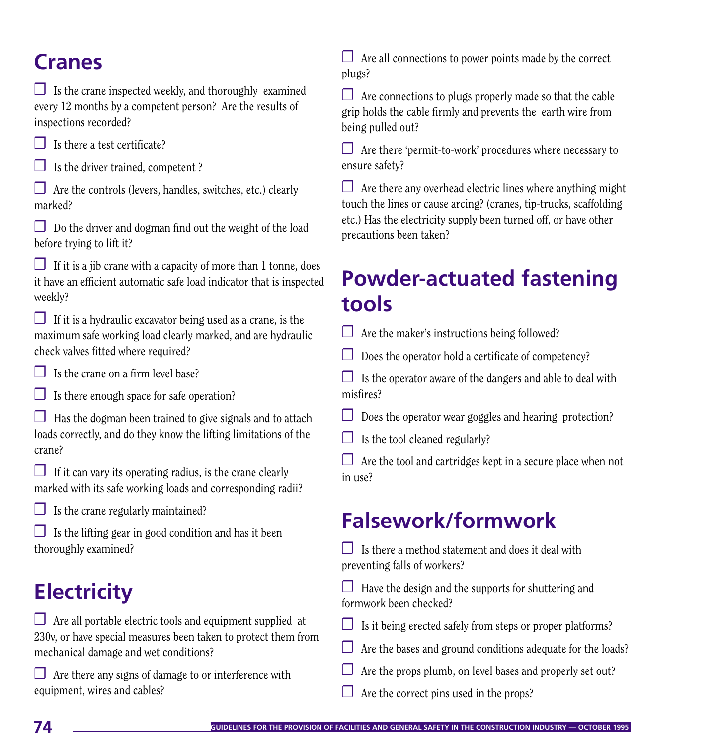## Cranes

- ☐ Is the crane inspected weekly, and thoroughly examined every 12 months by a competent person? Are the results of inspections recorded?
- ☐ Is there a test certificate?
- ☐ Is the driver trained, competent ?
- ☐ Are the controls (levers, handles, switches, etc.) clearly marked?
- ☐ Do the driver and dogman find out the weight of the load before trying to lift it?
- ☐ If it is a jib crane with a capacity of more than 1 tonne, does it have an efficient automatic safe load indicator that is inspected weekly?
- ☐ If it is a hydraulic excavator being used as a crane, is the maximum safe working load clearly marked, and are hydraulic check valves fitted where required?
- ☐ Is the crane on a firm level base?
- ☐ Is there enough space for safe operation?
- ☐ Has the dogman been trained to give signals and to attach loads correctly, and do they know the lifting limitations of the crane?
- ☐ If it can vary its operating radius, is the crane clearly marked with its safe working loads and corresponding radii?
- ☐ Is the crane regularly maintained?
- ☐ Is the lifting gear in good condition and has it been thoroughly examined?

## Electricity

- ☐ Are all portable electric tools and equipment supplied at 230v, or have special measures been taken to protect them from mechanical damage and wet conditions?
- ☐ Are there any signs of damage to or interference with equipment, wires and cables?
- ☐ Are all connections to power points made by the correct plugs?
- ☐ Are connections to plugs properly made so that the cable grip holds the cable firmly and prevents the earth wire from being pulled out?
- ☐ Are there 'permit-to-work' procedures where necessary to ensure safety?
- ☐ Are there any overhead electric lines where anything might touch the lines or cause arcing? (cranes, tip-trucks, scaffolding etc.) Has the electricity supply been turned off, or have other precautions been taken?

## Powder-actuated fastening tools

- ☐ Are the maker's instructions being followed?
- ☐ Does the operator hold a certificate of competency?
- ☐ Is the operator aware of the dangers and able to deal with misfires?
- ☐ Does the operator wear goggles and hearing protection?
- ☐ Is the tool cleaned regularly?
- ☐ Are the tool and cartridges kept in a secure place when not in use?

## Falsework/formwork

- ☐ Is there a method statement and does it deal with preventing falls of workers?
- ☐ Have the design and the supports for shuttering and formwork been checked?
- ☐ Is it being erected safely from steps or proper platforms?
- ☐ Are the bases and ground conditions adequate for the loads?
- ☐ Are the props plumb, on level bases and properly set out?
- ☐ Are the correct pins used in the props?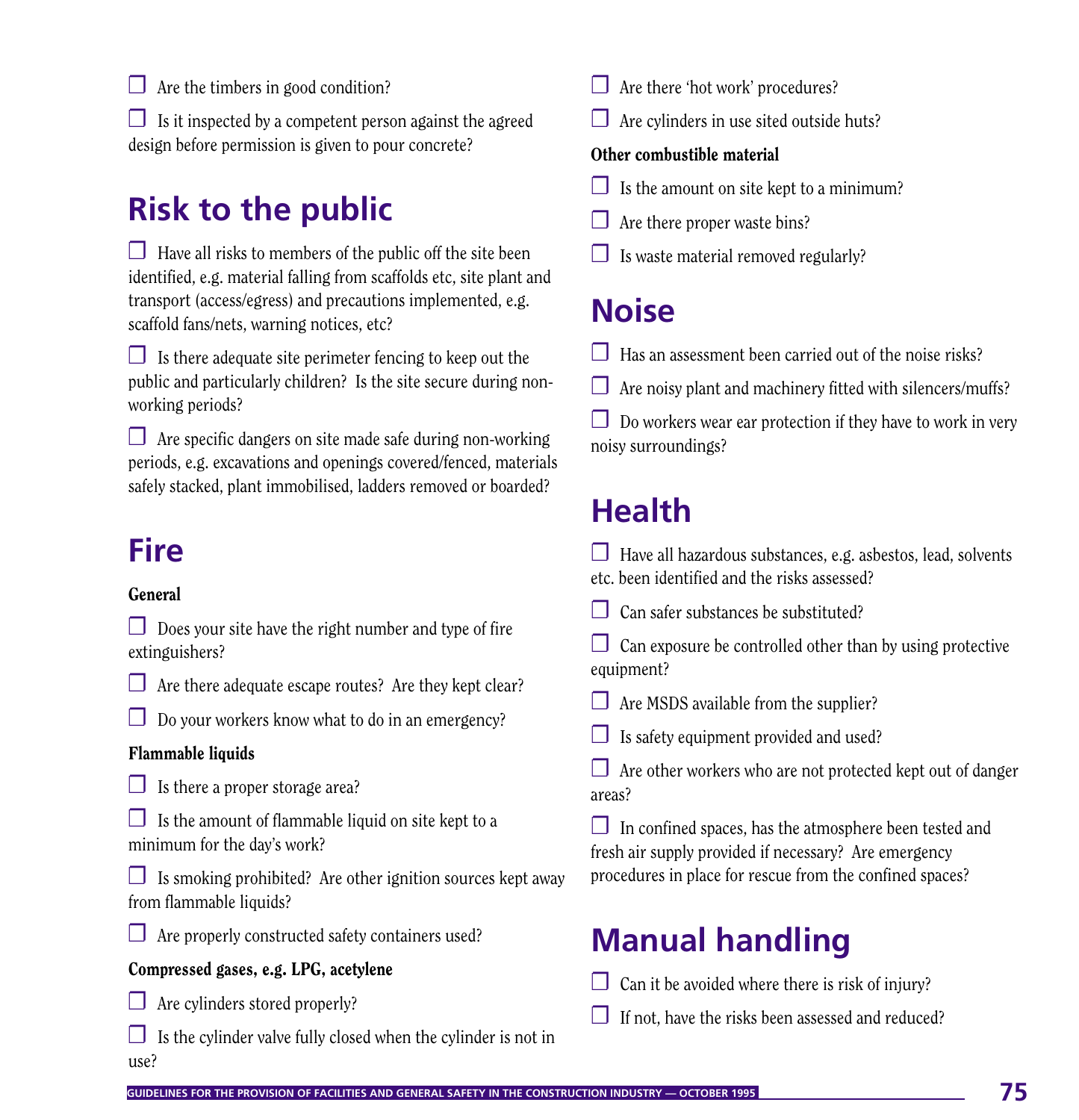- ☐ Are the timbers in good condition?
- ☐ Is it inspected by a competent person against the agreed design before permission is given to pour concrete?

## Risk to the public

- ☐ Have all risks to members of the public off the site been identified, e.g. material falling from scaffolds etc, site plant and transport (access/egress) and precautions implemented, e.g. scaffold fans/nets, warning notices, etc?
- ☐ Is there adequate site perimeter fencing to keep out the public and particularly children? Is the site secure during non-working periods?
- ☐ Are specific dangers on site made safe during non-working periods, e.g. excavations and openings covered/fenced, materials safely stacked, plant immobilised, ladders removed or boarded?

## Fire

**General**

- ☐ Does your site have the right number and type of fire extinguishers?
- ☐ Are there adequate escape routes? Are they kept clear?
- ☐ Do your workers know what to do in an emergency?

**Flammable liquids**

- ☐ Is there a proper storage area?
- ☐ Is the amount of flammable liquid on site kept to a minimum for the day's work?
- ☐ Is smoking prohibited? Are other ignition sources kept away from flammable liquids?
- ☐ Are properly constructed safety containers used?

**Compressed gases, e.g. LPG, acetylene**

- ☐ Are cylinders stored properly?
- ☐ Is the cylinder valve fully closed when the cylinder is not in use?
- ☐ Are there 'hot work' procedures?
- ☐ Are cylinders in use sited outside huts?

**Other combustible material**

- ☐ Is the amount on site kept to a minimum?
- ☐ Are there proper waste bins?
- ☐ Is waste material removed regularly?

## Noise

- ☐ Has an assessment been carried out of the noise risks?
- ☐ Are noisy plant and machinery fitted with silencers/muffs?
- ☐ Do workers wear ear protection if they have to work in very noisy surroundings?

## Health

- ☐ Have all hazardous substances, e.g. asbestos, lead, solvents etc. been identified and the risks assessed?
- ☐ Can safer substances be substituted?
- ☐ Can exposure be controlled other than by using protective equipment?
- ☐ Are MSDS available from the supplier?
- ☐ Is safety equipment provided and used?
- ☐ Are other workers who are not protected kept out of danger areas?
- ☐ In confined spaces, has the atmosphere been tested and fresh air supply provided if necessary? Are emergency procedures in place for rescue from the confined spaces?

## Manual handling

- ☐ Can it be avoided where there is risk of injury?
- ☐ If not, have the risks been assessed and reduced?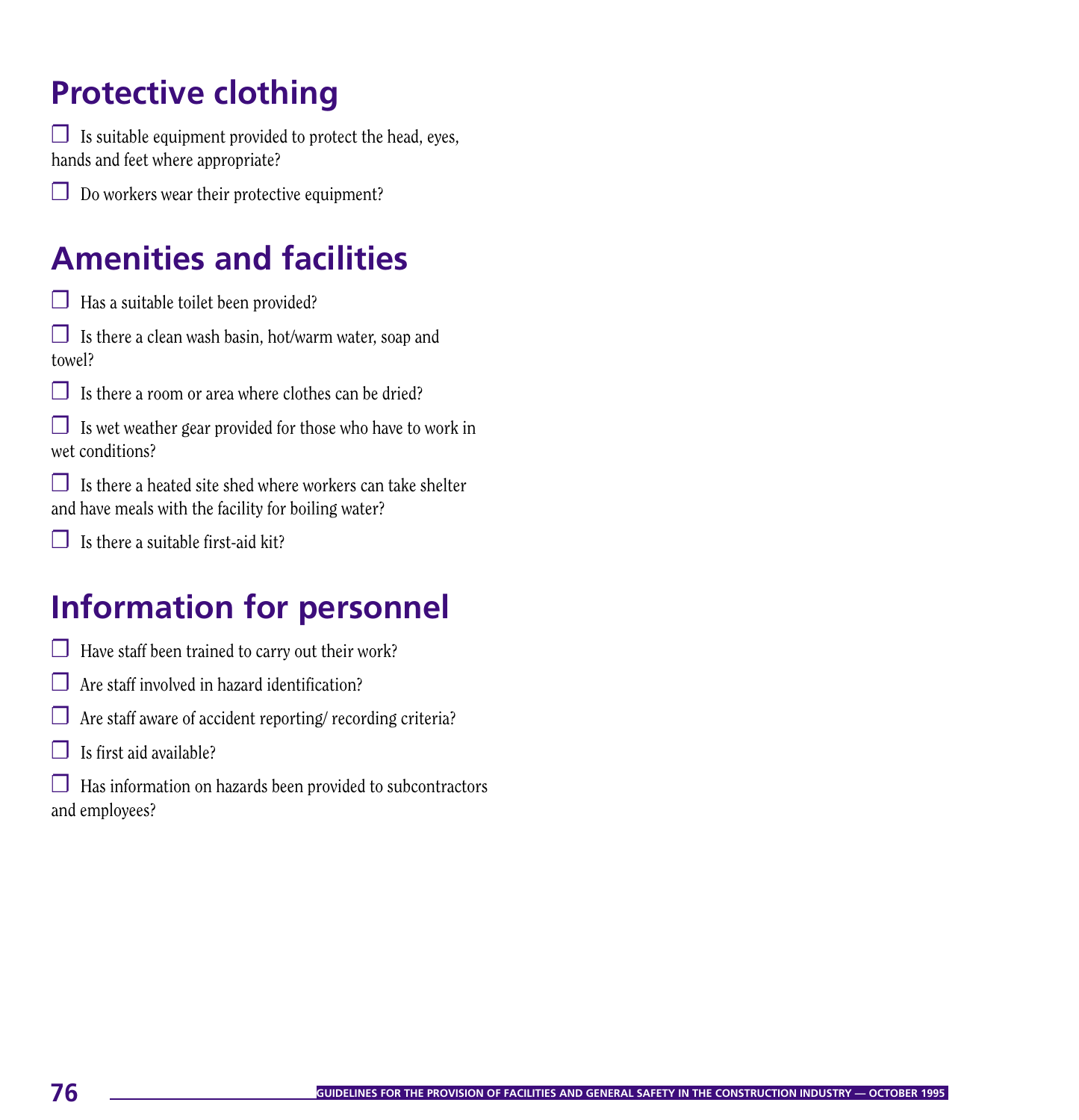## Protective clothing

- ☐ Is suitable equipment provided to protect the head, eyes, hands and feet where appropriate?
- ☐ Do workers wear their protective equipment?

## Amenities and facilities

- ☐ Has a suitable toilet been provided?
- ☐ Is there a clean wash basin, hot/warm water, soap and towel?
- ☐ Is there a room or area where clothes can be dried?
- ☐ Is wet weather gear provided for those who have to work in wet conditions?
- ☐ Is there a heated site shed where workers can take shelter and have meals with the facility for boiling water?
- ☐ Is there a suitable first-aid kit?

## Information for personnel

- ☐ Have staff been trained to carry out their work?
- ☐ Are staff involved in hazard identification?
- ☐ Are staff aware of accident reporting/ recording criteria?
- ☐ Is first aid available?
- ☐ Has information on hazards been provided to subcontractors and employees?